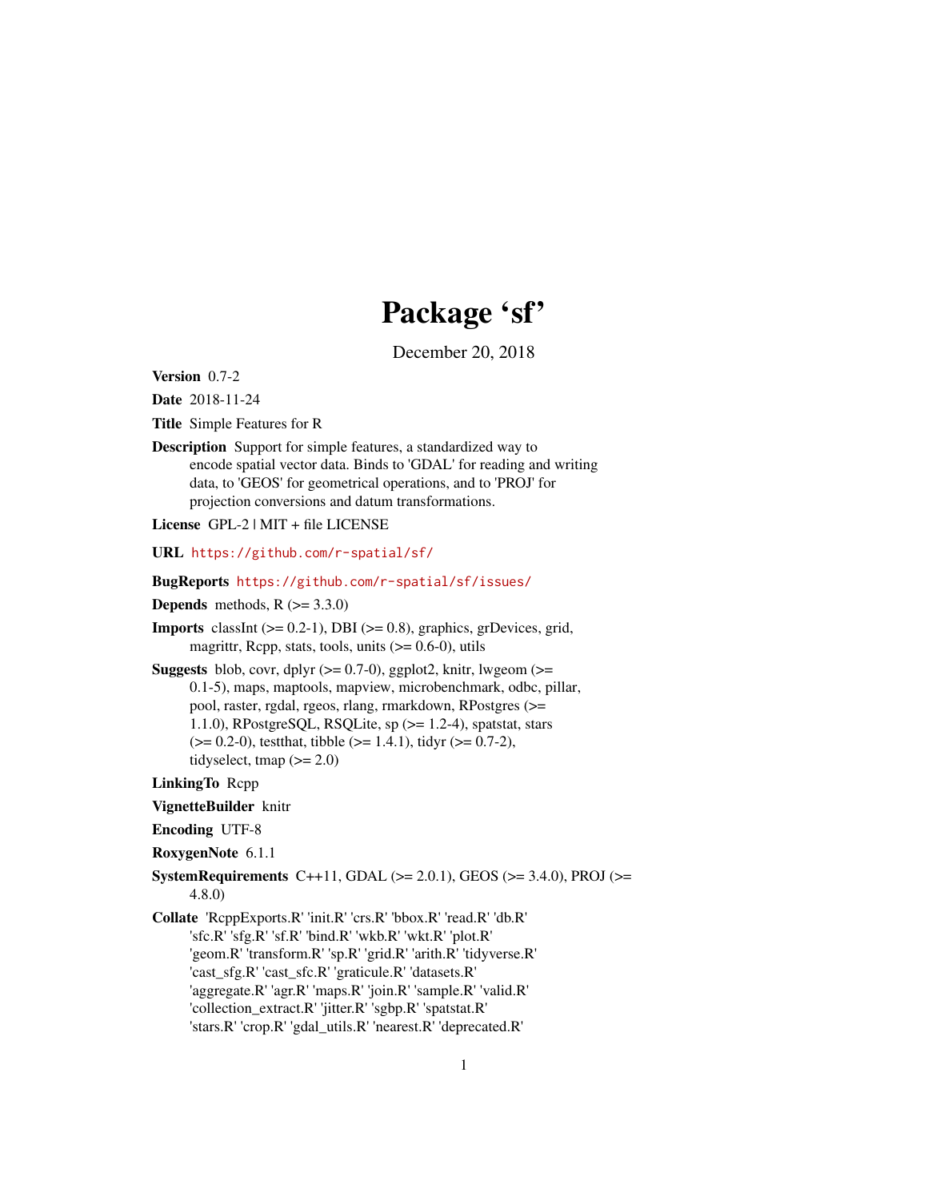# Package 'sf'

December 20, 2018

**Version** 0.7-2

**Date** 2018-11-24

**Title** Simple Features for R

**Description** Support for simple features, a standardized way to encode spatial vector data. Binds to 'GDAL' for reading and writing data, to 'GEOS' for geometrical operations, and to 'PROJ' for projection conversions and datum transformations.

**License** GPL-2 | MIT + file LICENSE

**URL** https://github.com/r-spatial/sf/

**BugReports** https://github.com/r-spatial/sf/issues/

**Depends** methods, R (>= 3.3.0)

**Imports** classInt (>= 0.2-1), DBI (>= 0.8), graphics, grDevices, grid, magrittr, Rcpp, stats, tools, units (>= 0.6-0), utils

**Suggests** blob, covr, dplyr (>= 0.7-0), ggplot2, knitr, lwgeom (>= 0.1-5), maps, maptools, mapview, microbenchmark, odbc, pillar, pool, raster, rgdal, rgeos, rlang, rmarkdown, RPostgres (>= 1.1.0), RPostgreSQL, RSQLite, sp (>= 1.2-4), spatstat, stars (>= 0.2-0), testthat, tibble (>= 1.4.1), tidyr (>= 0.7-2), tidyselect, tmap (>= 2.0)

**LinkingTo** Rcpp

**VignetteBuilder** knitr

**Encoding** UTF-8

**RoxygenNote** 6.1.1

**SystemRequirements** C++11, GDAL (>= 2.0.1), GEOS (>= 3.4.0), PROJ (>= 4.8.0)

**Collate** 'RcppExports.R' 'init.R' 'crs.R' 'bbox.R' 'read.R' 'db.R' 'sfc.R' 'sfg.R' 'sf.R' 'bind.R' 'wkb.R' 'wkt.R' 'plot.R' 'geom.R' 'transform.R' 'sp.R' 'grid.R' 'arith.R' 'tidyverse.R' 'cast_sfg.R' 'cast_sfc.R' 'graticule.R' 'datasets.R' 'aggregate.R' 'agr.R' 'maps.R' 'join.R' 'sample.R' 'valid.R' 'collection_extract.R' 'jitter.R' 'sgbp.R' 'spatstat.R' 'stars.R' 'crop.R' 'gdal_utils.R' 'nearest.R' 'deprecated.R'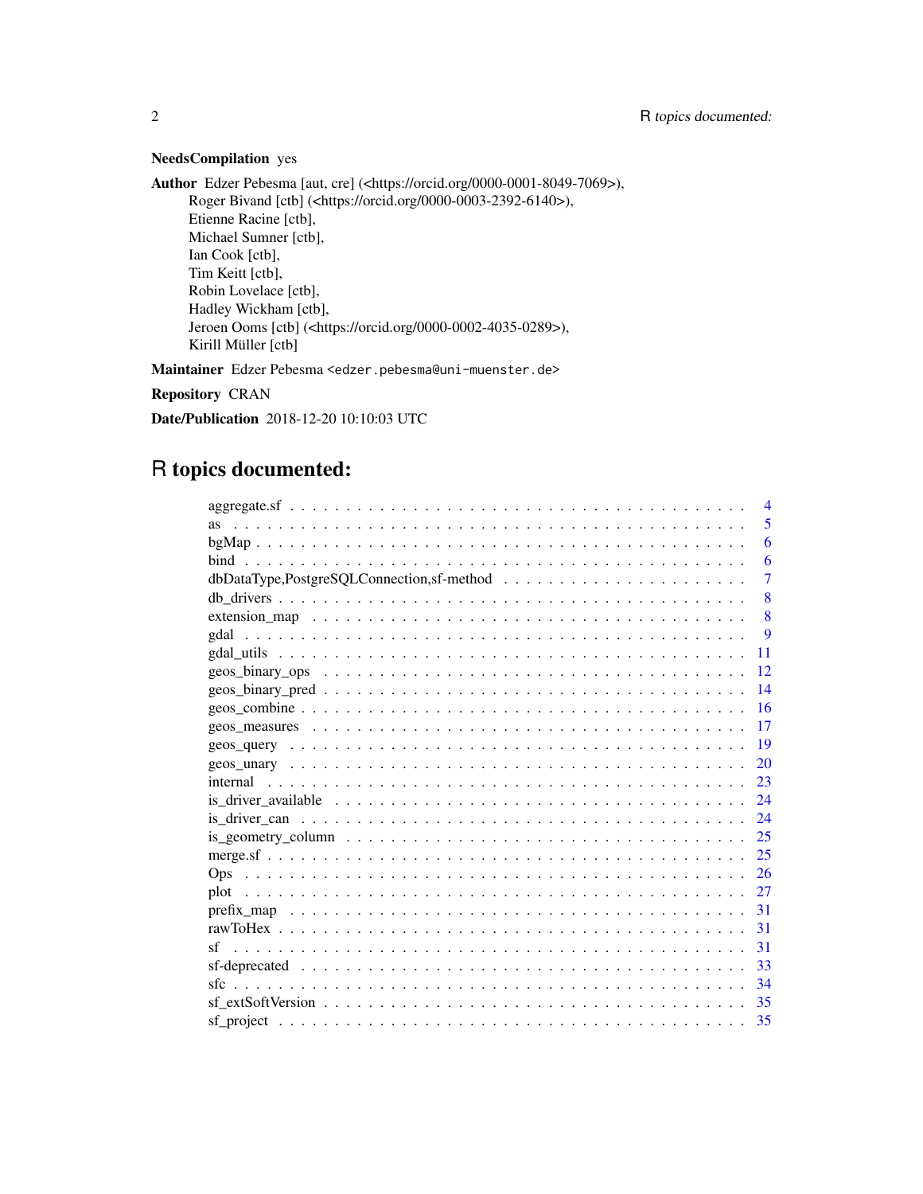**NeedsCompilation** yes

**Author** Edzer Pebesma [aut, cre] (<https://orcid.org/0000-0001-8049-7069>),
Roger Bivand [ctb] (<https://orcid.org/0000-0003-2392-6140>),
Etienne Racine [ctb],
Michael Sumner [ctb],
Ian Cook [ctb],
Tim Keitt [ctb],
Robin Lovelace [ctb],
Hadley Wickham [ctb],
Jeroen Ooms [ctb] (<https://orcid.org/0000-0002-4035-0289>),
Kirill Müller [ctb]

**Maintainer** Edzer Pebesma <edzer.pebesma@uni-muenster.de>

**Repository** CRAN

**Date/Publication** 2018-12-20 10:10:03 UTC

# R topics documented:

| | |
|---|---|
| aggregate.sf | 4 |
| as | 5 |
| bgMap | 6 |
| bind | 6 |
| dbDataType,PostgreSQLConnection,sf-method | 7 |
| db_drivers | 8 |
| extension_map | 8 |
| gdal | 9 |
| gdal_utils | 11 |
| geos_binary_ops | 12 |
| geos_binary_pred | 14 |
| geos_combine | 16 |
| geos_measures | 17 |
| geos_query | 19 |
| geos_unary | 20 |
| internal | 23 |
| is_driver_available | 24 |
| is_driver_can | 24 |
| is_geometry_column | 25 |
| merge.sf | 25 |
| Ops | 26 |
| plot | 27 |
| prefix_map | 31 |
| rawToHex | 31 |
| sf | 31 |
| sf-deprecated | 33 |
| sfc | 34 |
| sf_extSoftVersion | 35 |
| sf_project | 35 |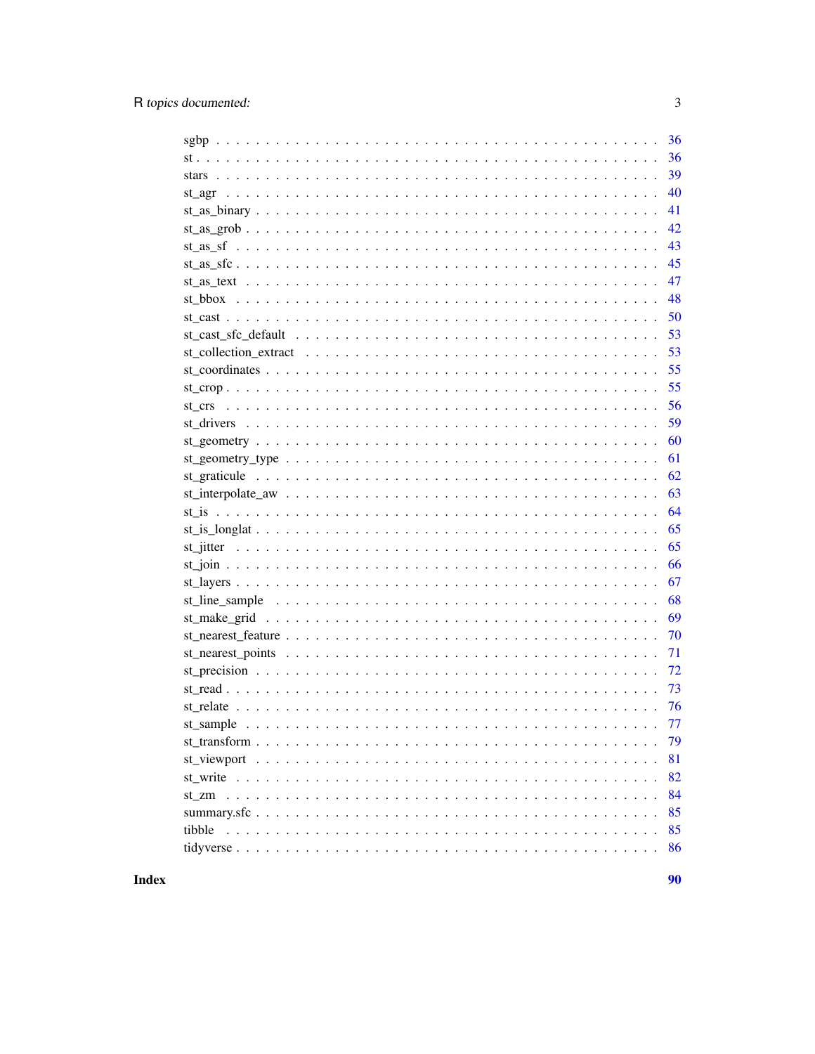| | |
|---|---|
| sgbp | 36 |
| st | 36 |
| stars | 39 |
| st_agr | 40 |
| st_as_binary | 41 |
| st_as_grob | 42 |
| st_as_sf | 43 |
| st_as_sfc | 45 |
| st_as_text | 47 |
| st_bbox | 48 |
| st_cast | 50 |
| st_cast_sfc_default | 53 |
| st_collection_extract | 53 |
| st_coordinates | 55 |
| st_crop | 55 |
| st_crs | 56 |
| st_drivers | 59 |
| st_geometry | 60 |
| st_geometry_type | 61 |
| st_graticule | 62 |
| st_interpolate_aw | 63 |
| st_is | 64 |
| st_is_longlat | 65 |
| st_jitter | 65 |
| st_join | 66 |
| st_layers | 67 |
| st_line_sample | 68 |
| st_make_grid | 69 |
| st_nearest_feature | 70 |
| st_nearest_points | 71 |
| st_precision | 72 |
| st_read | 73 |
| st_relate | 76 |
| st_sample | 77 |
| st_transform | 79 |
| st_viewport | 81 |
| st_write | 82 |
| st_zm | 84 |
| summary.sfc | 85 |
| tibble | 85 |
| tidyverse | 86 |

**Index** **90**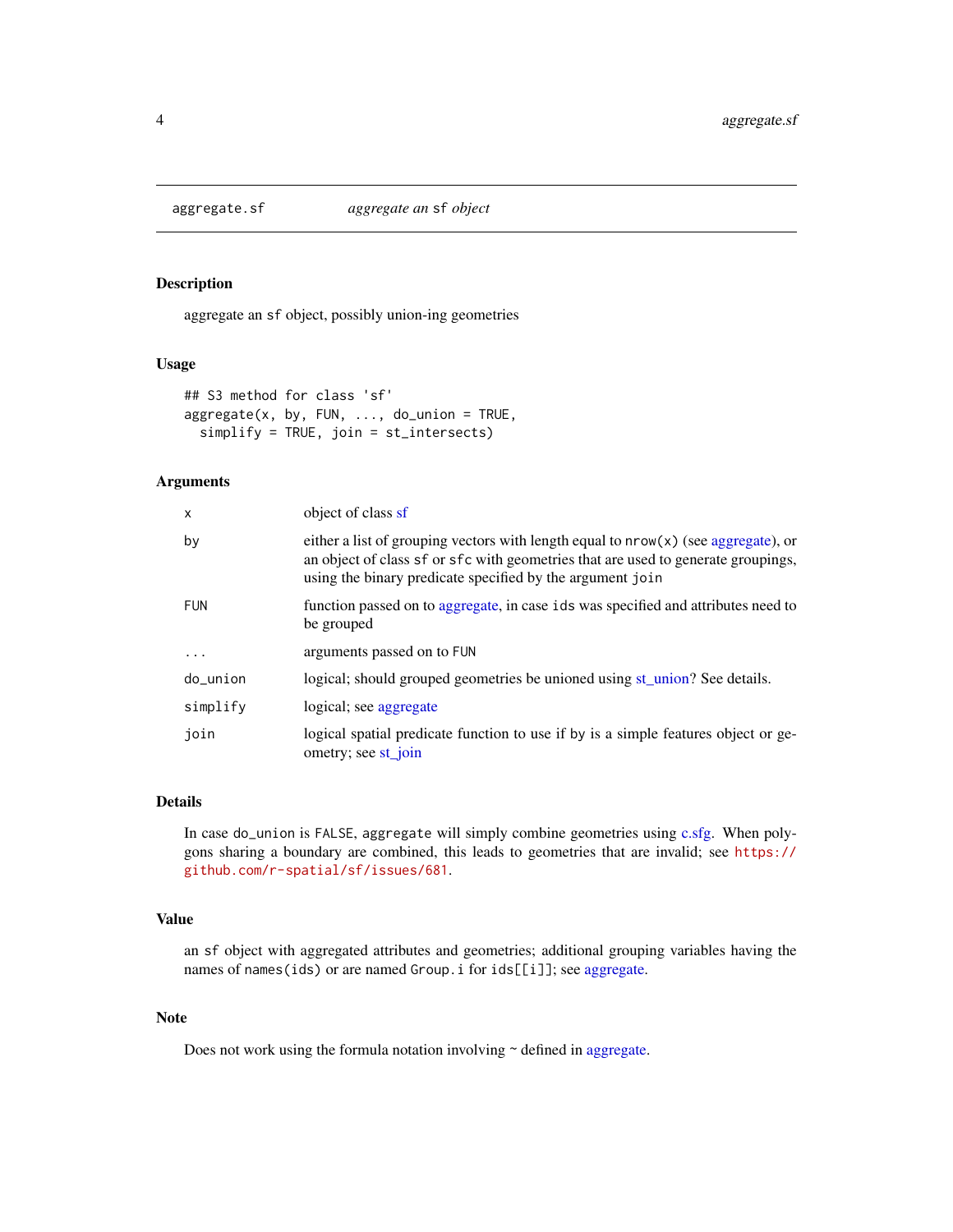# aggregate.sf *aggregate an* sf *object*

## Description

aggregate an sf object, possibly union-ing geometries

## Usage

```
## S3 method for class 'sf'
aggregate(x, by, FUN, ..., do_union = TRUE,
  simplify = TRUE, join = st_intersects)
```

## Arguments

| | |
|---|---|
| x | object of class sf |
| by | either a list of grouping vectors with length equal to nrow(x) (see aggregate), or an object of class sf or sfc with geometries that are used to generate groupings, using the binary predicate specified by the argument join |
| FUN | function passed on to aggregate, in case ids was specified and attributes need to be grouped |
| ... | arguments passed on to FUN |
| do_union | logical; should grouped geometries be unioned using st_union? See details. |
| simplify | logical; see aggregate |
| join | logical spatial predicate function to use if by is a simple features object or geometry; see st_join |

## Details

In case do_union is FALSE, aggregate will simply combine geometries using c.sfg. When polygons sharing a boundary are combined, this leads to geometries that are invalid; see https://github.com/r-spatial/sf/issues/681.

## Value

an sf object with aggregated attributes and geometries; additional grouping variables having the names of names(ids) or are named Group.i for ids[[i]]; see aggregate.

## Note

Does not work using the formula notation involving ~ defined in aggregate.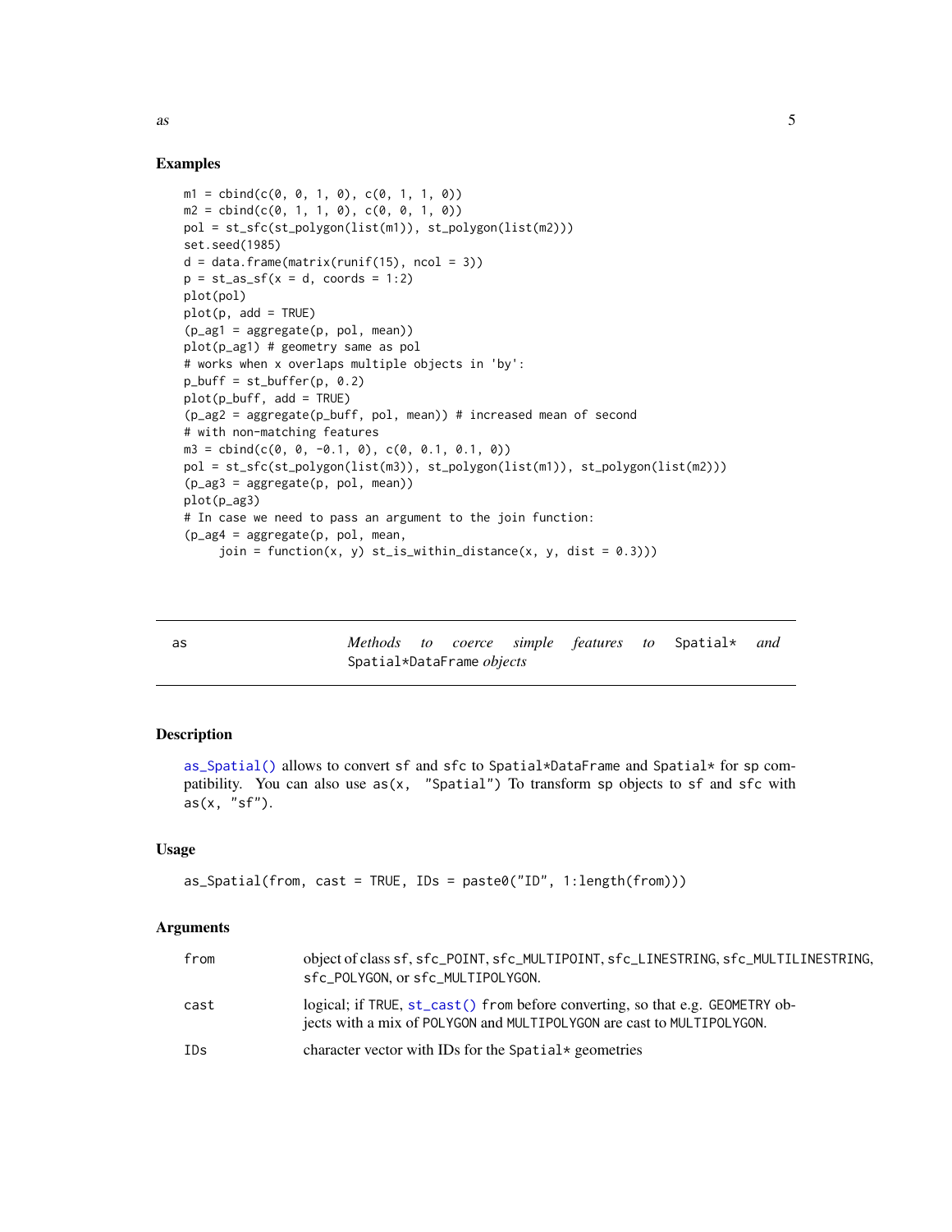## Examples

```
m1 = cbind(c(0, 0, 1, 0), c(0, 1, 1, 0))
m2 = cbind(c(0, 1, 1, 0), c(0, 0, 1, 0))
pol = st_sfc(st_polygon(list(m1)), st_polygon(list(m2)))
set.seed(1985)
d = data.frame(matrix(runif(15), ncol = 3))
p = st_as_sf(x = d, coords = 1:2)
plot(pol)
plot(p, add = TRUE)
(p_ag1 = aggregate(p, pol, mean))
plot(p_ag1) # geometry same as pol
# works when x overlaps multiple objects in 'by':
p_buff = st_buffer(p, 0.2)
plot(p_buff, add = TRUE)
(p_ag2 = aggregate(p_buff, pol, mean)) # increased mean of second
# with non-matching features
m3 = cbind(c(0, 0, -0.1, 0), c(0, 0.1, 0.1, 0))
pol = st_sfc(st_polygon(list(m3)), st_polygon(list(m1)), st_polygon(list(m2)))
(p_ag3 = aggregate(p, pol, mean))
plot(p_ag3)
# In case we need to pass an argument to the join function:
(p_ag4 = aggregate(p, pol, mean,
     join = function(x, y) st_is_within_distance(x, y, dist = 0.3)))
```

---

# as — *Methods to coerce simple features to* Spatial* *and* Spatial*DataFrame *objects*

---

## Description

as_Spatial() allows to convert sf and sfc to Spatial*DataFrame and Spatial* for sp compatibility. You can also use as(x, "Spatial") To transform sp objects to sf and sfc with as(x, "sf").

## Usage

```
as_Spatial(from, cast = TRUE, IDs = paste0("ID", 1:length(from)))
```

## Arguments

| | |
|---|---|
| from | object of class sf, sfc_POINT, sfc_MULTIPOINT, sfc_LINESTRING, sfc_MULTILINESTRING, sfc_POLYGON, or sfc_MULTIPOLYGON. |
| cast | logical; if TRUE, st_cast() from before converting, so that e.g. GEOMETRY objects with a mix of POLYGON and MULTIPOLYGON are cast to MULTIPOLYGON. |
| IDs | character vector with IDs for the Spatial* geometries |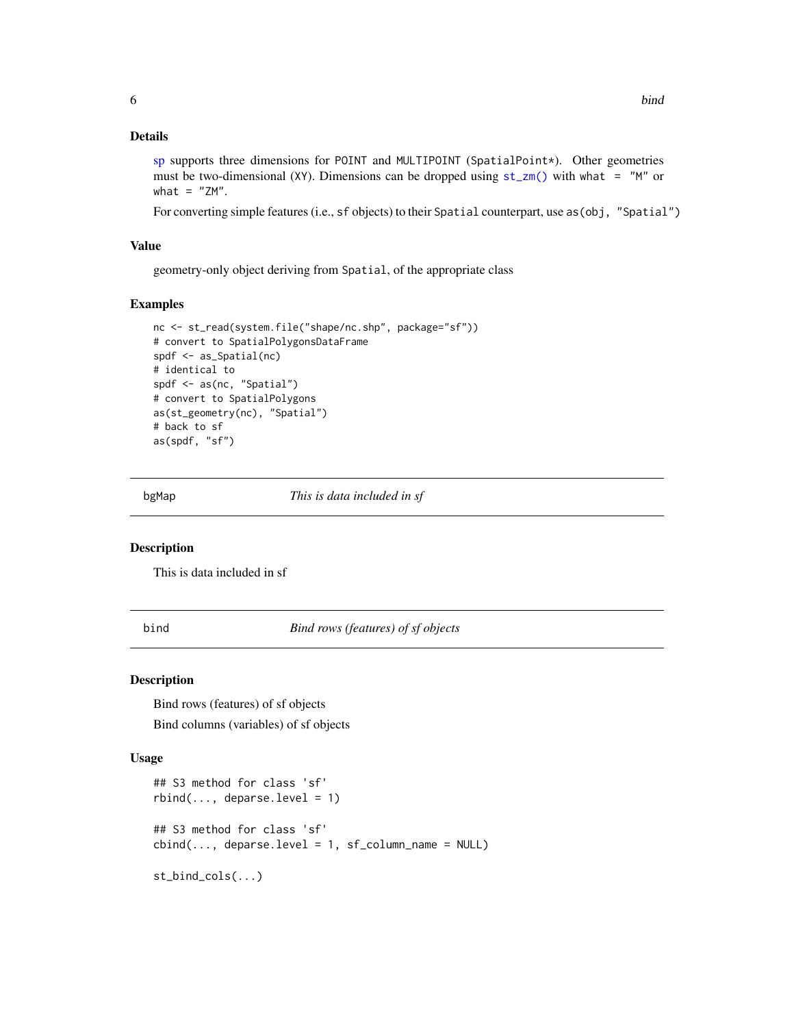### Details

sp supports three dimensions for POINT and MULTIPOINT (SpatialPoint*). Other geometries must be two-dimensional (XY). Dimensions can be dropped using `st_zm()` with `what = "M"` or `what = "ZM"`.

For converting simple features (i.e., `sf` objects) to their `Spatial` counterpart, use `as(obj, "Spatial")`

### Value

geometry-only object deriving from `Spatial`, of the appropriate class

### Examples

```
nc <- st_read(system.file("shape/nc.shp", package="sf"))
# convert to SpatialPolygonsDataFrame
spdf <- as_Spatial(nc)
# identical to
spdf <- as(nc, "Spatial")
# convert to SpatialPolygons
as(st_geometry(nc), "Spatial")
# back to sf
as(spdf, "sf")
```

---

## bgMap — *This is data included in sf*

### Description

This is data included in sf

---

## bind — *Bind rows (features) of sf objects*

### Description

Bind rows (features) of sf objects

Bind columns (variables) of sf objects

### Usage

```
## S3 method for class 'sf'
rbind(..., deparse.level = 1)

## S3 method for class 'sf'
cbind(..., deparse.level = 1, sf_column_name = NULL)

st_bind_cols(...)
```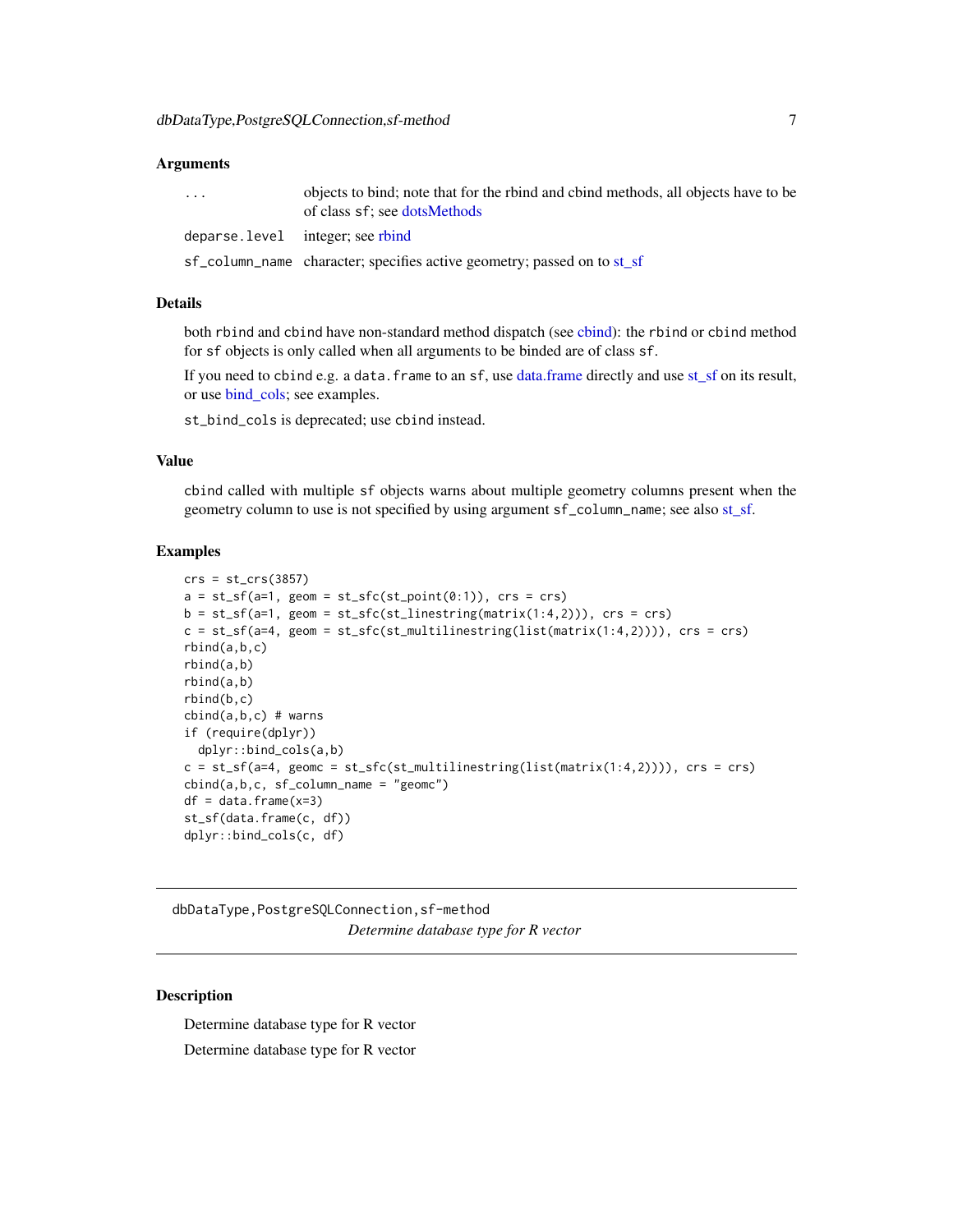### Arguments

| | |
|---|---|
| ... | objects to bind; note that for the rbind and cbind methods, all objects have to be of class sf; see dotsMethods |
| deparse.level | integer; see rbind |
| sf_column_name | character; specifies active geometry; passed on to st_sf |

### Details

both rbind and cbind have non-standard method dispatch (see cbind): the rbind or cbind method for sf objects is only called when all arguments to be binded are of class sf.

If you need to cbind e.g. a data.frame to an sf, use data.frame directly and use st_sf on its result, or use bind_cols; see examples.

st_bind_cols is deprecated; use cbind instead.

### Value

cbind called with multiple sf objects warns about multiple geometry columns present when the geometry column to use is not specified by using argument sf_column_name; see also st_sf.

### Examples

```
crs = st_crs(3857)
a = st_sf(a=1, geom = st_sfc(st_point(0:1)), crs = crs)
b = st_sf(a=1, geom = st_sfc(st_linestring(matrix(1:4,2))), crs = crs)
c = st_sf(a=4, geom = st_sfc(st_multilinestring(list(matrix(1:4,2)))), crs = crs)
rbind(a,b,c)
rbind(a,b)
rbind(a,b)
rbind(b,c)
cbind(a,b,c) # warns
if (require(dplyr))
  dplyr::bind_cols(a,b)
c = st_sf(a=4, geomc = st_sfc(st_multilinestring(list(matrix(1:4,2)))), crs = crs)
cbind(a,b,c, sf_column_name = "geomc")
df = data.frame(x=3)
st_sf(data.frame(c, df))
dplyr::bind_cols(c, df)
```

---

## dbDataType,PostgreSQLConnection,sf-method

*Determine database type for R vector*

---

### Description

Determine database type for R vector

Determine database type for R vector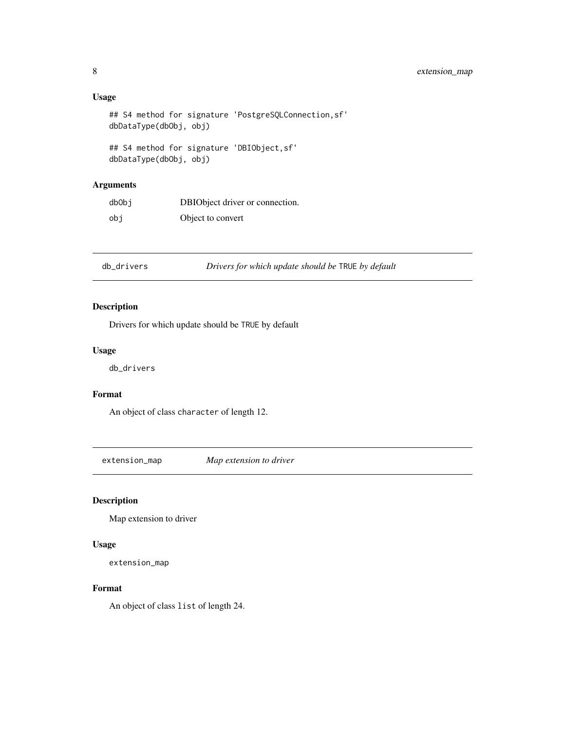### Usage

```
## S4 method for signature 'PostgreSQLConnection,sf'
dbDataType(dbObj, obj)

## S4 method for signature 'DBIObject,sf'
dbDataType(dbObj, obj)
```

### Arguments

| | |
|---|---|
| dbObj | DBIObject driver or connection. |
| obj | Object to convert |

## db_drivers *Drivers for which update should be* TRUE *by default*

### Description

Drivers for which update should be TRUE by default

### Usage

```
db_drivers
```

### Format

An object of class character of length 12.

## extension_map *Map extension to driver*

### Description

Map extension to driver

### Usage

```
extension_map
```

### Format

An object of class list of length 24.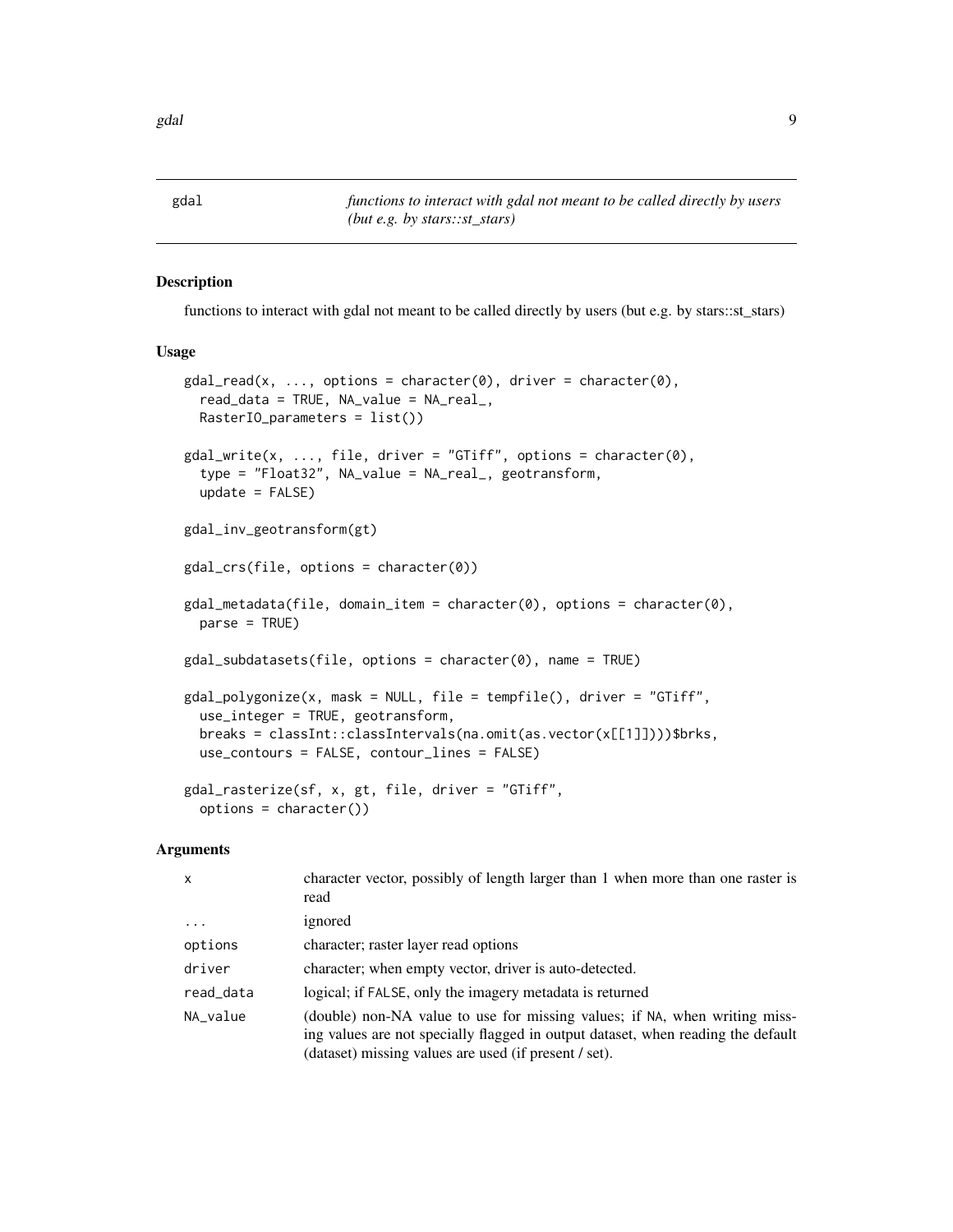## gdal — *functions to interact with gdal not meant to be called directly by users (but e.g. by stars::st_stars)*

### Description

functions to interact with gdal not meant to be called directly by users (but e.g. by stars::st_stars)

### Usage

```
gdal_read(x, ..., options = character(0), driver = character(0),
  read_data = TRUE, NA_value = NA_real_,
  RasterIO_parameters = list())

gdal_write(x, ..., file, driver = "GTiff", options = character(0),
  type = "Float32", NA_value = NA_real_, geotransform,
  update = FALSE)

gdal_inv_geotransform(gt)

gdal_crs(file, options = character(0))

gdal_metadata(file, domain_item = character(0), options = character(0),
  parse = TRUE)

gdal_subdatasets(file, options = character(0), name = TRUE)

gdal_polygonize(x, mask = NULL, file = tempfile(), driver = "GTiff",
  use_integer = TRUE, geotransform,
  breaks = classInt::classIntervals(na.omit(as.vector(x[[1]])))$brks,
  use_contours = FALSE, contour_lines = FALSE)

gdal_rasterize(sf, x, gt, file, driver = "GTiff",
  options = character())
```

### Arguments

| | |
|---|---|
| `x` | character vector, possibly of length larger than 1 when more than one raster is read |
| `...` | ignored |
| `options` | character; raster layer read options |
| `driver` | character; when empty vector, driver is auto-detected. |
| `read_data` | logical; if `FALSE`, only the imagery metadata is returned |
| `NA_value` | (double) non-NA value to use for missing values; if `NA`, when writing missing values are not specially flagged in output dataset, when reading the default (dataset) missing values are used (if present / set). |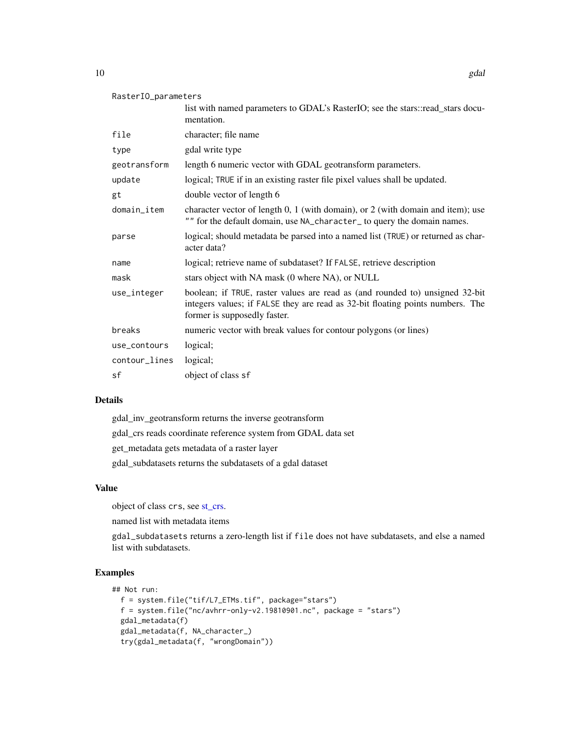| | |
|---|---|
| RasterIO_parameters | list with named parameters to GDAL's RasterIO; see the stars::read_stars documentation. |
| file | character; file name |
| type | gdal write type |
| geotransform | length 6 numeric vector with GDAL geotransform parameters. |
| update | logical; TRUE if in an existing raster file pixel values shall be updated. |
| gt | double vector of length 6 |
| domain_item | character vector of length 0, 1 (with domain), or 2 (with domain and item); use "" for the default domain, use NA_character_ to query the domain names. |
| parse | logical; should metadata be parsed into a named list (TRUE) or returned as character data? |
| name | logical; retrieve name of subdataset? If FALSE, retrieve description |
| mask | stars object with NA mask (0 where NA), or NULL |
| use_integer | boolean; if TRUE, raster values are read as (and rounded to) unsigned 32-bit integers values; if FALSE they are read as 32-bit floating points numbers. The former is supposedly faster. |
| breaks | numeric vector with break values for contour polygons (or lines) |
| use_contours | logical; |
| contour_lines | logical; |
| sf | object of class sf |

## Details

gdal_inv_geotransform returns the inverse geotransform

gdal_crs reads coordinate reference system from GDAL data set

get_metadata gets metadata of a raster layer

gdal_subdatasets returns the subdatasets of a gdal dataset

## Value

object of class crs, see st_crs.

named list with metadata items

gdal_subdatasets returns a zero-length list if file does not have subdatasets, and else a named list with subdatasets.

## Examples

```
## Not run:
  f = system.file("tif/L7_ETMs.tif", package="stars")
  f = system.file("nc/avhrr-only-v2.19810901.nc", package = "stars")
  gdal_metadata(f)
  gdal_metadata(f, NA_character_)
  try(gdal_metadata(f, "wrongDomain"))
```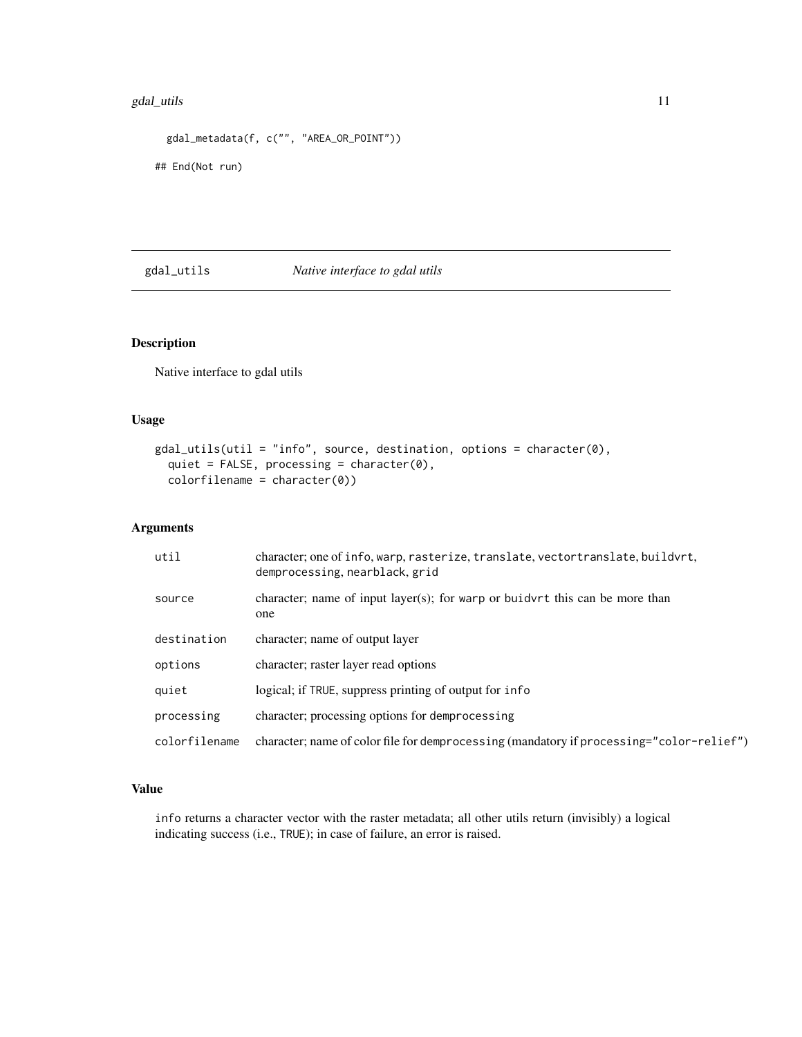```
gdal_metadata(f, c("", "AREA_OR_POINT"))

## End(Not run)
```

## gdal_utils *Native interface to gdal utils*

### Description

Native interface to gdal utils

### Usage

```
gdal_utils(util = "info", source, destination, options = character(0),
  quiet = FALSE, processing = character(0),
  colorfilename = character(0))
```

### Arguments

| | |
|---|---|
| `util` | character; one of `info`, `warp`, `rasterize`, `translate`, `vectortranslate`, `buildvrt`, `demprocessing`, `nearblack`, `grid` |
| `source` | character; name of input layer(s); for `warp` or `buidvrt` this can be more than one |
| `destination` | character; name of output layer |
| `options` | character; raster layer read options |
| `quiet` | logical; if `TRUE`, suppress printing of output for `info` |
| `processing` | character; processing options for `demprocessing` |
| `colorfilename` | character; name of color file for `demprocessing` (mandatory if `processing="color-relief"`) |

### Value

`info` returns a character vector with the raster metadata; all other utils return (invisibly) a logical indicating success (i.e., `TRUE`); in case of failure, an error is raised.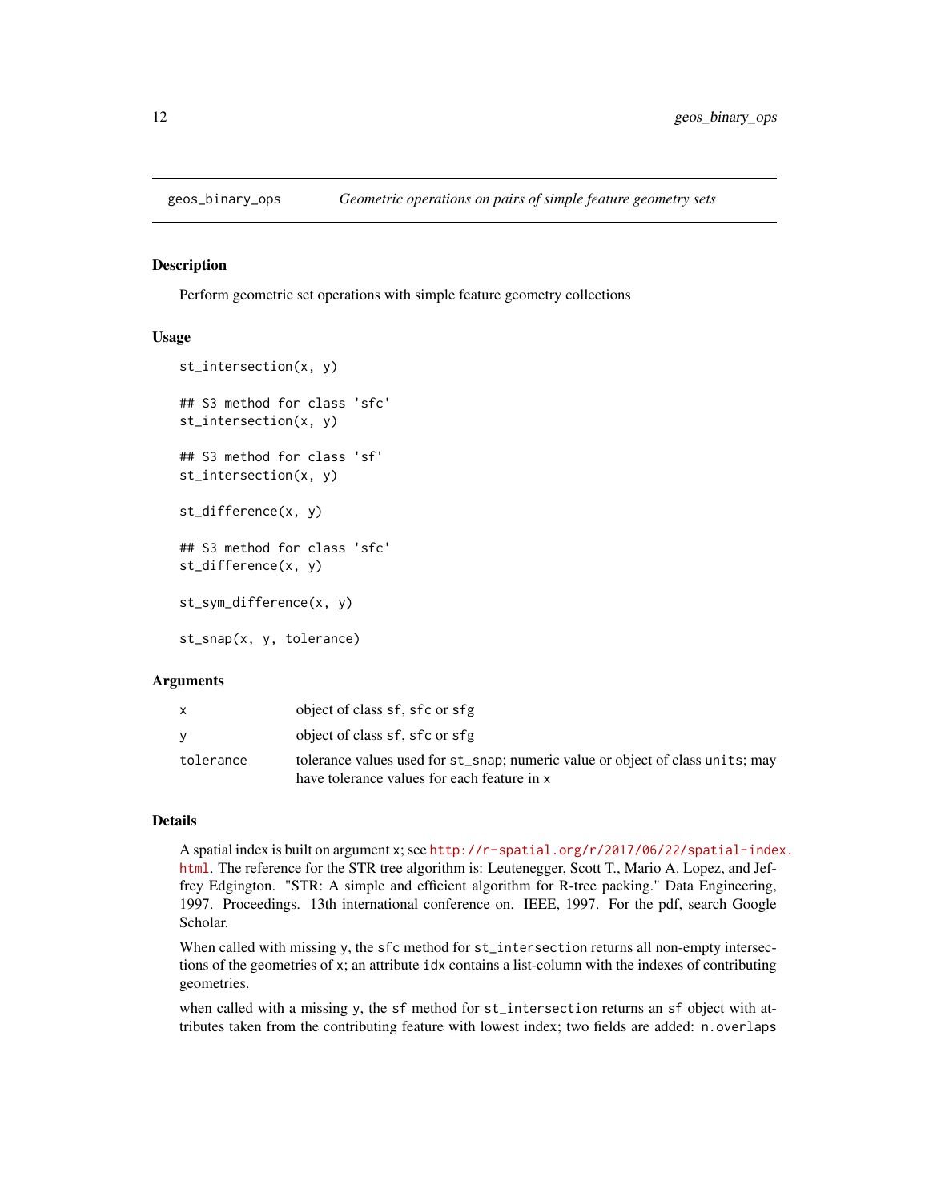## geos_binary_ops *Geometric operations on pairs of simple feature geometry sets*

### Description

Perform geometric set operations with simple feature geometry collections

### Usage

```
st_intersection(x, y)

## S3 method for class 'sfc'
st_intersection(x, y)

## S3 method for class 'sf'
st_intersection(x, y)

st_difference(x, y)

## S3 method for class 'sfc'
st_difference(x, y)

st_sym_difference(x, y)

st_snap(x, y, tolerance)
```

### Arguments

| | |
|---|---|
| x | object of class sf, sfc or sfg |
| y | object of class sf, sfc or sfg |
| tolerance | tolerance values used for st_snap; numeric value or object of class units; may have tolerance values for each feature in x |

### Details

A spatial index is built on argument x; see http://r-spatial.org/r/2017/06/22/spatial-index.html. The reference for the STR tree algorithm is: Leutenegger, Scott T., Mario A. Lopez, and Jeffrey Edgington. "STR: A simple and efficient algorithm for R-tree packing." Data Engineering, 1997. Proceedings. 13th international conference on. IEEE, 1997. For the pdf, search Google Scholar.

When called with missing y, the sfc method for st_intersection returns all non-empty intersections of the geometries of x; an attribute idx contains a list-column with the indexes of contributing geometries.

when called with a missing y, the sf method for st_intersection returns an sf object with attributes taken from the contributing feature with lowest index; two fields are added: n.overlaps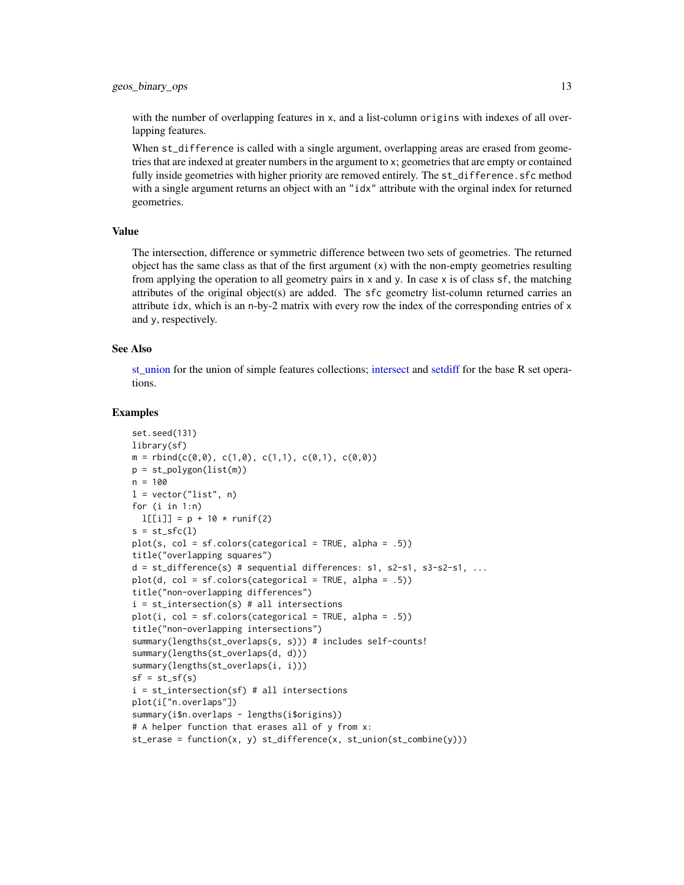with the number of overlapping features in x, and a list-column origins with indexes of all overlapping features.

When st_difference is called with a single argument, overlapping areas are erased from geometries that are indexed at greater numbers in the argument to x; geometries that are empty or contained fully inside geometries with higher priority are removed entirely. The st_difference.sfc method with a single argument returns an object with an "idx" attribute with the orginal index for returned geometries.

## Value

The intersection, difference or symmetric difference between two sets of geometries. The returned object has the same class as that of the first argument (x) with the non-empty geometries resulting from applying the operation to all geometry pairs in x and y. In case x is of class sf, the matching attributes of the original object(s) are added. The sfc geometry list-column returned carries an attribute idx, which is an n-by-2 matrix with every row the index of the corresponding entries of x and y, respectively.

## See Also

st_union for the union of simple features collections; intersect and setdiff for the base R set operations.

## Examples

```
set.seed(131)
library(sf)
m = rbind(c(0,0), c(1,0), c(1,1), c(0,1), c(0,0))
p = st_polygon(list(m))
n = 100
l = vector("list", n)
for (i in 1:n)
  l[[i]] = p + 10 * runif(2)
s = st_sfc(l)
plot(s, col = sf.colors(categorical = TRUE, alpha = .5))
title("overlapping squares")
d = st_difference(s) # sequential differences: s1, s2-s1, s3-s2-s1, ...
plot(d, col = sf.colors(categorical = TRUE, alpha = .5))
title("non-overlapping differences")
i = st_intersection(s) # all intersections
plot(i, col = sf.colors(categorical = TRUE, alpha = .5))
title("non-overlapping intersections")
summary(lengths(st_overlaps(s, s))) # includes self-counts!
summary(lengths(st_overlaps(d, d)))
summary(lengths(st_overlaps(i, i)))
sf = st_sf(s)
i = st_intersection(sf) # all intersections
plot(i["n.overlaps"])
summary(i$n.overlaps - lengths(i$origins))
# A helper function that erases all of y from x:
st_erase = function(x, y) st_difference(x, st_union(st_combine(y)))
```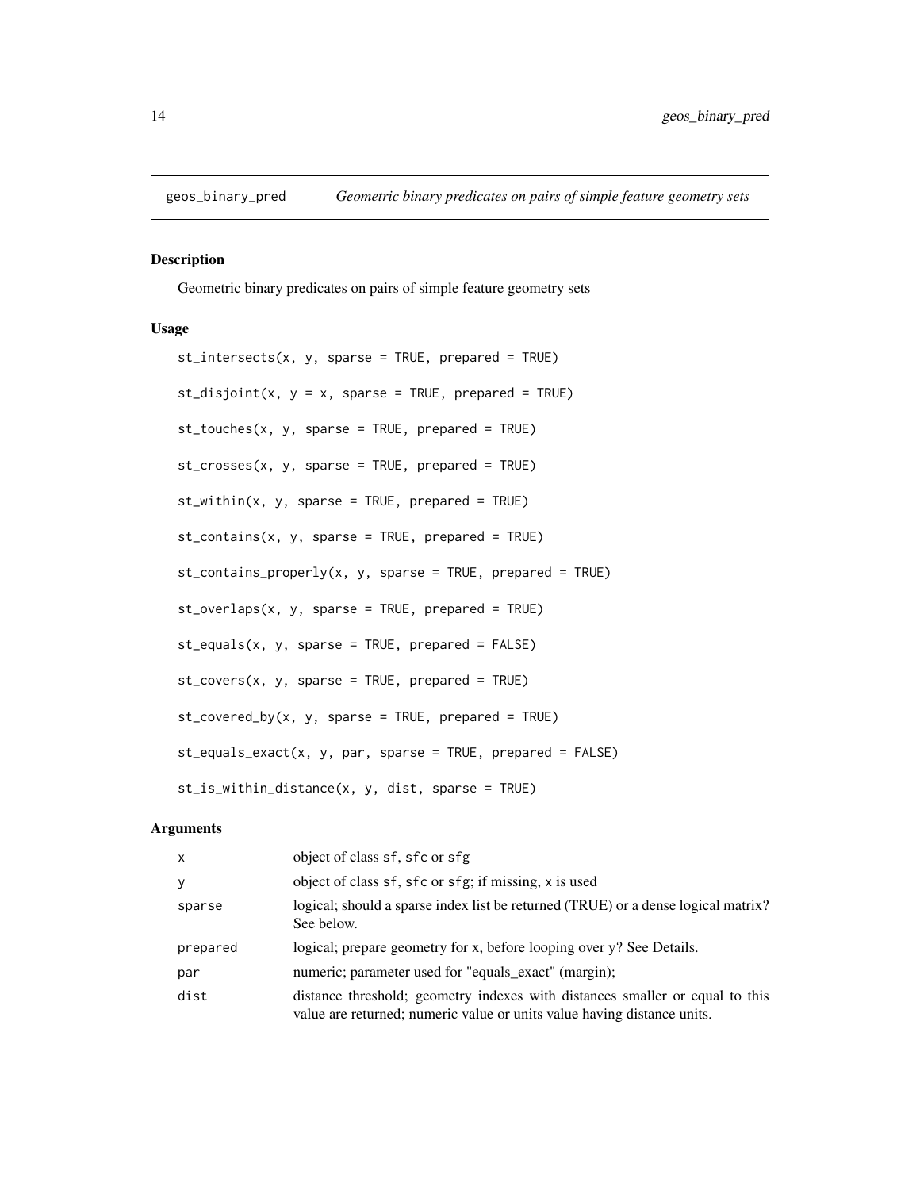## geos_binary_pred — *Geometric binary predicates on pairs of simple feature geometry sets*

### Description

Geometric binary predicates on pairs of simple feature geometry sets

### Usage

```
st_intersects(x, y, sparse = TRUE, prepared = TRUE)

st_disjoint(x, y = x, sparse = TRUE, prepared = TRUE)

st_touches(x, y, sparse = TRUE, prepared = TRUE)

st_crosses(x, y, sparse = TRUE, prepared = TRUE)

st_within(x, y, sparse = TRUE, prepared = TRUE)

st_contains(x, y, sparse = TRUE, prepared = TRUE)

st_contains_properly(x, y, sparse = TRUE, prepared = TRUE)

st_overlaps(x, y, sparse = TRUE, prepared = TRUE)

st_equals(x, y, sparse = TRUE, prepared = FALSE)

st_covers(x, y, sparse = TRUE, prepared = TRUE)

st_covered_by(x, y, sparse = TRUE, prepared = TRUE)

st_equals_exact(x, y, par, sparse = TRUE, prepared = FALSE)

st_is_within_distance(x, y, dist, sparse = TRUE)
```

### Arguments

| | |
|---|---|
| `x` | object of class `sf`, `sfc` or `sfg` |
| `y` | object of class `sf`, `sfc` or `sfg`; if missing, `x` is used |
| `sparse` | logical; should a sparse index list be returned (TRUE) or a dense logical matrix? See below. |
| `prepared` | logical; prepare geometry for x, before looping over y? See Details. |
| `par` | numeric; parameter used for "equals_exact" (margin); |
| `dist` | distance threshold; geometry indexes with distances smaller or equal to this value are returned; numeric value or units value having distance units. |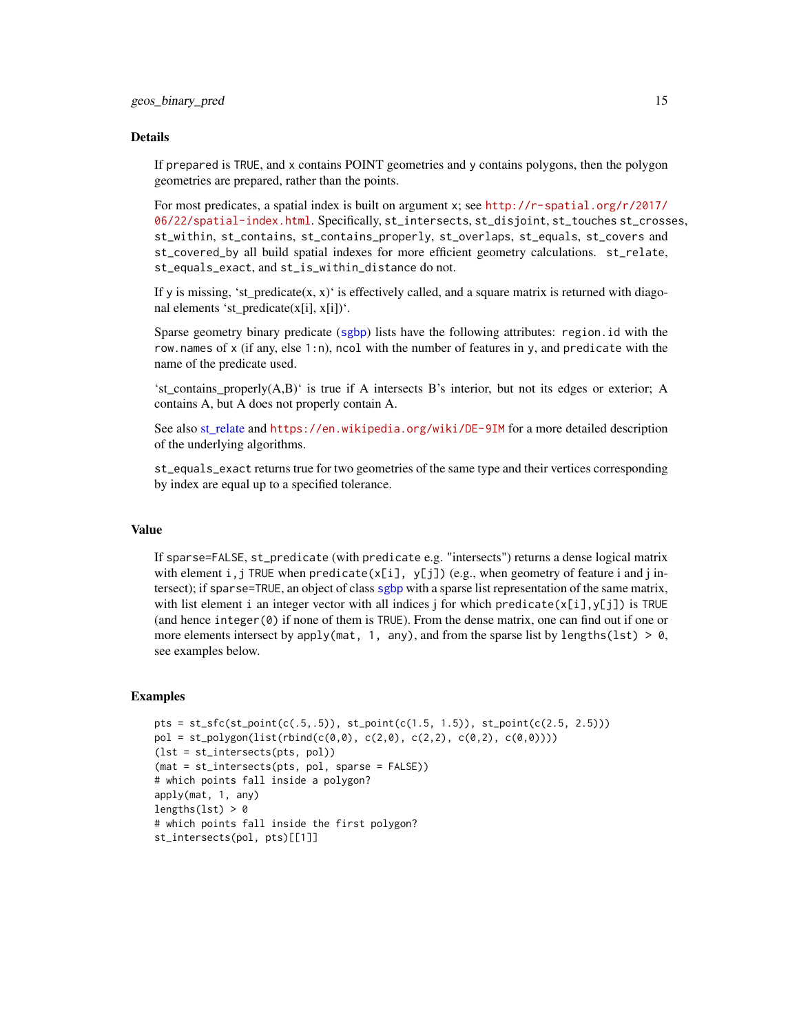## Details

If `prepared` is `TRUE`, and `x` contains POINT geometries and `y` contains polygons, then the polygon geometries are prepared, rather than the points.

For most predicates, a spatial index is built on argument `x`; see http://r-spatial.org/r/2017/06/22/spatial-index.html. Specifically, `st_intersects`, `st_disjoint`, `st_touches` `st_crosses`, `st_within`, `st_contains`, `st_contains_properly`, `st_overlaps`, `st_equals`, `st_covers` and `st_covered_by` all build spatial indexes for more efficient geometry calculations. `st_relate`, `st_equals_exact`, and `st_is_within_distance` do not.

If y is missing, 'st_predicate(x, x)' is effectively called, and a square matrix is returned with diagonal elements 'st_predicate(x[i], x[i])'.

Sparse geometry binary predicate (sgbp) lists have the following attributes: `region.id` with the `row.names` of `x` (if any, else `1:n`), `ncol` with the number of features in `y`, and `predicate` with the name of the predicate used.

'st_contains_properly(A,B)' is true if A intersects B's interior, but not its edges or exterior; A contains A, but A does not properly contain A.

See also st_relate and https://en.wikipedia.org/wiki/DE-9IM for a more detailed description of the underlying algorithms.

`st_equals_exact` returns true for two geometries of the same type and their vertices corresponding by index are equal up to a specified tolerance.

## Value

If `sparse=FALSE`, `st_predicate` (with `predicate` e.g. "intersects") returns a dense logical matrix with element `i,j` `TRUE` when `predicate(x[i], y[j])` (e.g., when geometry of feature i and j intersect); if `sparse=TRUE`, an object of class sgbp with a sparse list representation of the same matrix, with list element `i` an integer vector with all indices j for which `predicate(x[i],y[j])` is `TRUE` (and hence `integer(0)` if none of them is `TRUE`). From the dense matrix, one can find out if one or more elements intersect by `apply(mat, 1, any)`, and from the sparse list by `lengths(lst) > 0`, see examples below.

## Examples

```
pts = st_sfc(st_point(c(.5,.5)), st_point(c(1.5, 1.5)), st_point(c(2.5, 2.5)))
pol = st_polygon(list(rbind(c(0,0), c(2,0), c(2,2), c(0,2), c(0,0))))
(lst = st_intersects(pts, pol))
(mat = st_intersects(pts, pol, sparse = FALSE))
# which points fall inside a polygon?
apply(mat, 1, any)
lengths(lst) > 0
# which points fall inside the first polygon?
st_intersects(pol, pts)[[1]]
```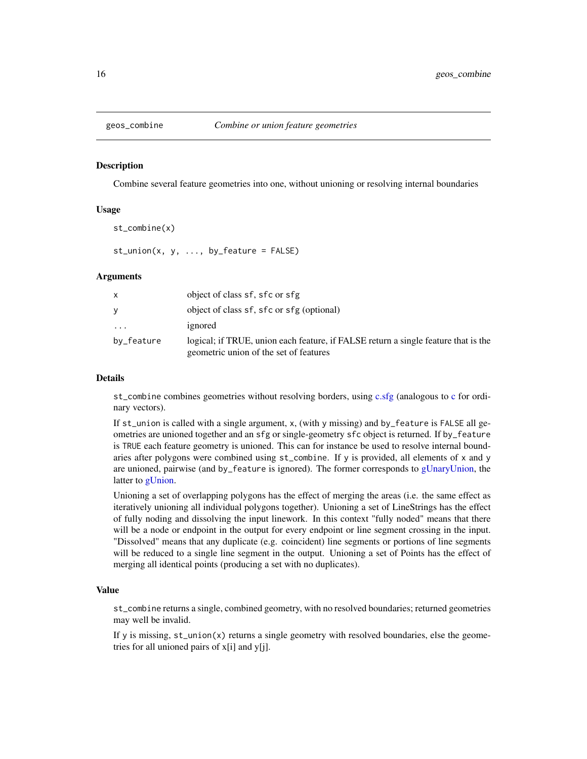## geos_combine *Combine or union feature geometries*

### Description

Combine several feature geometries into one, without unioning or resolving internal boundaries

### Usage

```
st_combine(x)

st_union(x, y, ..., by_feature = FALSE)
```

### Arguments

| | |
|---|---|
| x | object of class sf, sfc or sfg |
| y | object of class sf, sfc or sfg (optional) |
| ... | ignored |
| by_feature | logical; if TRUE, union each feature, if FALSE return a single feature that is the geometric union of the set of features |

### Details

st_combine combines geometries without resolving borders, using c.sfg (analogous to c for ordinary vectors).

If st_union is called with a single argument, x, (with y missing) and by_feature is FALSE all geometries are unioned together and an sfg or single-geometry sfc object is returned. If by_feature is TRUE each feature geometry is unioned. This can for instance be used to resolve internal boundaries after polygons were combined using st_combine. If y is provided, all elements of x and y are unioned, pairwise (and by_feature is ignored). The former corresponds to gUnaryUnion, the latter to gUnion.

Unioning a set of overlapping polygons has the effect of merging the areas (i.e. the same effect as iteratively unioning all individual polygons together). Unioning a set of LineStrings has the effect of fully noding and dissolving the input linework. In this context "fully noded" means that there will be a node or endpoint in the output for every endpoint or line segment crossing in the input. "Dissolved" means that any duplicate (e.g. coincident) line segments or portions of line segments will be reduced to a single line segment in the output. Unioning a set of Points has the effect of merging all identical points (producing a set with no duplicates).

### Value

st_combine returns a single, combined geometry, with no resolved boundaries; returned geometries may well be invalid.

If y is missing, st_union(x) returns a single geometry with resolved boundaries, else the geometries for all unioned pairs of x[i] and y[j].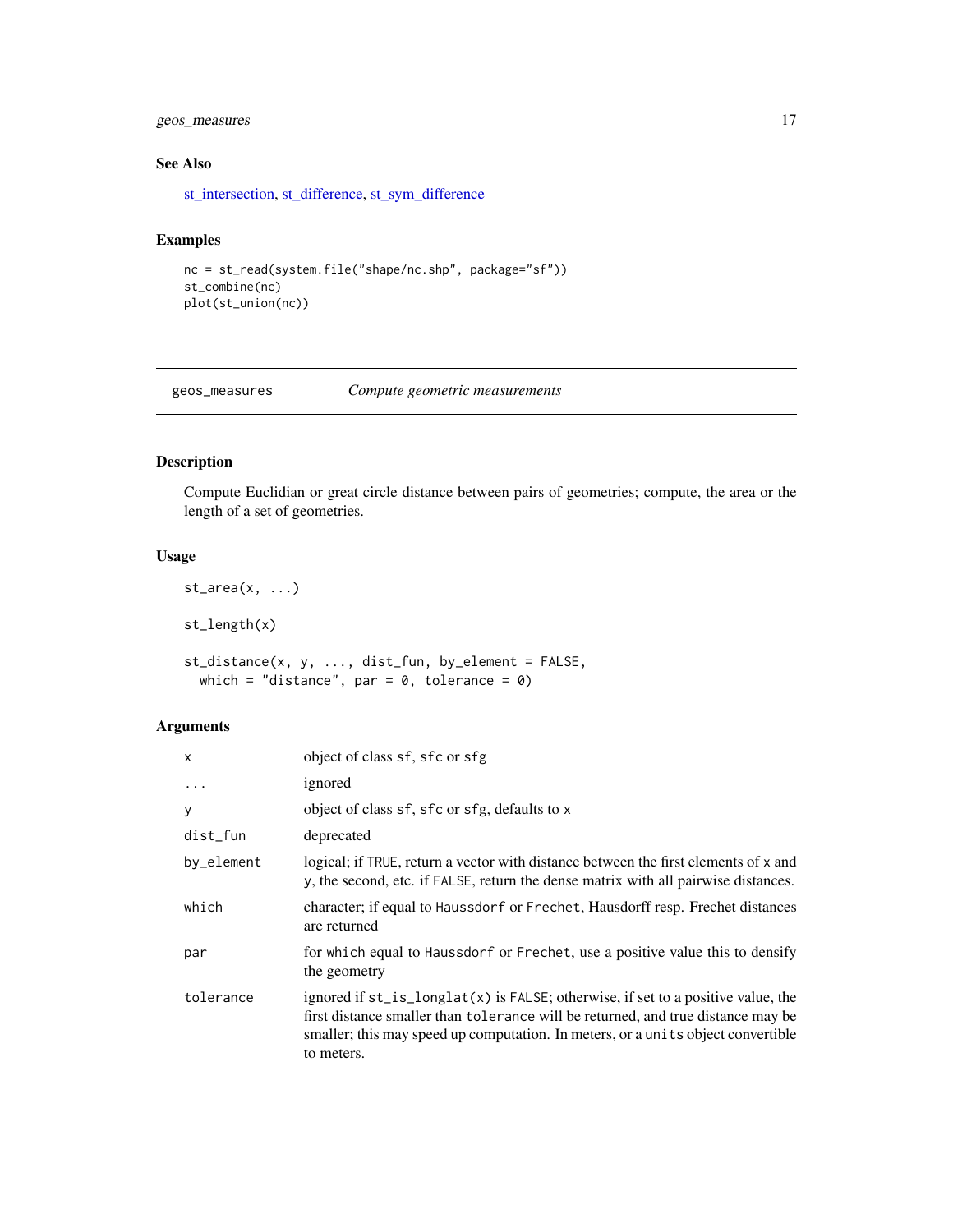### See Also

st_intersection, st_difference, st_sym_difference

### Examples

```
nc = st_read(system.file("shape/nc.shp", package="sf"))
st_combine(nc)
plot(st_union(nc))
```

---

## geos_measures    *Compute geometric measurements*

---

### Description

Compute Euclidian or great circle distance between pairs of geometries; compute, the area or the length of a set of geometries.

### Usage

```
st_area(x, ...)

st_length(x)

st_distance(x, y, ..., dist_fun, by_element = FALSE,
  which = "distance", par = 0, tolerance = 0)
```

### Arguments

| | |
|---|---|
| `x` | object of class `sf`, `sfc` or `sfg` |
| `...` | ignored |
| `y` | object of class `sf`, `sfc` or `sfg`, defaults to `x` |
| `dist_fun` | deprecated |
| `by_element` | logical; if `TRUE`, return a vector with distance between the first elements of `x` and `y`, the second, etc. if `FALSE`, return the dense matrix with all pairwise distances. |
| `which` | character; if equal to `Haussdorf` or `Frechet`, Hausdorff resp. Frechet distances are returned |
| `par` | for `which` equal to `Haussdorf` or `Frechet`, use a positive value this to densify the geometry |
| `tolerance` | ignored if `st_is_longlat(x)` is `FALSE`; otherwise, if set to a positive value, the first distance smaller than `tolerance` will be returned, and true distance may be smaller; this may speed up computation. In meters, or a `units` object convertible to meters. |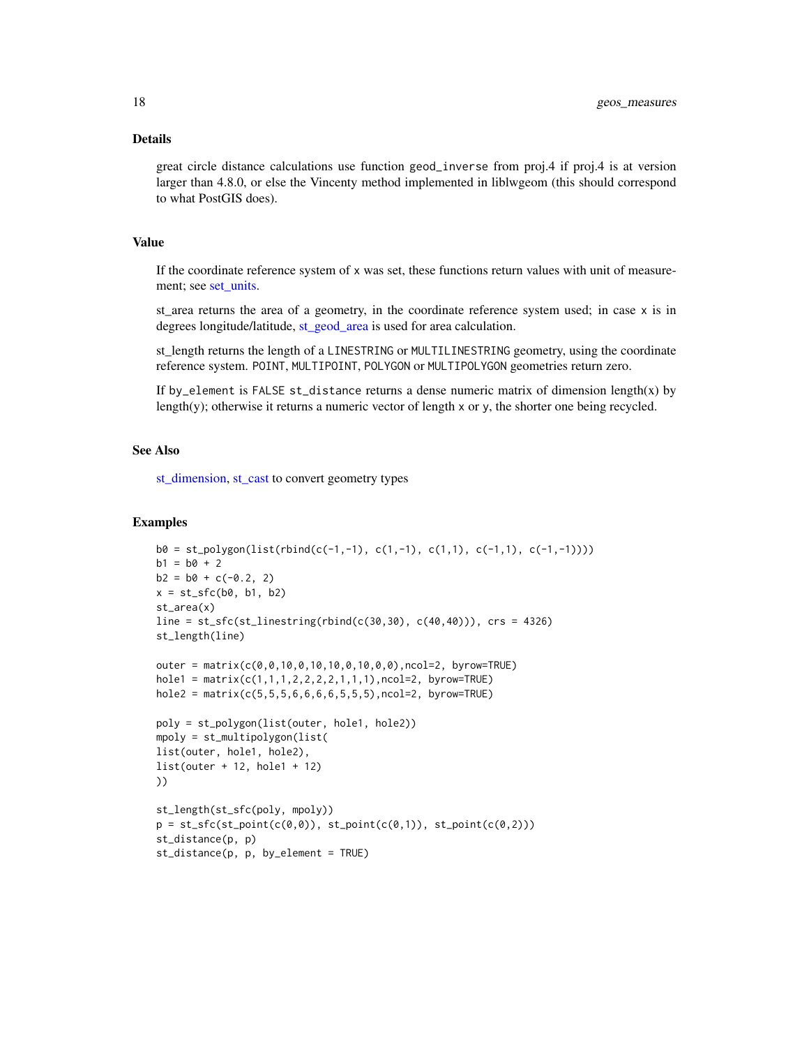## Details

great circle distance calculations use function `geod_inverse` from proj.4 if proj.4 is at version larger than 4.8.0, or else the Vincenty method implemented in liblwgeom (this should correspond to what PostGIS does).

## Value

If the coordinate reference system of `x` was set, these functions return values with unit of measurement; see set_units.

st_area returns the area of a geometry, in the coordinate reference system used; in case `x` is in degrees longitude/latitude, st_geod_area is used for area calculation.

st_length returns the length of a `LINESTRING` or `MULTILINESTRING` geometry, using the coordinate reference system. `POINT`, `MULTIPOINT`, `POLYGON` or `MULTIPOLYGON` geometries return zero.

If `by_element` is `FALSE` `st_distance` returns a dense numeric matrix of dimension length(x) by length(y); otherwise it returns a numeric vector of length `x` or `y`, the shorter one being recycled.

## See Also

st_dimension, st_cast to convert geometry types

## Examples

```
b0 = st_polygon(list(rbind(c(-1,-1), c(1,-1), c(1,1), c(-1,1), c(-1,-1))))
b1 = b0 + 2
b2 = b0 + c(-0.2, 2)
x = st_sfc(b0, b1, b2)
st_area(x)
line = st_sfc(st_linestring(rbind(c(30,30), c(40,40))), crs = 4326)
st_length(line)

outer = matrix(c(0,0,10,0,10,10,0,10,0,0),ncol=2, byrow=TRUE)
hole1 = matrix(c(1,1,1,2,2,2,2,1,1,1),ncol=2, byrow=TRUE)
hole2 = matrix(c(5,5,5,6,6,6,6,5,5,5),ncol=2, byrow=TRUE)

poly = st_polygon(list(outer, hole1, hole2))
mpoly = st_multipolygon(list(
list(outer, hole1, hole2),
list(outer + 12, hole1 + 12)
))

st_length(st_sfc(poly, mpoly))
p = st_sfc(st_point(c(0,0)), st_point(c(0,1)), st_point(c(0,2)))
st_distance(p, p)
st_distance(p, p, by_element = TRUE)
```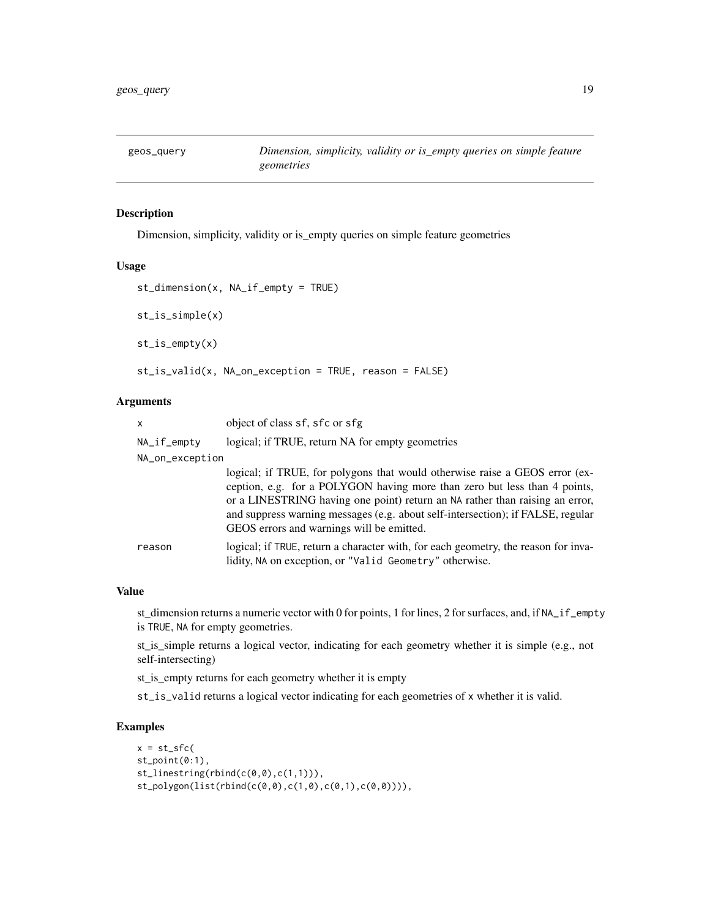## geos_query — *Dimension, simplicity, validity or is_empty queries on simple feature geometries*

### Description

Dimension, simplicity, validity or is_empty queries on simple feature geometries

### Usage

```
st_dimension(x, NA_if_empty = TRUE)

st_is_simple(x)

st_is_empty(x)

st_is_valid(x, NA_on_exception = TRUE, reason = FALSE)
```

### Arguments

| | |
|---|---|
| `x` | object of class `sf`, `sfc` or `sfg` |
| `NA_if_empty` | logical; if TRUE, return NA for empty geometries |
| `NA_on_exception` | logical; if TRUE, for polygons that would otherwise raise a GEOS error (exception, e.g. for a POLYGON having more than zero but less than 4 points, or a LINESTRING having one point) return an `NA` rather than raising an error, and suppress warning messages (e.g. about self-intersection); if FALSE, regular GEOS errors and warnings will be emitted. |
| `reason` | logical; if `TRUE`, return a character with, for each geometry, the reason for invalidity, `NA` on exception, or `"Valid Geometry"` otherwise. |

### Value

st_dimension returns a numeric vector with 0 for points, 1 for lines, 2 for surfaces, and, if `NA_if_empty` is `TRUE`, `NA` for empty geometries.

st_is_simple returns a logical vector, indicating for each geometry whether it is simple (e.g., not self-intersecting)

st_is_empty returns for each geometry whether it is empty

`st_is_valid` returns a logical vector indicating for each geometries of `x` whether it is valid.

### Examples

```
x = st_sfc(
st_point(0:1),
st_linestring(rbind(c(0,0),c(1,1))),
st_polygon(list(rbind(c(0,0),c(1,0),c(0,1),c(0,0)))),
```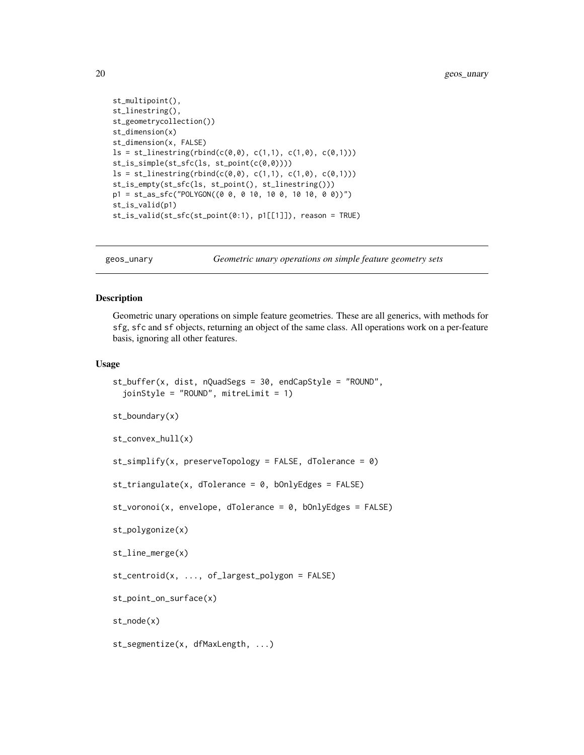```
st_multipoint(),
st_linestring(),
st_geometrycollection())
st_dimension(x)
st_dimension(x, FALSE)
ls = st_linestring(rbind(c(0,0), c(1,1), c(1,0), c(0,1)))
st_is_simple(st_sfc(ls, st_point(c(0,0))))
ls = st_linestring(rbind(c(0,0), c(1,1), c(1,0), c(0,1)))
st_is_empty(st_sfc(ls, st_point(), st_linestring()))
p1 = st_as_sfc("POLYGON((0 0, 0 10, 10 0, 10 10, 0 0))")
st_is_valid(p1)
st_is_valid(st_sfc(st_point(0:1), p1[[1]]), reason = TRUE)
```

## geos_unary — *Geometric unary operations on simple feature geometry sets*

### Description

Geometric unary operations on simple feature geometries. These are all generics, with methods for sfg, sfc and sf objects, returning an object of the same class. All operations work on a per-feature basis, ignoring all other features.

### Usage

```
st_buffer(x, dist, nQuadSegs = 30, endCapStyle = "ROUND",
  joinStyle = "ROUND", mitreLimit = 1)

st_boundary(x)

st_convex_hull(x)

st_simplify(x, preserveTopology = FALSE, dTolerance = 0)

st_triangulate(x, dTolerance = 0, bOnlyEdges = FALSE)

st_voronoi(x, envelope, dTolerance = 0, bOnlyEdges = FALSE)

st_polygonize(x)

st_line_merge(x)

st_centroid(x, ..., of_largest_polygon = FALSE)

st_point_on_surface(x)

st_node(x)

st_segmentize(x, dfMaxLength, ...)
```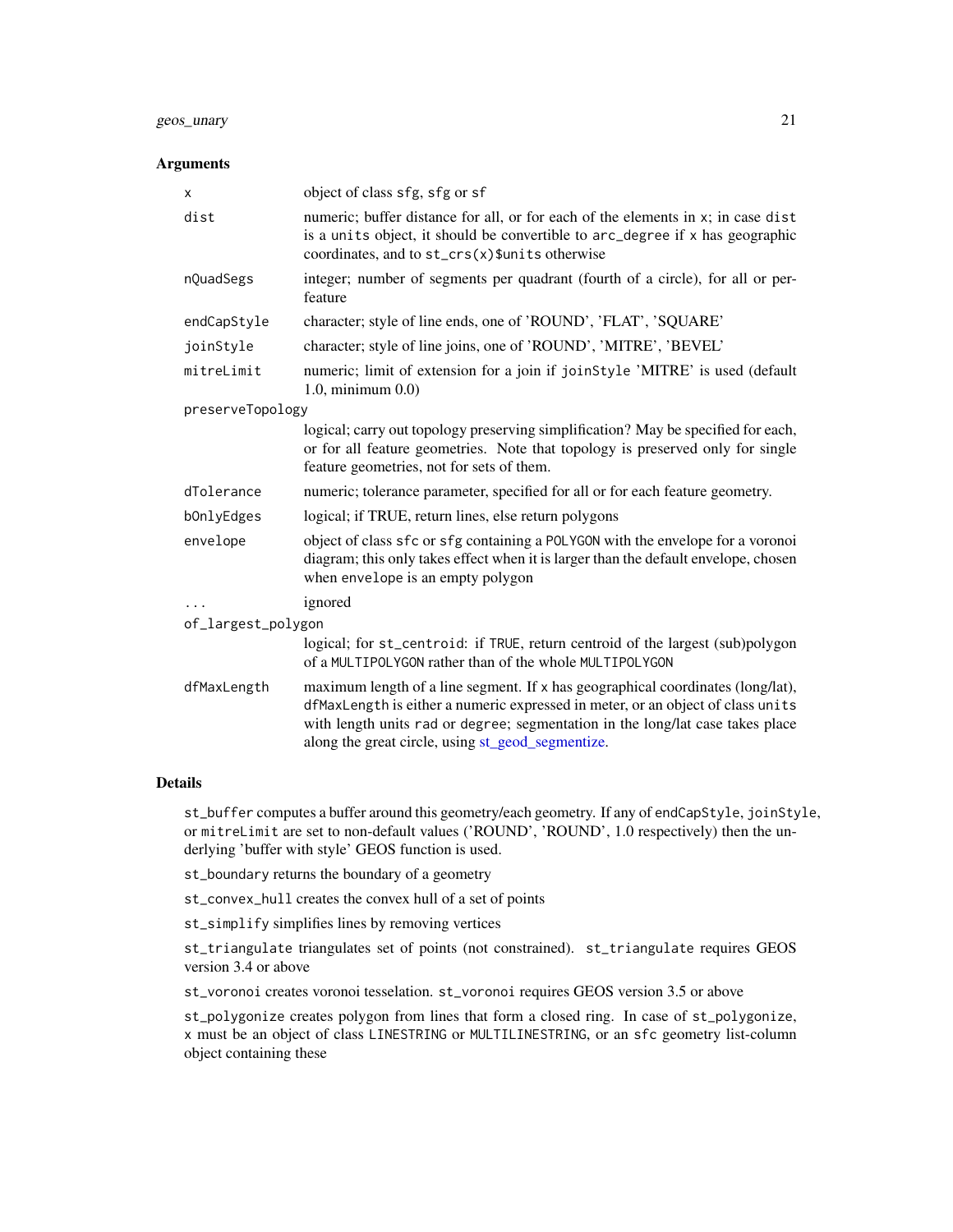### Arguments

| | |
|---|---|
| `x` | object of class `sfg`, `sfg` or `sf` |
| `dist` | numeric; buffer distance for all, or for each of the elements in `x`; in case `dist` is a `units` object, it should be convertible to `arc_degree` if `x` has geographic coordinates, and to `st_crs(x)$units` otherwise |
| `nQuadSegs` | integer; number of segments per quadrant (fourth of a circle), for all or per-feature |
| `endCapStyle` | character; style of line ends, one of 'ROUND', 'FLAT', 'SQUARE' |
| `joinStyle` | character; style of line joins, one of 'ROUND', 'MITRE', 'BEVEL' |
| `mitreLimit` | numeric; limit of extension for a join if `joinStyle` 'MITRE' is used (default 1.0, minimum 0.0) |
| `preserveTopology` | logical; carry out topology preserving simplification? May be specified for each, or for all feature geometries. Note that topology is preserved only for single feature geometries, not for sets of them. |
| `dTolerance` | numeric; tolerance parameter, specified for all or for each feature geometry. |
| `bOnlyEdges` | logical; if TRUE, return lines, else return polygons |
| `envelope` | object of class `sfc` or `sfg` containing a `POLYGON` with the envelope for a voronoi diagram; this only takes effect when it is larger than the default envelope, chosen when `envelope` is an empty polygon |
| `...` | ignored |
| `of_largest_polygon` | logical; for `st_centroid`: if `TRUE`, return centroid of the largest (sub)polygon of a `MULTIPOLYGON` rather than of the whole `MULTIPOLYGON` |
| `dfMaxLength` | maximum length of a line segment. If `x` has geographical coordinates (long/lat), `dfMaxLength` is either a numeric expressed in meter, or an object of class `units` with length units `rad` or `degree`; segmentation in the long/lat case takes place along the great circle, using st_geod_segmentize. |

### Details

`st_buffer` computes a buffer around this geometry/each geometry. If any of `endCapStyle`, `joinStyle`, or `mitreLimit` are set to non-default values ('ROUND', 'ROUND', 1.0 respectively) then the underlying 'buffer with style' GEOS function is used.

`st_boundary` returns the boundary of a geometry

`st_convex_hull` creates the convex hull of a set of points

`st_simplify` simplifies lines by removing vertices

`st_triangulate` triangulates set of points (not constrained). `st_triangulate` requires GEOS version 3.4 or above

`st_voronoi` creates voronoi tesselation. `st_voronoi` requires GEOS version 3.5 or above

`st_polygonize` creates polygon from lines that form a closed ring. In case of `st_polygonize`, `x` must be an object of class `LINESTRING` or `MULTILINESTRING`, or an `sfc` geometry list-column object containing these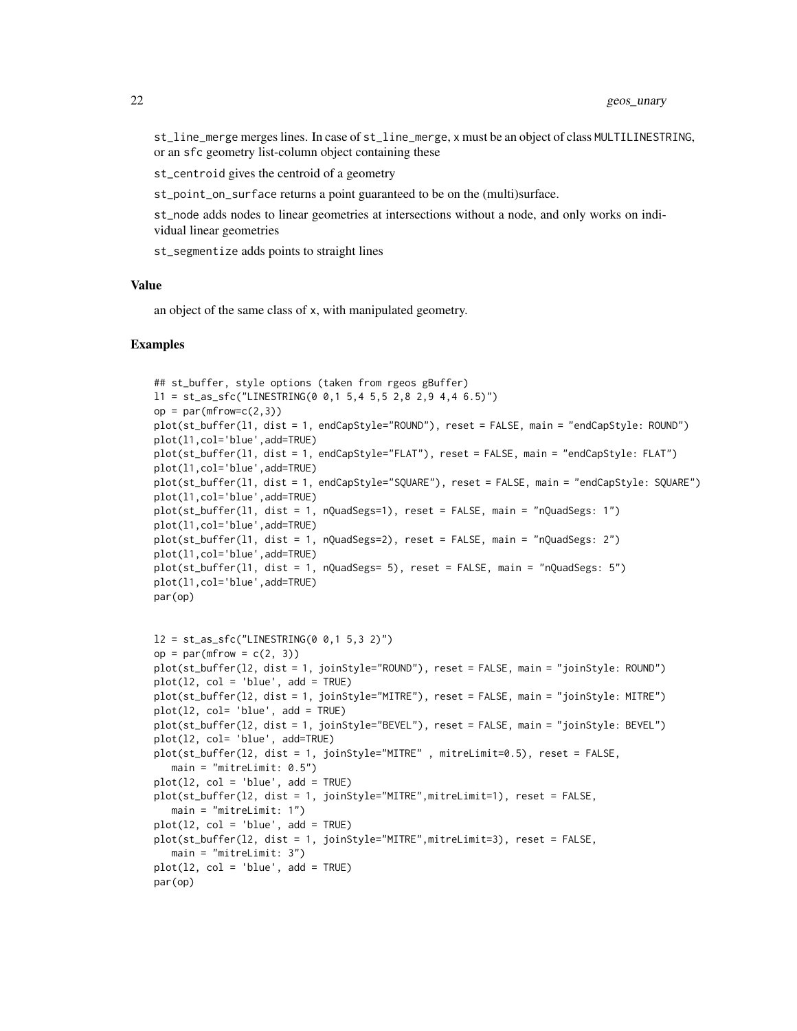st_line_merge merges lines. In case of st_line_merge, x must be an object of class MULTILINESTRING, or an sfc geometry list-column object containing these

st_centroid gives the centroid of a geometry

st_point_on_surface returns a point guaranteed to be on the (multi)surface.

st_node adds nodes to linear geometries at intersections without a node, and only works on individual linear geometries

st_segmentize adds points to straight lines

### Value

an object of the same class of x, with manipulated geometry.

### Examples

```
## st_buffer, style options (taken from rgeos gBuffer)
l1 = st_as_sfc("LINESTRING(0 0,1 5,4 5,5 2,8 2,9 4,4 6.5)")
op = par(mfrow=c(2,3))
plot(st_buffer(l1, dist = 1, endCapStyle="ROUND"), reset = FALSE, main = "endCapStyle: ROUND")
plot(l1,col='blue',add=TRUE)
plot(st_buffer(l1, dist = 1, endCapStyle="FLAT"), reset = FALSE, main = "endCapStyle: FLAT")
plot(l1,col='blue',add=TRUE)
plot(st_buffer(l1, dist = 1, endCapStyle="SQUARE"), reset = FALSE, main = "endCapStyle: SQUARE")
plot(l1,col='blue',add=TRUE)
plot(st_buffer(l1, dist = 1, nQuadSegs=1), reset = FALSE, main = "nQuadSegs: 1")
plot(l1,col='blue',add=TRUE)
plot(st_buffer(l1, dist = 1, nQuadSegs=2), reset = FALSE, main = "nQuadSegs: 2")
plot(l1,col='blue',add=TRUE)
plot(st_buffer(l1, dist = 1, nQuadSegs= 5), reset = FALSE, main = "nQuadSegs: 5")
plot(l1,col='blue',add=TRUE)
par(op)


l2 = st_as_sfc("LINESTRING(0 0,1 5,3 2)")
op = par(mfrow = c(2, 3))
plot(st_buffer(l2, dist = 1, joinStyle="ROUND"), reset = FALSE, main = "joinStyle: ROUND")
plot(l2, col = 'blue', add = TRUE)
plot(st_buffer(l2, dist = 1, joinStyle="MITRE"), reset = FALSE, main = "joinStyle: MITRE")
plot(l2, col= 'blue', add = TRUE)
plot(st_buffer(l2, dist = 1, joinStyle="BEVEL"), reset = FALSE, main = "joinStyle: BEVEL")
plot(l2, col= 'blue', add=TRUE)
plot(st_buffer(l2, dist = 1, joinStyle="MITRE" , mitreLimit=0.5), reset = FALSE,
   main = "mitreLimit: 0.5")
plot(l2, col = 'blue', add = TRUE)
plot(st_buffer(l2, dist = 1, joinStyle="MITRE",mitreLimit=1), reset = FALSE,
   main = "mitreLimit: 1")
plot(l2, col = 'blue', add = TRUE)
plot(st_buffer(l2, dist = 1, joinStyle="MITRE",mitreLimit=3), reset = FALSE,
   main = "mitreLimit: 3")
plot(l2, col = 'blue', add = TRUE)
par(op)
```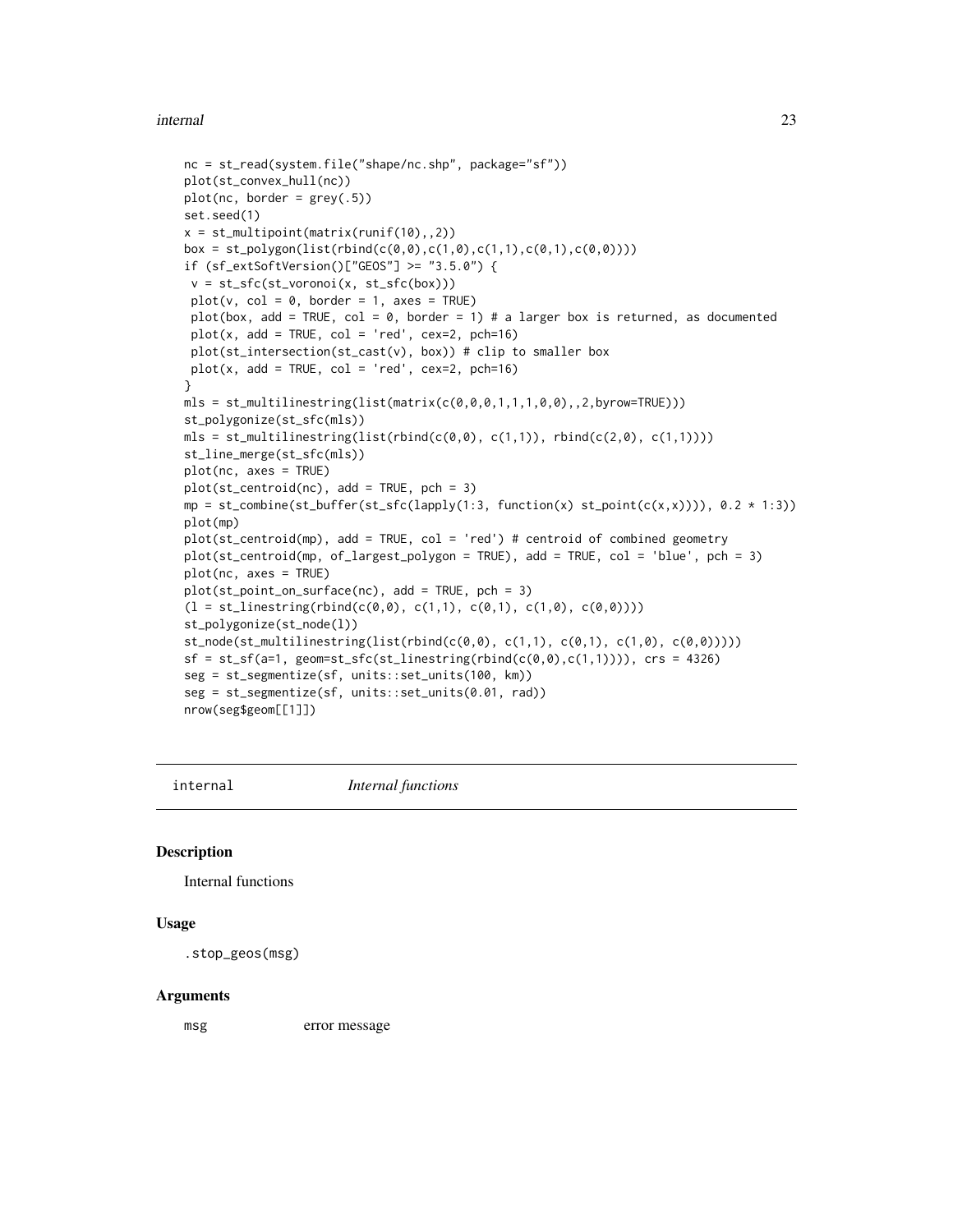```
nc = st_read(system.file("shape/nc.shp", package="sf"))
plot(st_convex_hull(nc))
plot(nc, border = grey(.5))
set.seed(1)
x = st_multipoint(matrix(runif(10),,2))
box = st_polygon(list(rbind(c(0,0),c(1,0),c(1,1),c(0,1),c(0,0))))
if (sf_extSoftVersion()["GEOS"] >= "3.5.0") {
 v = st_sfc(st_voronoi(x, st_sfc(box)))
 plot(v, col = 0, border = 1, axes = TRUE)
 plot(box, add = TRUE, col = 0, border = 1) # a larger box is returned, as documented
 plot(x, add = TRUE, col = 'red', cex=2, pch=16)
 plot(st_intersection(st_cast(v), box)) # clip to smaller box
 plot(x, add = TRUE, col = 'red', cex=2, pch=16)
}
mls = st_multilinestring(list(matrix(c(0,0,0,1,1,1,0,0),,2,byrow=TRUE)))
st_polygonize(st_sfc(mls))
mls = st_multilinestring(list(rbind(c(0,0), c(1,1)), rbind(c(2,0), c(1,1))))
st_line_merge(st_sfc(mls))
plot(nc, axes = TRUE)
plot(st_centroid(nc), add = TRUE, pch = 3)
mp = st_combine(st_buffer(st_sfc(lapply(1:3, function(x) st_point(c(x,x)))), 0.2 * 1:3))
plot(mp)
plot(st_centroid(mp), add = TRUE, col = 'red') # centroid of combined geometry
plot(st_centroid(mp, of_largest_polygon = TRUE), add = TRUE, col = 'blue', pch = 3)
plot(nc, axes = TRUE)
plot(st_point_on_surface(nc), add = TRUE, pch = 3)
(l = st_linestring(rbind(c(0,0), c(1,1), c(0,1), c(1,0), c(0,0))))
st_polygonize(st_node(l))
st_node(st_multilinestring(list(rbind(c(0,0), c(1,1), c(0,1), c(1,0), c(0,0)))))
sf = st_sf(a=1, geom=st_sfc(st_linestring(rbind(c(0,0),c(1,1)))), crs = 4326)
seg = st_segmentize(sf, units::set_units(100, km))
seg = st_segmentize(sf, units::set_units(0.01, rad))
nrow(seg$geom[[1]])
```

---

## internal *Internal functions*

### Description

Internal functions

### Usage

```
.stop_geos(msg)
```

### Arguments

| | |
|---|---|
| msg | error message |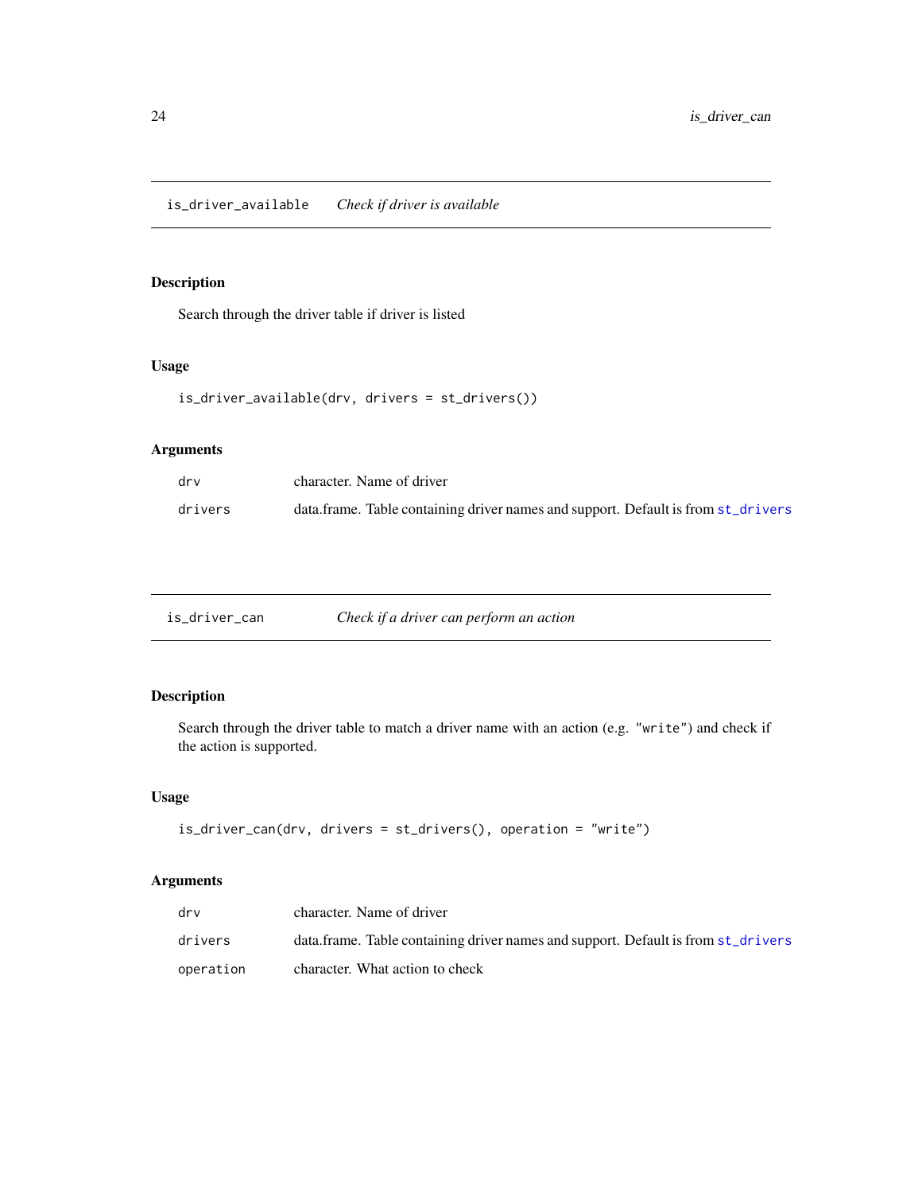## is_driver_available *Check if driver is available*

### Description

Search through the driver table if driver is listed

### Usage

```
is_driver_available(drv, drivers = st_drivers())
```

### Arguments

| | |
|---|---|
| drv | character. Name of driver |
| drivers | data.frame. Table containing driver names and support. Default is from st_drivers |

## is_driver_can *Check if a driver can perform an action*

### Description

Search through the driver table to match a driver name with an action (e.g. "write") and check if the action is supported.

### Usage

```
is_driver_can(drv, drivers = st_drivers(), operation = "write")
```

### Arguments

| | |
|---|---|
| drv | character. Name of driver |
| drivers | data.frame. Table containing driver names and support. Default is from st_drivers |
| operation | character. What action to check |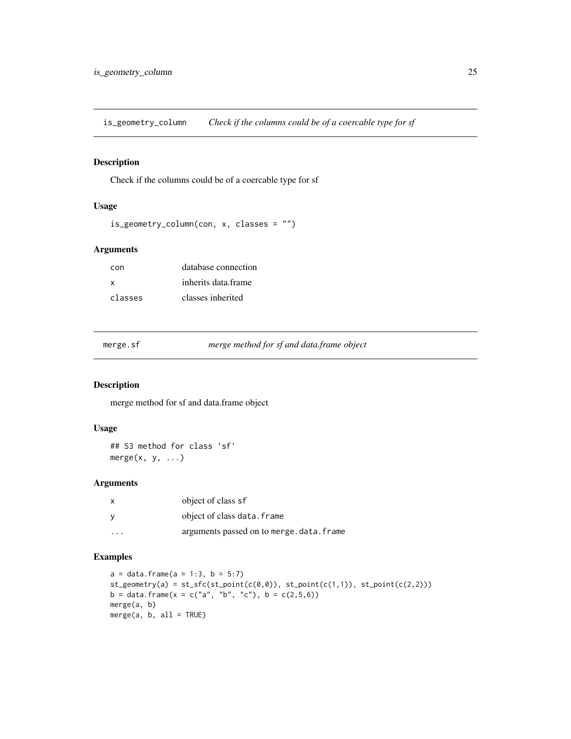## is_geometry_column *Check if the columns could be of a coercable type for sf*

### Description

Check if the columns could be of a coercable type for sf

### Usage

```
is_geometry_column(con, x, classes = "")
```

### Arguments

| | |
|---|---|
| con | database connection |
| x | inherits data.frame |
| classes | classes inherited |

## merge.sf *merge method for sf and data.frame object*

### Description

merge method for sf and data.frame object

### Usage

```
## S3 method for class 'sf'
merge(x, y, ...)
```

### Arguments

| | |
|---|---|
| x | object of class sf |
| y | object of class data.frame |
| ... | arguments passed on to merge.data.frame |

### Examples

```
a = data.frame(a = 1:3, b = 5:7)
st_geometry(a) = st_sfc(st_point(c(0,0)), st_point(c(1,1)), st_point(c(2,2)))
b = data.frame(x = c("a", "b", "c"), b = c(2,5,6))
merge(a, b)
merge(a, b, all = TRUE)
```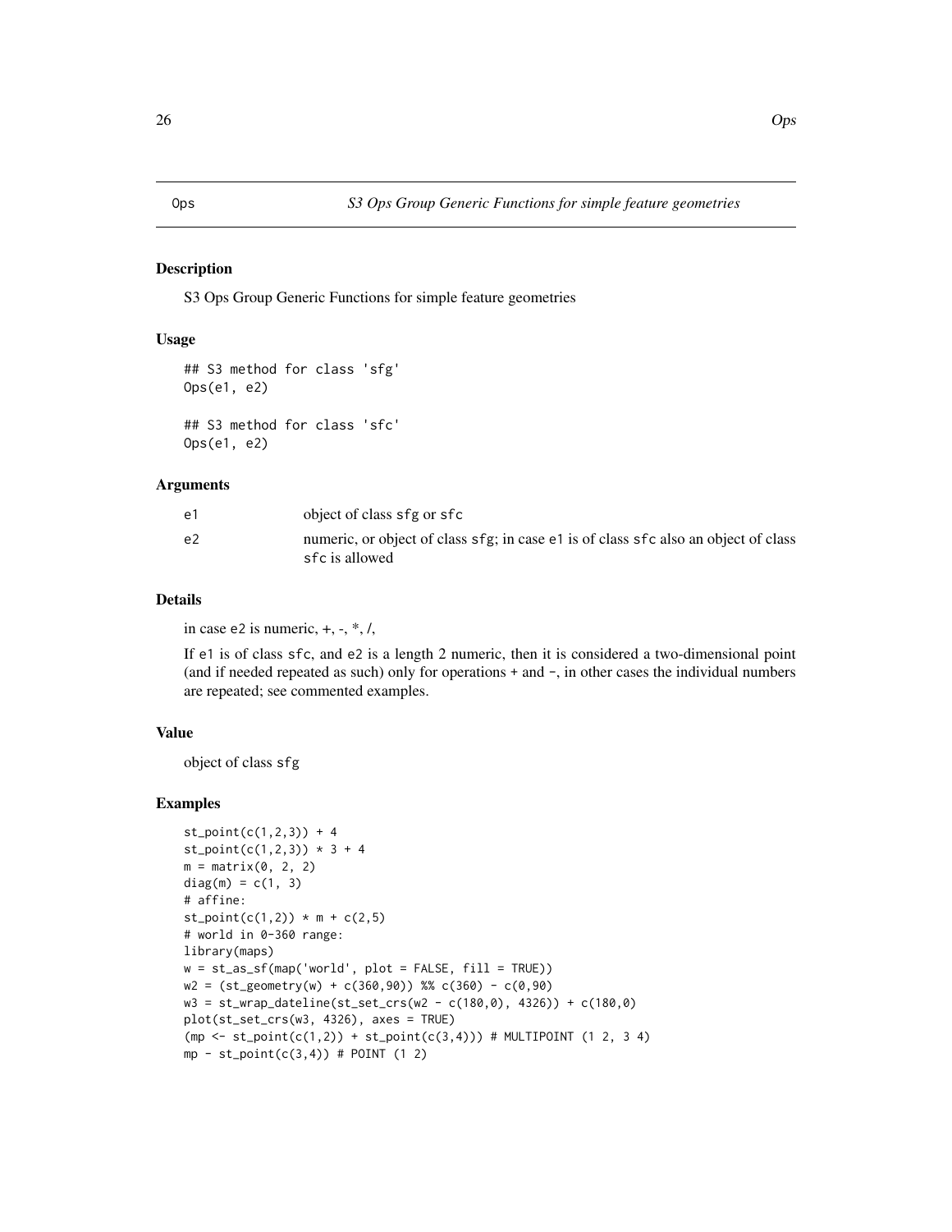# Ops — S3 Ops Group Generic Functions for simple feature geometries

## Description

S3 Ops Group Generic Functions for simple feature geometries

## Usage

```
## S3 method for class 'sfg'
Ops(e1, e2)

## S3 method for class 'sfc'
Ops(e1, e2)
```

## Arguments

| | |
|---|---|
| e1 | object of class sfg or sfc |
| e2 | numeric, or object of class sfg; in case e1 is of class sfc also an object of class sfc is allowed |

## Details

in case e2 is numeric, +, -, *, /,

If e1 is of class sfc, and e2 is a length 2 numeric, then it is considered a two-dimensional point (and if needed repeated as such) only for operations + and -, in other cases the individual numbers are repeated; see commented examples.

## Value

object of class sfg

## Examples

```
st_point(c(1,2,3)) + 4
st_point(c(1,2,3)) * 3 + 4
m = matrix(0, 2, 2)
diag(m) = c(1, 3)
# affine:
st_point(c(1,2)) * m + c(2,5)
# world in 0-360 range:
library(maps)
w = st_as_sf(map('world', plot = FALSE, fill = TRUE))
w2 = (st_geometry(w) + c(360,90)) %% c(360) - c(0,90)
w3 = st_wrap_dateline(st_set_crs(w2 - c(180,0), 4326)) + c(180,0)
plot(st_set_crs(w3, 4326), axes = TRUE)
(mp <- st_point(c(1,2)) + st_point(c(3,4))) # MULTIPOINT (1 2, 3 4)
mp - st_point(c(3,4)) # POINT (1 2)
```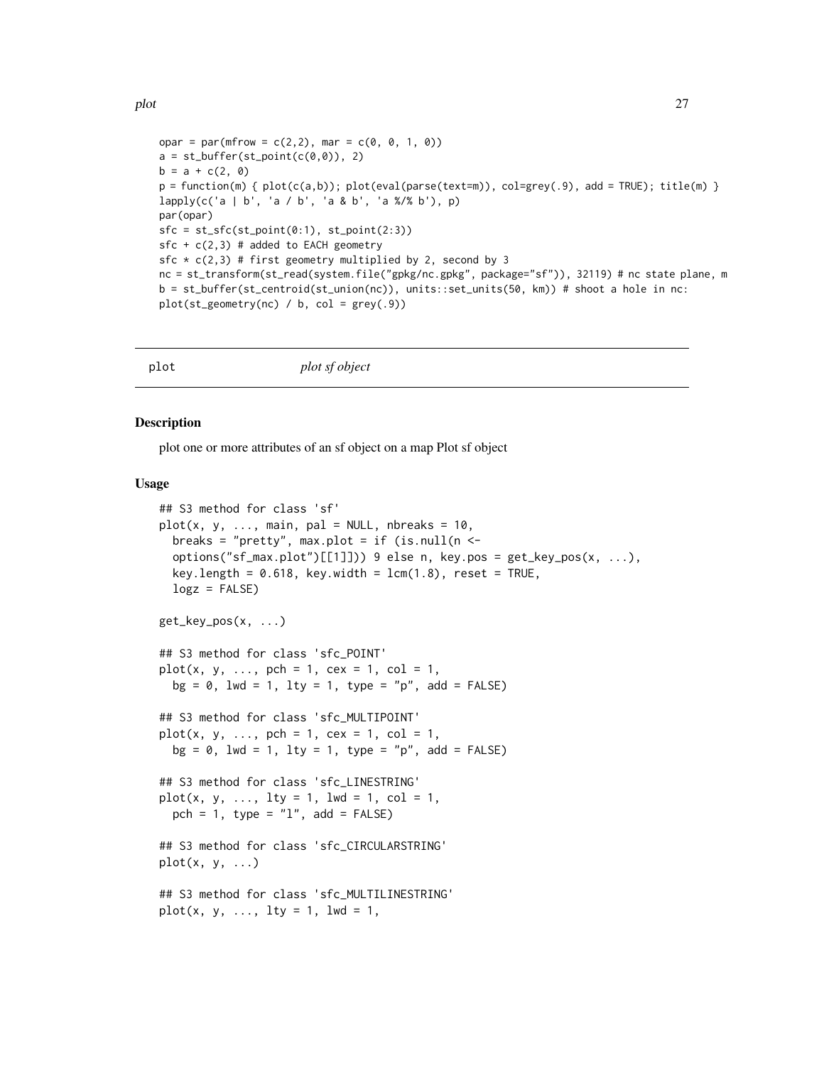```
opar = par(mfrow = c(2,2), mar = c(0, 0, 1, 0))
a = st_buffer(st_point(c(0,0)), 2)
b = a + c(2, 0)
p = function(m) { plot(c(a,b)); plot(eval(parse(text=m)), col=grey(.9), add = TRUE); title(m) }
lapply(c('a | b', 'a / b', 'a & b', 'a %/% b'), p)
par(opar)
sfc = st_sfc(st_point(0:1), st_point(2:3))
sfc + c(2,3) # added to EACH geometry
sfc * c(2,3) # first geometry multiplied by 2, second by 3
nc = st_transform(st_read(system.file("gpkg/nc.gpkg", package="sf")), 32119) # nc state plane, m
b = st_buffer(st_centroid(st_union(nc)), units::set_units(50, km)) # shoot a hole in nc:
plot(st_geometry(nc) / b, col = grey(.9))
```

## plot *plot sf object*

### Description

plot one or more attributes of an sf object on a map Plot sf object

### Usage

```
## S3 method for class 'sf'
plot(x, y, ..., main, pal = NULL, nbreaks = 10,
  breaks = "pretty", max.plot = if (is.null(n <-
  options("sf_max.plot")[[1]])) 9 else n, key.pos = get_key_pos(x, ...),
  key.length = 0.618, key.width = lcm(1.8), reset = TRUE,
  logz = FALSE)

get_key_pos(x, ...)

## S3 method for class 'sfc_POINT'
plot(x, y, ..., pch = 1, cex = 1, col = 1,
  bg = 0, lwd = 1, lty = 1, type = "p", add = FALSE)

## S3 method for class 'sfc_MULTIPOINT'
plot(x, y, ..., pch = 1, cex = 1, col = 1,
  bg = 0, lwd = 1, lty = 1, type = "p", add = FALSE)

## S3 method for class 'sfc_LINESTRING'
plot(x, y, ..., lty = 1, lwd = 1, col = 1,
  pch = 1, type = "l", add = FALSE)

## S3 method for class 'sfc_CIRCULARSTRING'
plot(x, y, ...)

## S3 method for class 'sfc_MULTILINESTRING'
plot(x, y, ..., lty = 1, lwd = 1,
```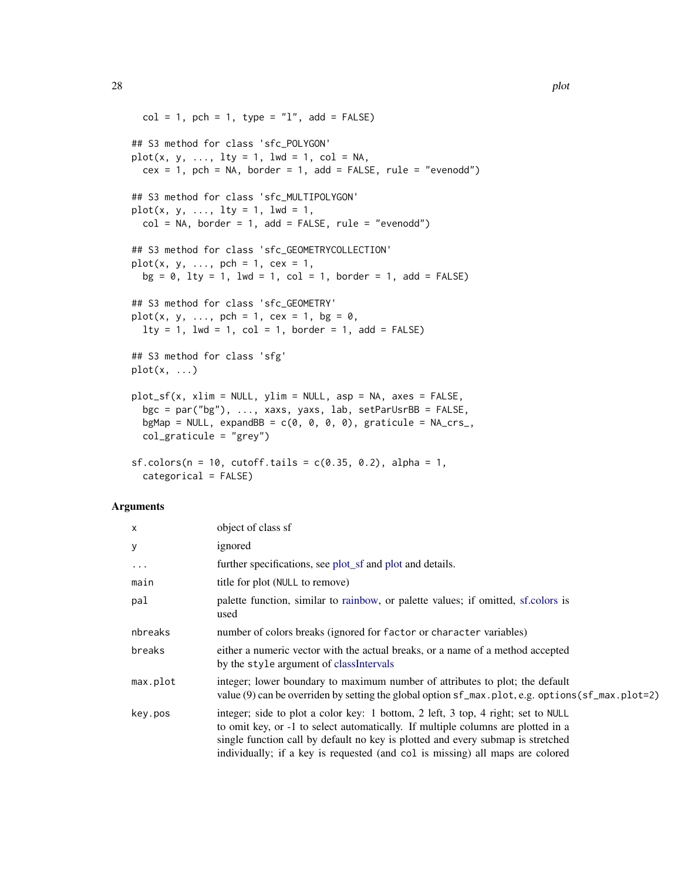```
  col = 1, pch = 1, type = "l", add = FALSE)

## S3 method for class 'sfc_POLYGON'
plot(x, y, ..., lty = 1, lwd = 1, col = NA,
  cex = 1, pch = NA, border = 1, add = FALSE, rule = "evenodd")

## S3 method for class 'sfc_MULTIPOLYGON'
plot(x, y, ..., lty = 1, lwd = 1,
  col = NA, border = 1, add = FALSE, rule = "evenodd")

## S3 method for class 'sfc_GEOMETRYCOLLECTION'
plot(x, y, ..., pch = 1, cex = 1,
  bg = 0, lty = 1, lwd = 1, col = 1, border = 1, add = FALSE)

## S3 method for class 'sfc_GEOMETRY'
plot(x, y, ..., pch = 1, cex = 1, bg = 0,
  lty = 1, lwd = 1, col = 1, border = 1, add = FALSE)

## S3 method for class 'sfg'
plot(x, ...)

plot_sf(x, xlim = NULL, ylim = NULL, asp = NA, axes = FALSE,
  bgc = par("bg"), ..., xaxs, yaxs, lab, setParUsrBB = FALSE,
  bgMap = NULL, expandBB = c(0, 0, 0, 0), graticule = NA_crs_,
  col_graticule = "grey")

sf.colors(n = 10, cutoff.tails = c(0.35, 0.2), alpha = 1,
  categorical = FALSE)
```

### Arguments

| | |
|---|---|
| `x` | object of class sf |
| `y` | ignored |
| `...` | further specifications, see plot_sf and plot and details. |
| `main` | title for plot (`NULL` to remove) |
| `pal` | palette function, similar to rainbow, or palette values; if omitted, sf.colors is used |
| `nbreaks` | number of colors breaks (ignored for `factor` or `character` variables) |
| `breaks` | either a numeric vector with the actual breaks, or a name of a method accepted by the `style` argument of classIntervals |
| `max.plot` | integer; lower boundary to maximum number of attributes to plot; the default value (9) can be overriden by setting the global option `sf_max.plot`, e.g. `options(sf_max.plot=2)` |
| `key.pos` | integer; side to plot a color key: 1 bottom, 2 left, 3 top, 4 right; set to `NULL` to omit key, or -1 to select automatically. If multiple columns are plotted in a single function call by default no key is plotted and every submap is stretched individually; if a key is requested (and `col` is missing) all maps are colored |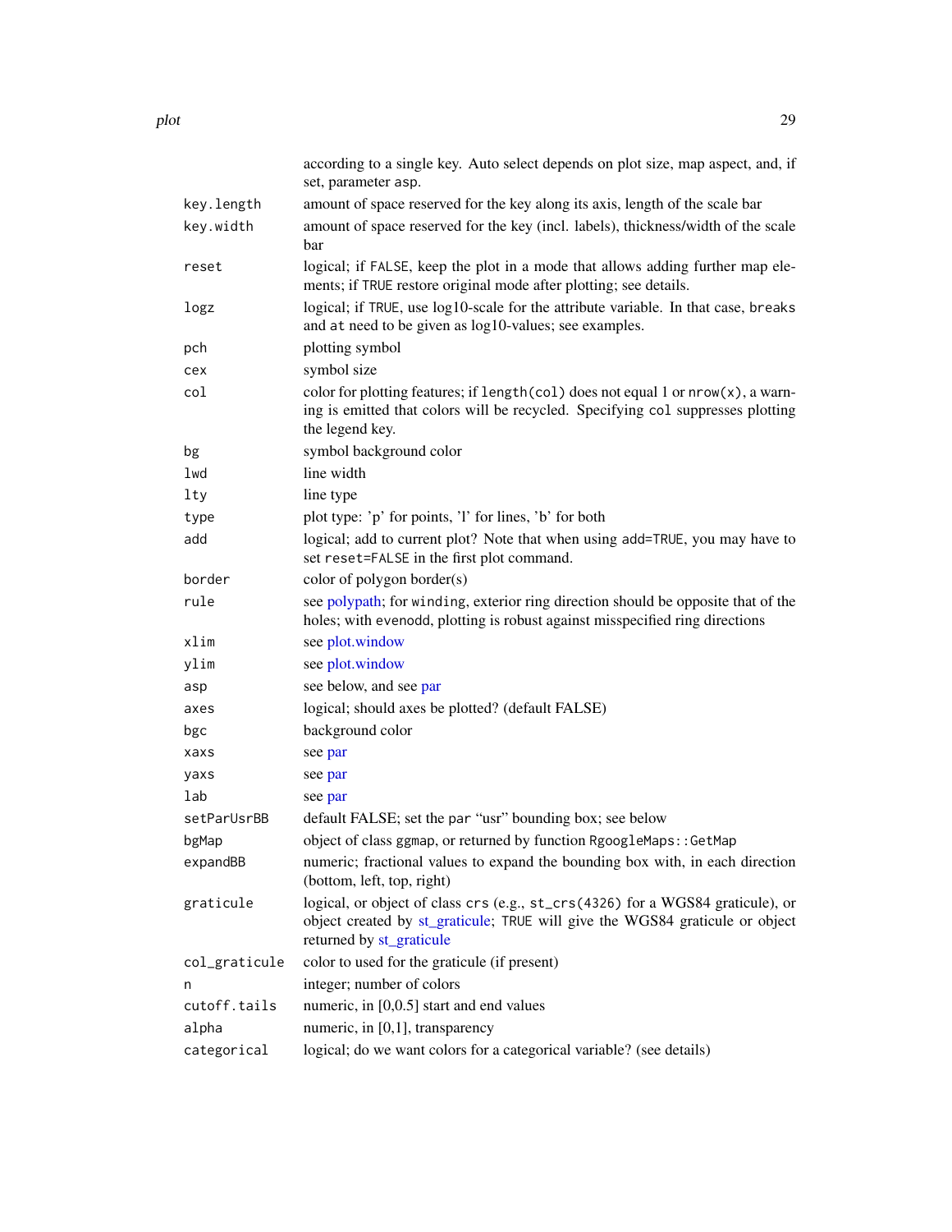| | |
|---|---|
| | according to a single key. Auto select depends on plot size, map aspect, and, if set, parameter `asp`. |
| `key.length` | amount of space reserved for the key along its axis, length of the scale bar |
| `key.width` | amount of space reserved for the key (incl. labels), thickness/width of the scale bar |
| `reset` | logical; if `FALSE`, keep the plot in a mode that allows adding further map elements; if `TRUE` restore original mode after plotting; see details. |
| `logz` | logical; if `TRUE`, use log10-scale for the attribute variable. In that case, `breaks` and `at` need to be given as log10-values; see examples. |
| `pch` | plotting symbol |
| `cex` | symbol size |
| `col` | color for plotting features; if `length(col)` does not equal 1 or `nrow(x)`, a warning is emitted that colors will be recycled. Specifying `col` suppresses plotting the legend key. |
| `bg` | symbol background color |
| `lwd` | line width |
| `lty` | line type |
| `type` | plot type: 'p' for points, 'l' for lines, 'b' for both |
| `add` | logical; add to current plot? Note that when using `add=TRUE`, you may have to set `reset=FALSE` in the first plot command. |
| `border` | color of polygon border(s) |
| `rule` | see polypath; for `winding`, exterior ring direction should be opposite that of the holes; with `evenodd`, plotting is robust against misspecified ring directions |
| `xlim` | see plot.window |
| `ylim` | see plot.window |
| `asp` | see below, and see par |
| `axes` | logical; should axes be plotted? (default FALSE) |
| `bgc` | background color |
| `xaxs` | see par |
| `yaxs` | see par |
| `lab` | see par |
| `setParUsrBB` | default FALSE; set the `par` "usr" bounding box; see below |
| `bgMap` | object of class `ggmap`, or returned by function `RgoogleMaps::GetMap` |
| `expandBB` | numeric; fractional values to expand the bounding box with, in each direction (bottom, left, top, right) |
| `graticule` | logical, or object of class `crs` (e.g., `st_crs(4326)` for a WGS84 graticule), or object created by st_graticule; `TRUE` will give the WGS84 graticule or object returned by st_graticule |
| `col_graticule` | color to used for the graticule (if present) |
| `n` | integer; number of colors |
| `cutoff.tails` | numeric, in [0,0.5] start and end values |
| `alpha` | numeric, in [0,1], transparency |
| `categorical` | logical; do we want colors for a categorical variable? (see details) |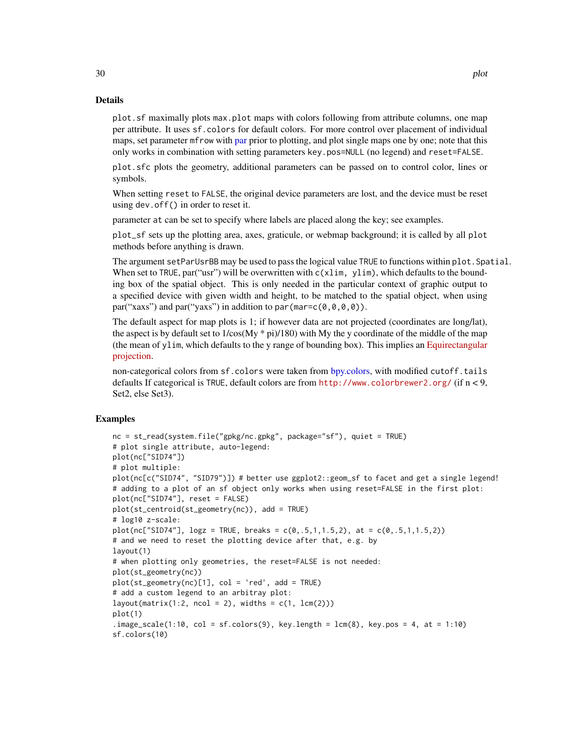## Details

plot.sf maximally plots max.plot maps with colors following from attribute columns, one map per attribute. It uses sf.colors for default colors. For more control over placement of individual maps, set parameter mfrow with par prior to plotting, and plot single maps one by one; note that this only works in combination with setting parameters key.pos=NULL (no legend) and reset=FALSE.

plot.sfc plots the geometry, additional parameters can be passed on to control color, lines or symbols.

When setting reset to FALSE, the original device parameters are lost, and the device must be reset using dev.off() in order to reset it.

parameter at can be set to specify where labels are placed along the key; see examples.

plot_sf sets up the plotting area, axes, graticule, or webmap background; it is called by all plot methods before anything is drawn.

The argument setParUsrBB may be used to pass the logical value TRUE to functions within plot.Spatial. When set to TRUE, par("usr") will be overwritten with c(xlim, ylim), which defaults to the bounding box of the spatial object. This is only needed in the particular context of graphic output to a specified device with given width and height, to be matched to the spatial object, when using par("xaxs") and par("yaxs") in addition to par(mar=c(0,0,0,0)).

The default aspect for map plots is 1; if however data are not projected (coordinates are long/lat), the aspect is by default set to 1/cos(My * pi)/180) with My the y coordinate of the middle of the map (the mean of ylim, which defaults to the y range of bounding box). This implies an Equirectangular projection.

non-categorical colors from sf.colors were taken from bpy.colors, with modified cutoff.tails defaults If categorical is TRUE, default colors are from http://www.colorbrewer2.org/ (if n < 9, Set2, else Set3).

## Examples

```
nc = st_read(system.file("gpkg/nc.gpkg", package="sf"), quiet = TRUE)
# plot single attribute, auto-legend:
plot(nc["SID74"])
# plot multiple:
plot(nc[c("SID74", "SID79")]) # better use ggplot2::geom_sf to facet and get a single legend!
# adding to a plot of an sf object only works when using reset=FALSE in the first plot:
plot(nc["SID74"], reset = FALSE)
plot(st_centroid(st_geometry(nc)), add = TRUE)
# log10 z-scale:
plot(nc["SID74"], logz = TRUE, breaks = c(0,.5,1,1.5,2), at = c(0,.5,1,1.5,2))
# and we need to reset the plotting device after that, e.g. by
layout(1)
# when plotting only geometries, the reset=FALSE is not needed:
plot(st_geometry(nc))
plot(st_geometry(nc)[1], col = 'red', add = TRUE)
# add a custom legend to an arbitray plot:
layout(matrix(1:2, ncol = 2), widths = c(1, lcm(2)))
plot(1)
.image_scale(1:10, col = sf.colors(9), key.length = lcm(8), key.pos = 4, at = 1:10)
sf.colors(10)
```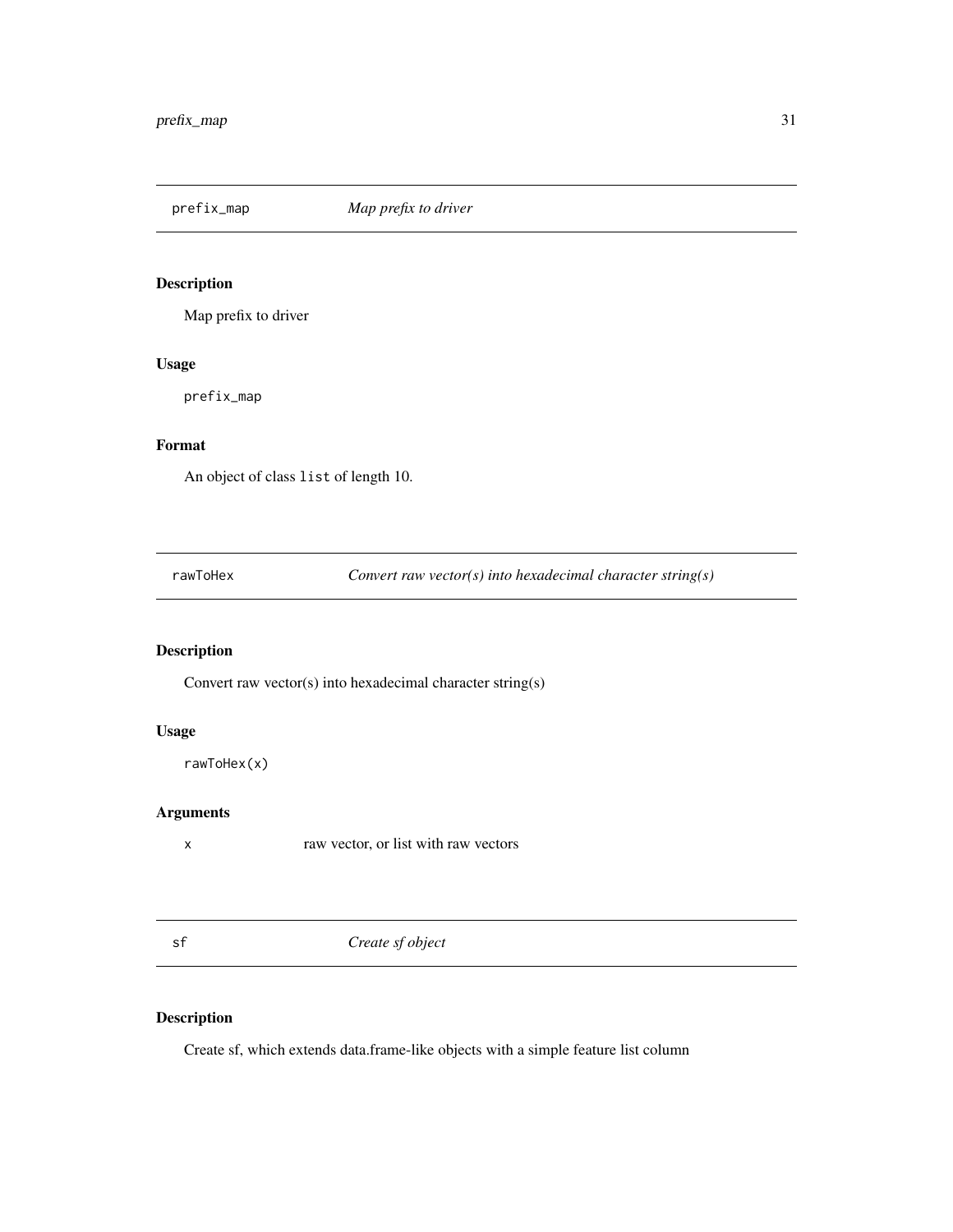## prefix_map *Map prefix to driver*

### Description

Map prefix to driver

### Usage

```
prefix_map
```

### Format

An object of class `list` of length 10.

## rawToHex *Convert raw vector(s) into hexadecimal character string(s)*

### Description

Convert raw vector(s) into hexadecimal character string(s)

### Usage

```
rawToHex(x)
```

### Arguments

| | |
|---|---|
| x | raw vector, or list with raw vectors |

## sf *Create sf object*

### Description

Create sf, which extends data.frame-like objects with a simple feature list column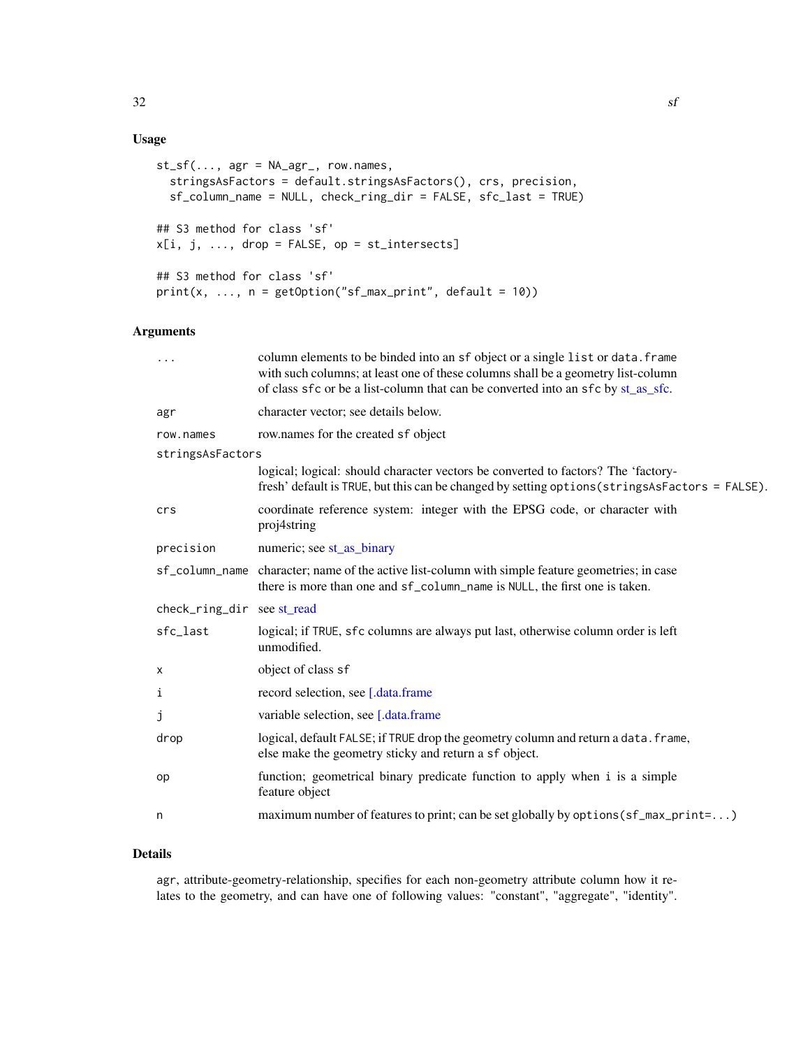## Usage

```
st_sf(..., agr = NA_agr_, row.names,
  stringsAsFactors = default.stringsAsFactors(), crs, precision,
  sf_column_name = NULL, check_ring_dir = FALSE, sfc_last = TRUE)

## S3 method for class 'sf'
x[i, j, ..., drop = FALSE, op = st_intersects]

## S3 method for class 'sf'
print(x, ..., n = getOption("sf_max_print", default = 10))
```

## Arguments

| | |
|---|---|
| `...` | column elements to be binded into an `sf` object or a single `list` or `data.frame` with such columns; at least one of these columns shall be a geometry list-column of class `sfc` or be a list-column that can be converted into an `sfc` by st_as_sfc. |
| `agr` | character vector; see details below. |
| `row.names` | row.names for the created `sf` object |
| `stringsAsFactors` | logical; logical: should character vectors be converted to factors? The 'factory-fresh' default is `TRUE`, but this can be changed by setting `options(stringsAsFactors = FALSE)`. |
| `crs` | coordinate reference system: integer with the EPSG code, or character with proj4string |
| `precision` | numeric; see st_as_binary |
| `sf_column_name` | character; name of the active list-column with simple feature geometries; in case there is more than one and `sf_column_name` is `NULL`, the first one is taken. |
| `check_ring_dir` | see st_read |
| `sfc_last` | logical; if `TRUE`, `sfc` columns are always put last, otherwise column order is left unmodified. |
| `x` | object of class `sf` |
| `i` | record selection, see [.data.frame |
| `j` | variable selection, see [.data.frame |
| `drop` | logical, default `FALSE`; if `TRUE` drop the geometry column and return a `data.frame`, else make the geometry sticky and return a `sf` object. |
| `op` | function; geometrical binary predicate function to apply when `i` is a simple feature object |
| `n` | maximum number of features to print; can be set globally by `options(sf_max_print=...)` |

## Details

`agr`, attribute-geometry-relationship, specifies for each non-geometry attribute column how it relates to the geometry, and can have one of following values: "constant", "aggregate", "identity".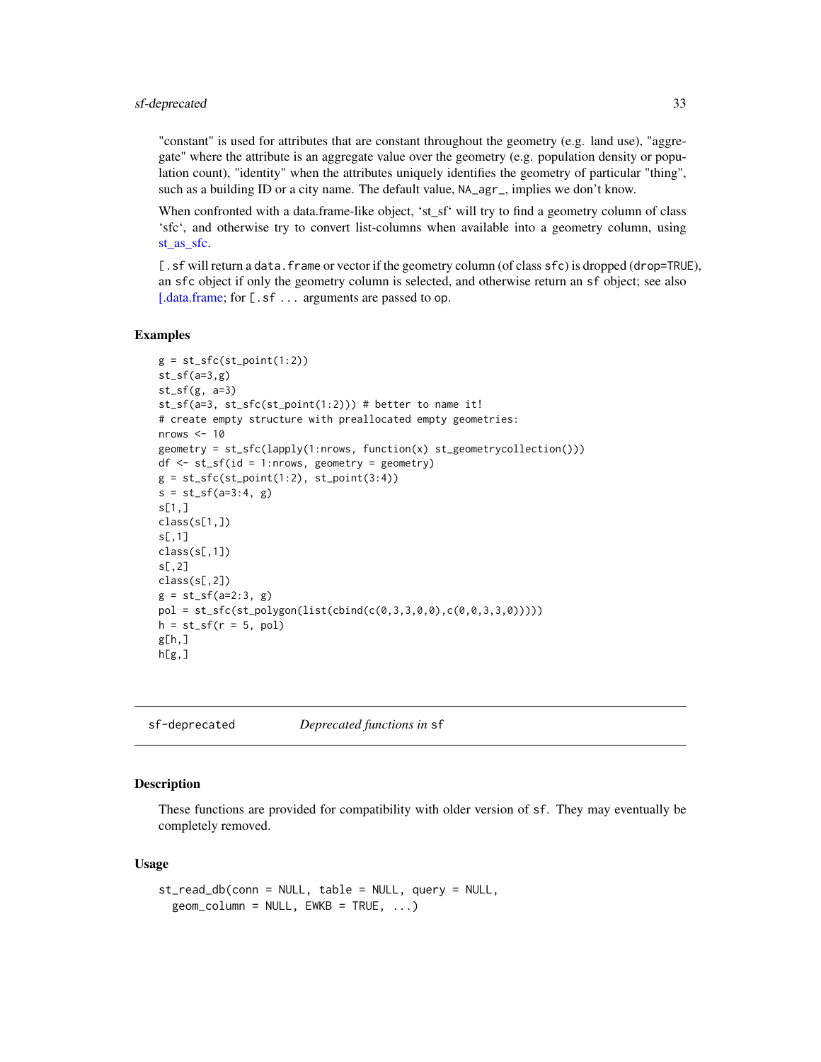"constant" is used for attributes that are constant throughout the geometry (e.g. land use), "aggregate" where the attribute is an aggregate value over the geometry (e.g. population density or population count), "identity" when the attributes uniquely identifies the geometry of particular "thing", such as a building ID or a city name. The default value, NA_agr_, implies we don't know.

When confronted with a data.frame-like object, 'st_sf' will try to find a geometry column of class 'sfc', and otherwise try to convert list-columns when available into a geometry column, using st_as_sfc.

[.sf will return a data.frame or vector if the geometry column (of class sfc) is dropped (drop=TRUE), an sfc object if only the geometry column is selected, and otherwise return an sf object; see also [.data.frame; for [.sf ... arguments are passed to op.

### Examples

```
g = st_sfc(st_point(1:2))
st_sf(a=3,g)
st_sf(g, a=3)
st_sf(a=3, st_sfc(st_point(1:2))) # better to name it!
# create empty structure with preallocated empty geometries:
nrows <- 10
geometry = st_sfc(lapply(1:nrows, function(x) st_geometrycollection()))
df <- st_sf(id = 1:nrows, geometry = geometry)
g = st_sfc(st_point(1:2), st_point(3:4))
s = st_sf(a=3:4, g)
s[1,]
class(s[1,])
s[,1]
class(s[,1])
s[,2]
class(s[,2])
g = st_sf(a=2:3, g)
pol = st_sfc(st_polygon(list(cbind(c(0,3,3,0,0),c(0,0,3,3,0)))))
h = st_sf(r = 5, pol)
g[h,]
h[g,]
```

---

## sf-deprecated *Deprecated functions in* sf

### Description

These functions are provided for compatibility with older version of sf. They may eventually be completely removed.

### Usage

```
st_read_db(conn = NULL, table = NULL, query = NULL,
  geom_column = NULL, EWKB = TRUE, ...)
```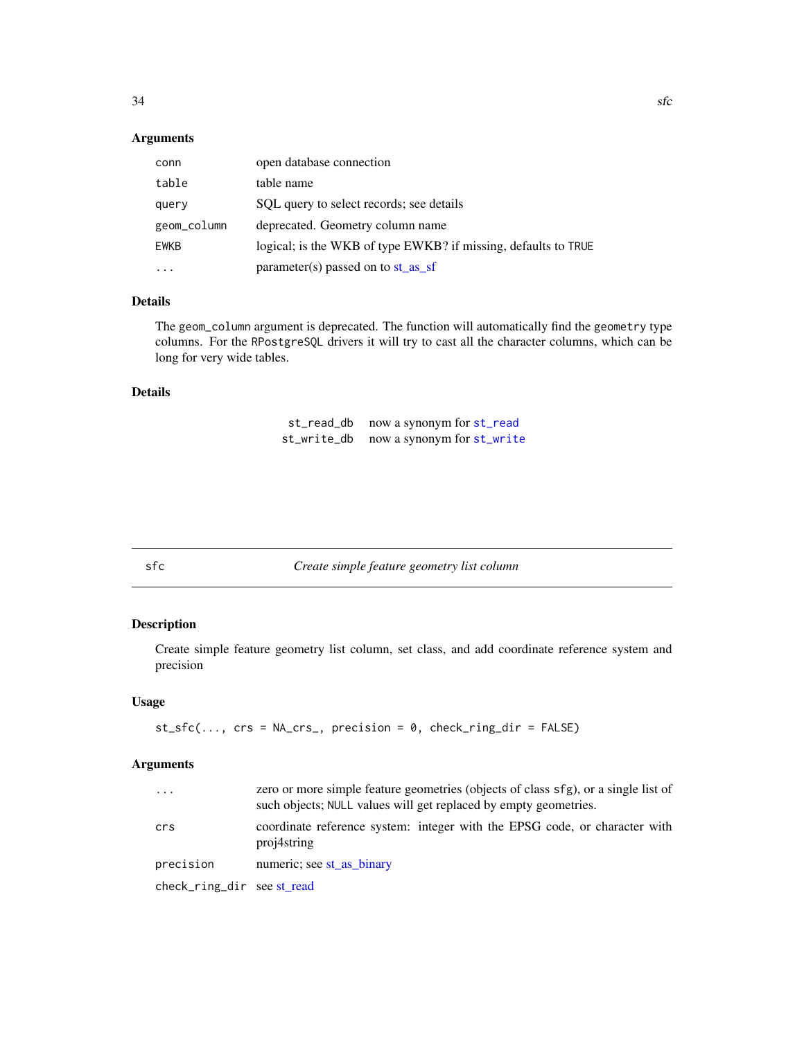### Arguments

| | |
|---|---|
| conn | open database connection |
| table | table name |
| query | SQL query to select records; see details |
| geom_column | deprecated. Geometry column name |
| EWKB | logical; is the WKB of type EWKB? if missing, defaults to TRUE |
| ... | parameter(s) passed on to st_as_sf |

### Details

The geom_column argument is deprecated. The function will automatically find the geometry type columns. For the RPostgreSQL drivers it will try to cast all the character columns, which can be long for very wide tables.

### Details

| | |
|---|---|
| st_read_db | now a synonym for st_read |
| st_write_db | now a synonym for st_write |

---

## sfc — *Create simple feature geometry list column*

### Description

Create simple feature geometry list column, set class, and add coordinate reference system and precision

### Usage

```
st_sfc(..., crs = NA_crs_, precision = 0, check_ring_dir = FALSE)
```

### Arguments

| | |
|---|---|
| ... | zero or more simple feature geometries (objects of class sfg), or a single list of such objects; NULL values will get replaced by empty geometries. |
| crs | coordinate reference system: integer with the EPSG code, or character with proj4string |
| precision | numeric; see st_as_binary |
| check_ring_dir | see st_read |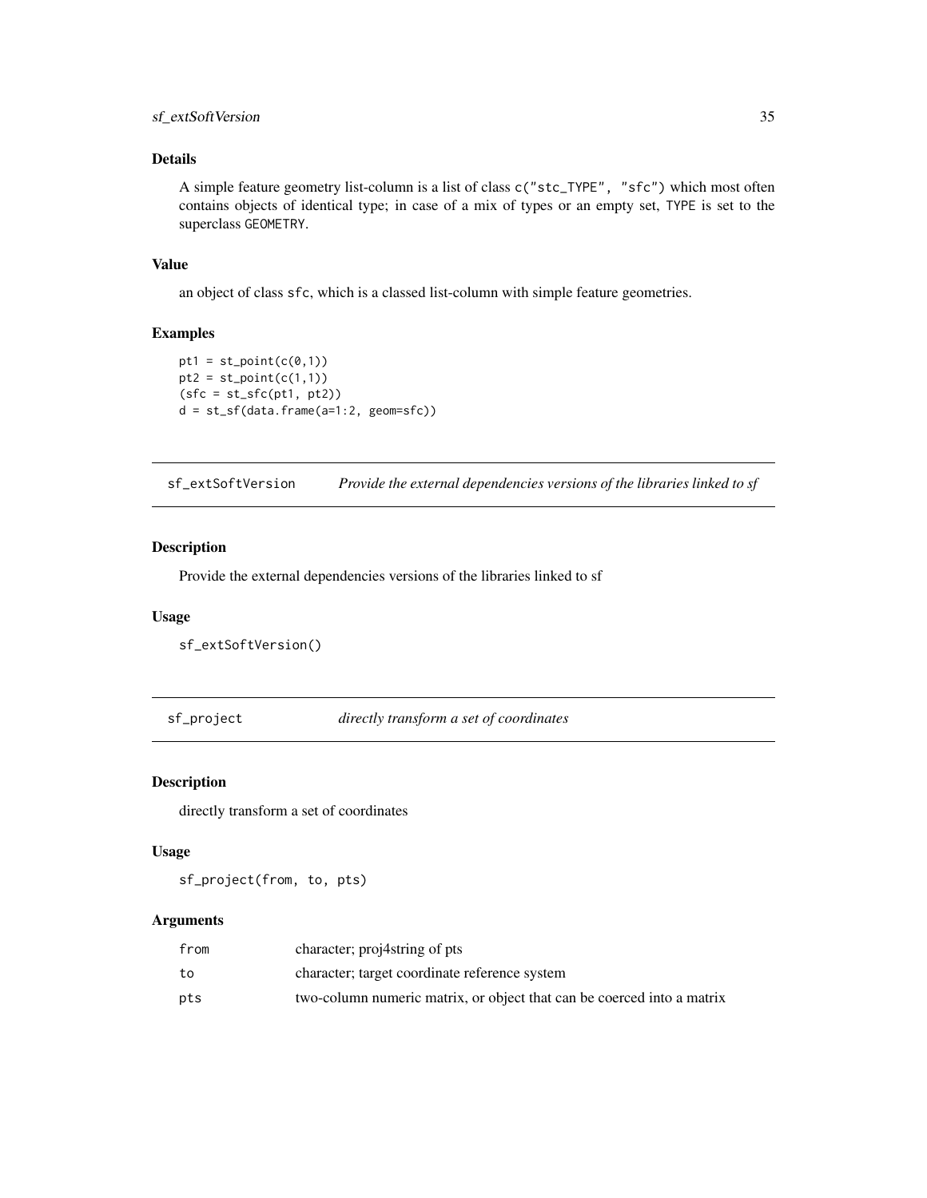### Details

A simple feature geometry list-column is a list of class `c("stc_TYPE", "sfc")` which most often contains objects of identical type; in case of a mix of types or an empty set, `TYPE` is set to the superclass `GEOMETRY`.

### Value

an object of class `sfc`, which is a classed list-column with simple feature geometries.

### Examples

```
pt1 = st_point(c(0,1))
pt2 = st_point(c(1,1))
(sfc = st_sfc(pt1, pt2))
d = st_sf(data.frame(a=1:2, geom=sfc))
```

---

## sf_extSoftVersion — *Provide the external dependencies versions of the libraries linked to sf*

### Description

Provide the external dependencies versions of the libraries linked to sf

### Usage

```
sf_extSoftVersion()
```

---

## sf_project — *directly transform a set of coordinates*

### Description

directly transform a set of coordinates

### Usage

```
sf_project(from, to, pts)
```

### Arguments

| | |
|---|---|
| `from` | character; proj4string of pts |
| `to` | character; target coordinate reference system |
| `pts` | two-column numeric matrix, or object that can be coerced into a matrix |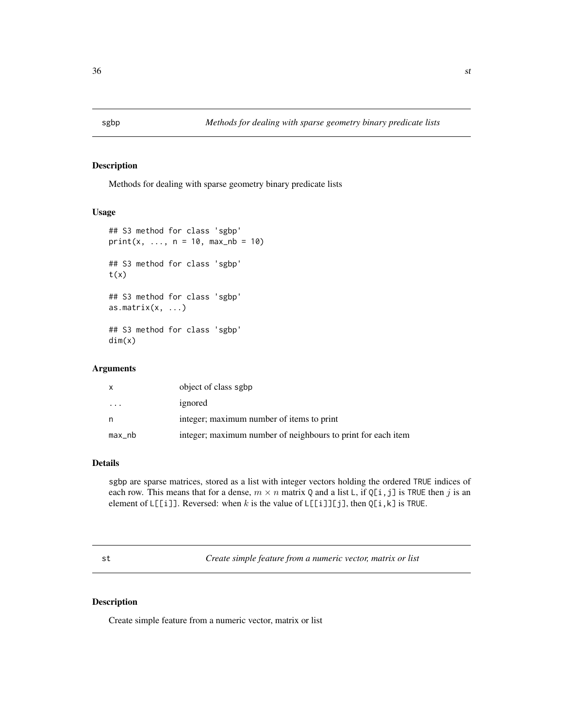## sgbp — *Methods for dealing with sparse geometry binary predicate lists*

### Description

Methods for dealing with sparse geometry binary predicate lists

### Usage

```
## S3 method for class 'sgbp'
print(x, ..., n = 10, max_nb = 10)

## S3 method for class 'sgbp'
t(x)

## S3 method for class 'sgbp'
as.matrix(x, ...)

## S3 method for class 'sgbp'
dim(x)
```

### Arguments

| | |
|---|---|
| x | object of class sgbp |
| ... | ignored |
| n | integer; maximum number of items to print |
| max_nb | integer; maximum number of neighbours to print for each item |

### Details

sgbp are sparse matrices, stored as a list with integer vectors holding the ordered TRUE indices of each row. This means that for a dense, $m \times n$ matrix Q and a list L, if Q[i,j] is TRUE then $j$ is an element of L[[i]]. Reversed: when $k$ is the value of L[[i]][j], then Q[i,k] is TRUE.

## st — *Create simple feature from a numeric vector, matrix or list*

### Description

Create simple feature from a numeric vector, matrix or list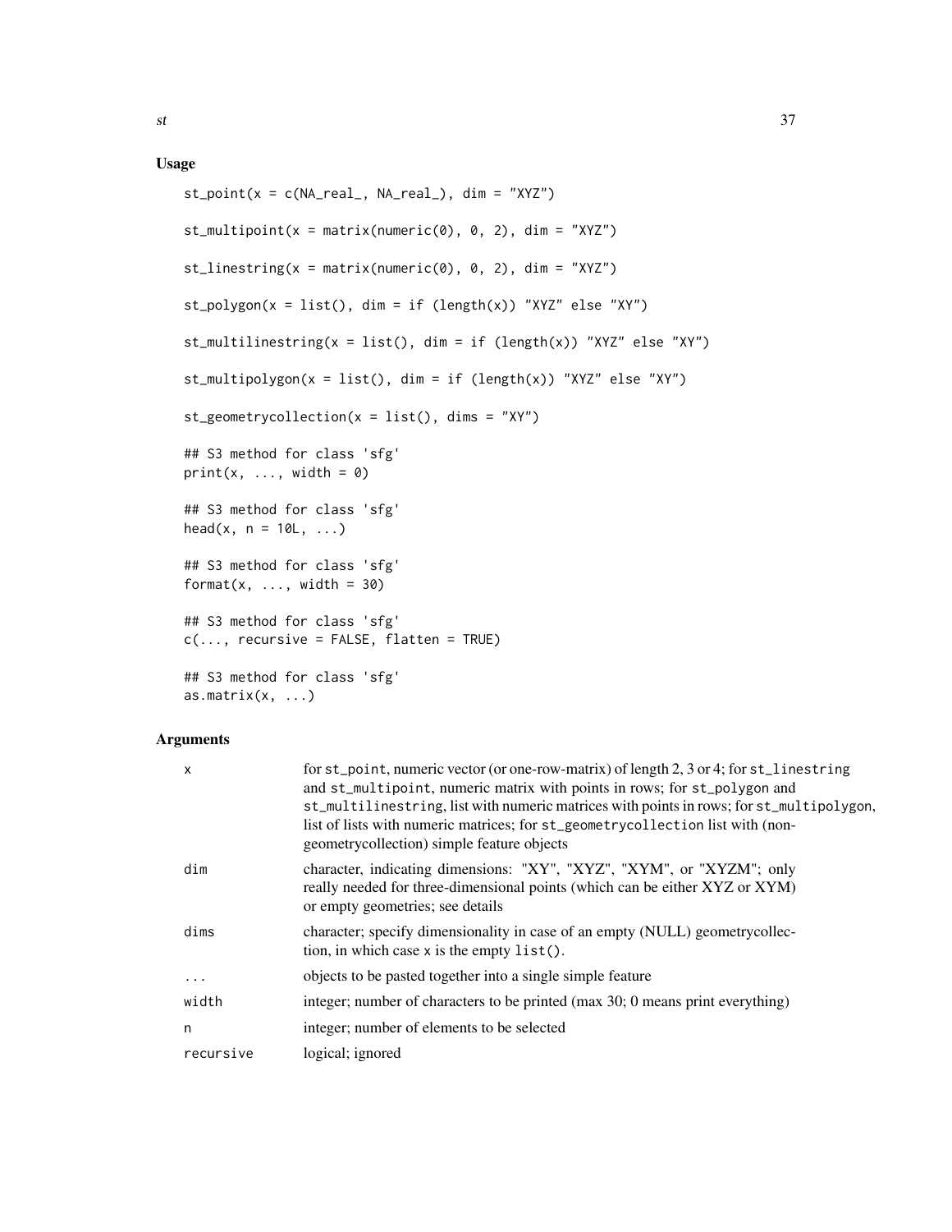## Usage

```
st_point(x = c(NA_real_, NA_real_), dim = "XYZ")

st_multipoint(x = matrix(numeric(0), 0, 2), dim = "XYZ")

st_linestring(x = matrix(numeric(0), 0, 2), dim = "XYZ")

st_polygon(x = list(), dim = if (length(x)) "XYZ" else "XY")

st_multilinestring(x = list(), dim = if (length(x)) "XYZ" else "XY")

st_multipolygon(x = list(), dim = if (length(x)) "XYZ" else "XY")

st_geometrycollection(x = list(), dims = "XY")

## S3 method for class 'sfg'
print(x, ..., width = 0)

## S3 method for class 'sfg'
head(x, n = 10L, ...)

## S3 method for class 'sfg'
format(x, ..., width = 30)

## S3 method for class 'sfg'
c(..., recursive = FALSE, flatten = TRUE)

## S3 method for class 'sfg'
as.matrix(x, ...)
```

## Arguments

| | |
|---|---|
| x | for `st_point`, numeric vector (or one-row-matrix) of length 2, 3 or 4; for `st_linestring` and `st_multipoint`, numeric matrix with points in rows; for `st_polygon` and `st_multilinestring`, list with numeric matrices with points in rows; for `st_multipolygon`, list of lists with numeric matrices; for `st_geometrycollection` list with (non-geometrycollection) simple feature objects |
| dim | character, indicating dimensions: "XY", "XYZ", "XYM", or "XYZM"; only really needed for three-dimensional points (which can be either XYZ or XYM) or empty geometries; see details |
| dims | character; specify dimensionality in case of an empty (NULL) geometrycollection, in which case `x` is the empty `list()`. |
| ... | objects to be pasted together into a single simple feature |
| width | integer; number of characters to be printed (max 30; 0 means print everything) |
| n | integer; number of elements to be selected |
| recursive | logical; ignored |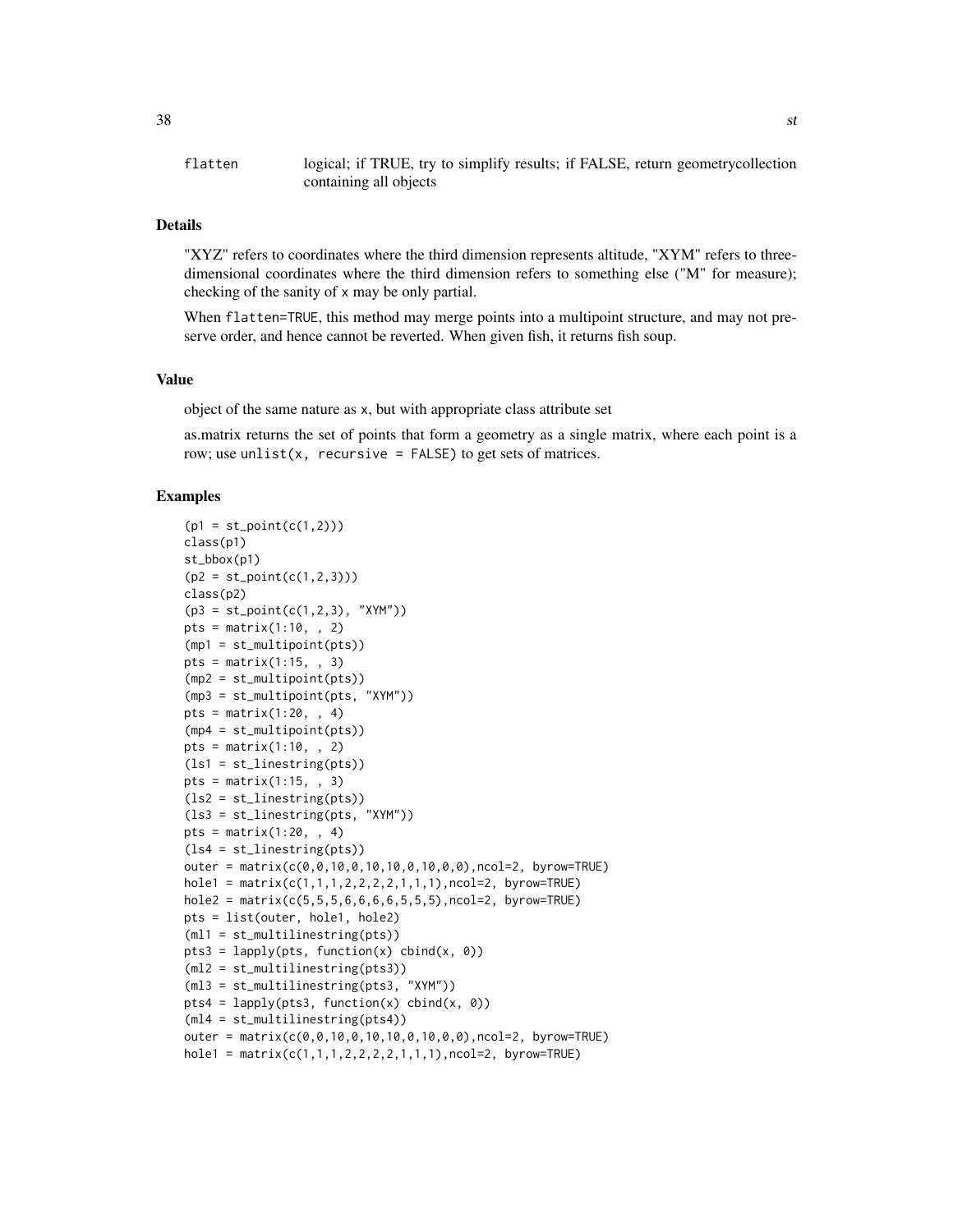flatten logical; if TRUE, try to simplify results; if FALSE, return geometrycollection containing all objects

## Details

"XYZ" refers to coordinates where the third dimension represents altitude, "XYM" refers to three-dimensional coordinates where the third dimension refers to something else ("M" for measure); checking of the sanity of x may be only partial.

When flatten=TRUE, this method may merge points into a multipoint structure, and may not preserve order, and hence cannot be reverted. When given fish, it returns fish soup.

## Value

object of the same nature as x, but with appropriate class attribute set

as.matrix returns the set of points that form a geometry as a single matrix, where each point is a row; use unlist(x, recursive = FALSE) to get sets of matrices.

## Examples

```
(p1 = st_point(c(1,2)))
class(p1)
st_bbox(p1)
(p2 = st_point(c(1,2,3)))
class(p2)
(p3 = st_point(c(1,2,3), "XYM"))
pts = matrix(1:10, , 2)
(mp1 = st_multipoint(pts))
pts = matrix(1:15, , 3)
(mp2 = st_multipoint(pts))
(mp3 = st_multipoint(pts, "XYM"))
pts = matrix(1:20, , 4)
(mp4 = st_multipoint(pts))
pts = matrix(1:10, , 2)
(ls1 = st_linestring(pts))
pts = matrix(1:15, , 3)
(ls2 = st_linestring(pts))
(ls3 = st_linestring(pts, "XYM"))
pts = matrix(1:20, , 4)
(ls4 = st_linestring(pts))
outer = matrix(c(0,0,10,0,10,10,0,10,0,0),ncol=2, byrow=TRUE)
hole1 = matrix(c(1,1,1,2,2,2,2,1,1,1),ncol=2, byrow=TRUE)
hole2 = matrix(c(5,5,5,6,6,6,6,5,5,5),ncol=2, byrow=TRUE)
pts = list(outer, hole1, hole2)
(ml1 = st_multilinestring(pts))
pts3 = lapply(pts, function(x) cbind(x, 0))
(ml2 = st_multilinestring(pts3))
(ml3 = st_multilinestring(pts3, "XYM"))
pts4 = lapply(pts3, function(x) cbind(x, 0))
(ml4 = st_multilinestring(pts4))
outer = matrix(c(0,0,10,0,10,10,0,10,0,0),ncol=2, byrow=TRUE)
hole1 = matrix(c(1,1,1,2,2,2,2,1,1,1),ncol=2, byrow=TRUE)
```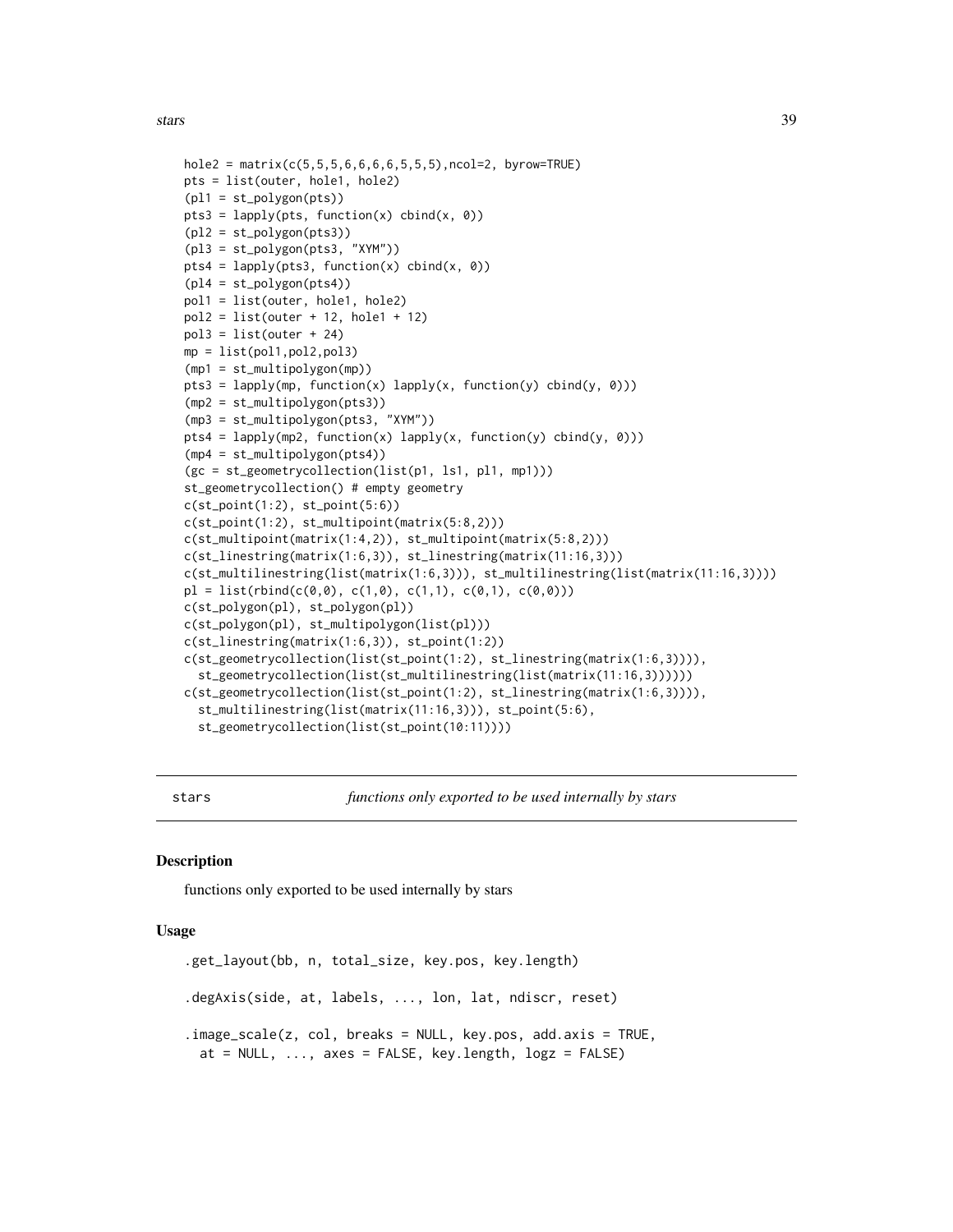```
hole2 = matrix(c(5,5,5,6,6,6,6,5,5,5),ncol=2, byrow=TRUE)
pts = list(outer, hole1, hole2)
(pl1 = st_polygon(pts))
pts3 = lapply(pts, function(x) cbind(x, 0))
(pl2 = st_polygon(pts3))
(pl3 = st_polygon(pts3, "XYM"))
pts4 = lapply(pts3, function(x) cbind(x, 0))
(pl4 = st_polygon(pts4))
pol1 = list(outer, hole1, hole2)
pol2 = list(outer + 12, hole1 + 12)
pol3 = list(outer + 24)
mp = list(pol1,pol2,pol3)
(mp1 = st_multipolygon(mp))
pts3 = lapply(mp, function(x) lapply(x, function(y) cbind(y, 0)))
(mp2 = st_multipolygon(pts3))
(mp3 = st_multipolygon(pts3, "XYM"))
pts4 = lapply(mp2, function(x) lapply(x, function(y) cbind(y, 0)))
(mp4 = st_multipolygon(pts4))
(gc = st_geometrycollection(list(p1, ls1, pl1, mp1)))
st_geometrycollection() # empty geometry
c(st_point(1:2), st_point(5:6))
c(st_point(1:2), st_multipoint(matrix(5:8,2)))
c(st_multipoint(matrix(1:4,2)), st_multipoint(matrix(5:8,2)))
c(st_linestring(matrix(1:6,3)), st_linestring(matrix(11:16,3)))
c(st_multilinestring(list(matrix(1:6,3))), st_multilinestring(list(matrix(11:16,3))))
pl = list(rbind(c(0,0), c(1,0), c(1,1), c(0,1), c(0,0)))
c(st_polygon(pl), st_polygon(pl))
c(st_polygon(pl), st_multipolygon(list(pl)))
c(st_linestring(matrix(1:6,3)), st_point(1:2))
c(st_geometrycollection(list(st_point(1:2), st_linestring(matrix(1:6,3)))),
  st_geometrycollection(list(st_multilinestring(list(matrix(11:16,3))))))
c(st_geometrycollection(list(st_point(1:2), st_linestring(matrix(1:6,3)))),
  st_multilinestring(list(matrix(11:16,3))), st_point(5:6),
  st_geometrycollection(list(st_point(10:11))))
```

## stars — *functions only exported to be used internally by stars*

### Description

functions only exported to be used internally by stars

### Usage

```
.get_layout(bb, n, total_size, key.pos, key.length)

.degAxis(side, at, labels, ..., lon, lat, ndiscr, reset)

.image_scale(z, col, breaks = NULL, key.pos, add.axis = TRUE,
  at = NULL, ..., axes = FALSE, key.length, logz = FALSE)
```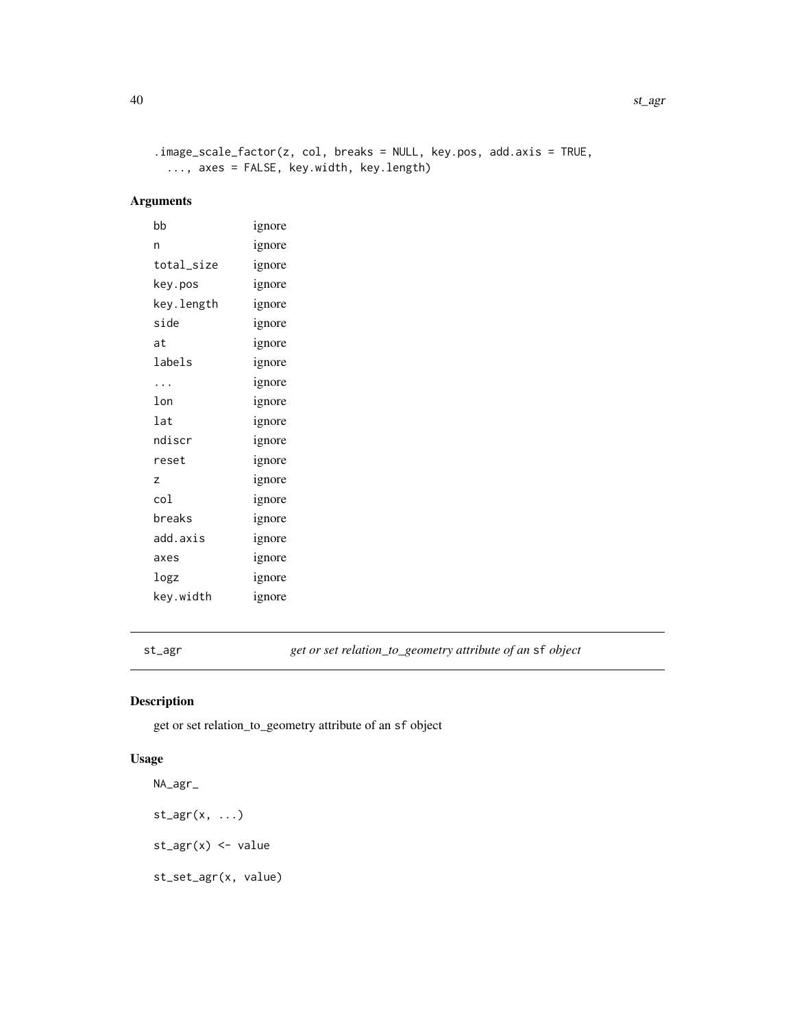```
.image_scale_factor(z, col, breaks = NULL, key.pos, add.axis = TRUE,
  ..., axes = FALSE, key.width, key.length)
```

## Arguments

| | |
|---|---|
| bb | ignore |
| n | ignore |
| total_size | ignore |
| key.pos | ignore |
| key.length | ignore |
| side | ignore |
| at | ignore |
| labels | ignore |
| ... | ignore |
| lon | ignore |
| lat | ignore |
| ndiscr | ignore |
| reset | ignore |
| z | ignore |
| col | ignore |
| breaks | ignore |
| add.axis | ignore |
| axes | ignore |
| logz | ignore |
| key.width | ignore |

---

# st_agr — *get or set relation_to_geometry attribute of an* `sf` *object*

---

## Description

get or set relation_to_geometry attribute of an `sf` object

## Usage

```
NA_agr_

st_agr(x, ...)

st_agr(x) <- value

st_set_agr(x, value)
```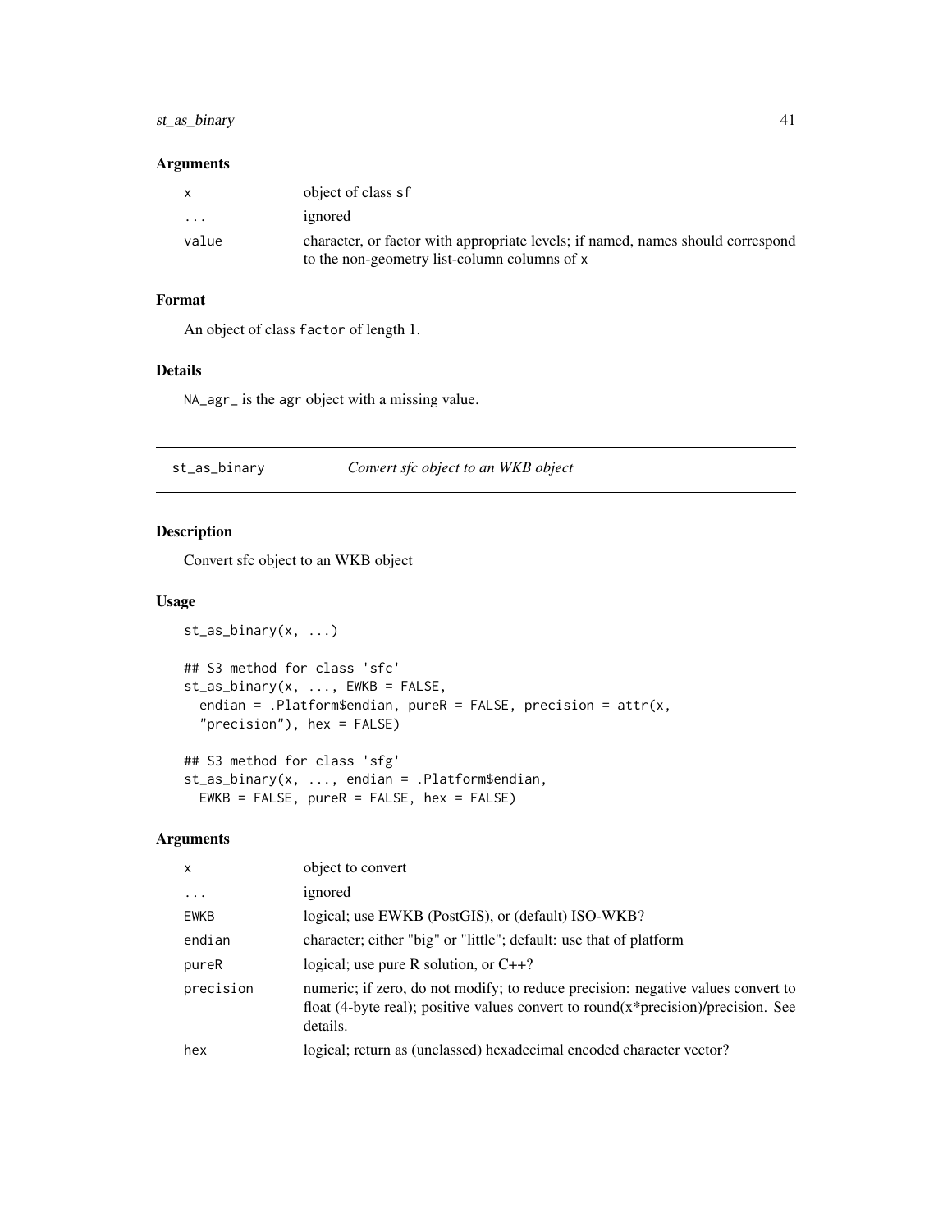## Arguments

| | |
|---|---|
| x | object of class sf |
| ... | ignored |
| value | character, or factor with appropriate levels; if named, names should correspond to the non-geometry list-column columns of x |

## Format

An object of class factor of length 1.

## Details

NA_agr_ is the agr object with a missing value.

---

# st_as_binary — *Convert sfc object to an WKB object*

## Description

Convert sfc object to an WKB object

## Usage

```
st_as_binary(x, ...)

## S3 method for class 'sfc'
st_as_binary(x, ..., EWKB = FALSE,
  endian = .Platform$endian, pureR = FALSE, precision = attr(x,
  "precision"), hex = FALSE)

## S3 method for class 'sfg'
st_as_binary(x, ..., endian = .Platform$endian,
  EWKB = FALSE, pureR = FALSE, hex = FALSE)
```

## Arguments

| | |
|---|---|
| x | object to convert |
| ... | ignored |
| EWKB | logical; use EWKB (PostGIS), or (default) ISO-WKB? |
| endian | character; either "big" or "little"; default: use that of platform |
| pureR | logical; use pure R solution, or C++? |
| precision | numeric; if zero, do not modify; to reduce precision: negative values convert to float (4-byte real); positive values convert to round(x*precision)/precision. See details. |
| hex | logical; return as (unclassed) hexadecimal encoded character vector? |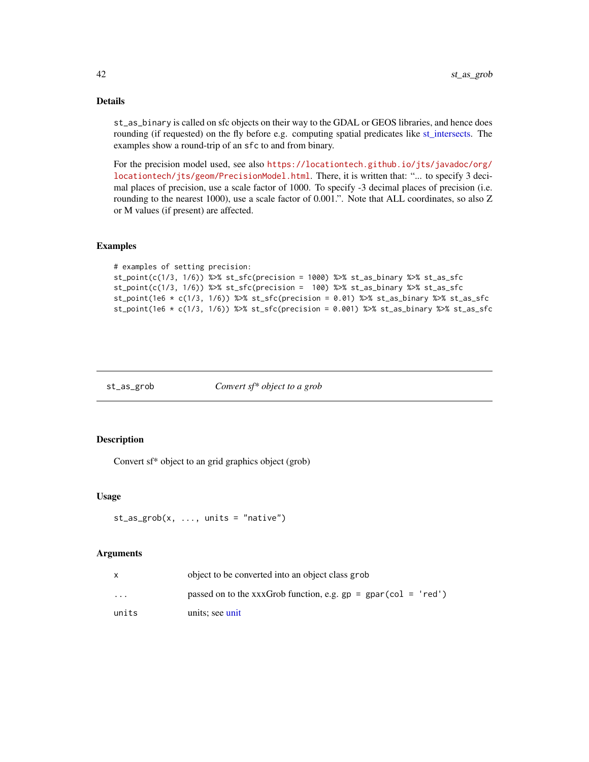### Details

`st_as_binary` is called on sfc objects on their way to the GDAL or GEOS libraries, and hence does rounding (if requested) on the fly before e.g. computing spatial predicates like st_intersects. The examples show a round-trip of an `sfc` to and from binary.

For the precision model used, see also https://locationtech.github.io/jts/javadoc/org/locationtech/jts/geom/PrecisionModel.html. There, it is written that: "... to specify 3 decimal places of precision, use a scale factor of 1000. To specify -3 decimal places of precision (i.e. rounding to the nearest 1000), use a scale factor of 0.001.". Note that ALL coordinates, so also Z or M values (if present) are affected.

### Examples

```
# examples of setting precision:
st_point(c(1/3, 1/6)) %>% st_sfc(precision = 1000) %>% st_as_binary %>% st_as_sfc
st_point(c(1/3, 1/6)) %>% st_sfc(precision =  100) %>% st_as_binary %>% st_as_sfc
st_point(1e6 * c(1/3, 1/6)) %>% st_sfc(precision = 0.01) %>% st_as_binary %>% st_as_sfc
st_point(1e6 * c(1/3, 1/6)) %>% st_sfc(precision = 0.001) %>% st_as_binary %>% st_as_sfc
```

---

## st_as_grob &nbsp;&nbsp;&nbsp; *Convert sf\* object to a grob*

### Description

Convert sf* object to an grid graphics object (grob)

### Usage

```
st_as_grob(x, ..., units = "native")
```

### Arguments

| | |
|---|---|
| `x` | object to be converted into an object class `grob` |
| `...` | passed on to the xxxGrob function, e.g. `gp = gpar(col = 'red')` |
| `units` | units; see unit |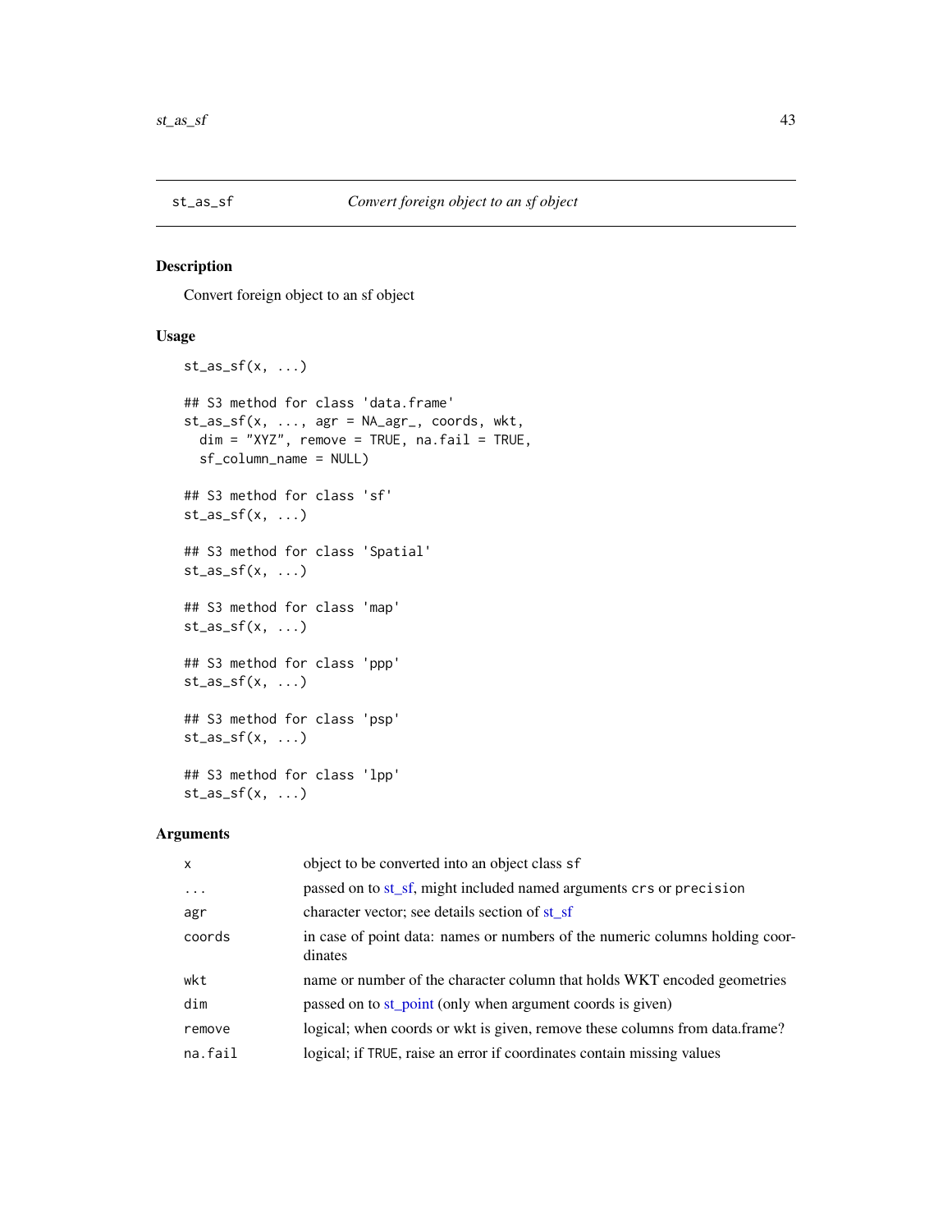`st_as_sf` *Convert foreign object to an sf object*

## Description

Convert foreign object to an sf object

## Usage

```
st_as_sf(x, ...)

## S3 method for class 'data.frame'
st_as_sf(x, ..., agr = NA_agr_, coords, wkt,
  dim = "XYZ", remove = TRUE, na.fail = TRUE,
  sf_column_name = NULL)

## S3 method for class 'sf'
st_as_sf(x, ...)

## S3 method for class 'Spatial'
st_as_sf(x, ...)

## S3 method for class 'map'
st_as_sf(x, ...)

## S3 method for class 'ppp'
st_as_sf(x, ...)

## S3 method for class 'psp'
st_as_sf(x, ...)

## S3 method for class 'lpp'
st_as_sf(x, ...)
```

## Arguments

| | |
|---|---|
| `x` | object to be converted into an object class `sf` |
| `...` | passed on to st_sf, might included named arguments `crs` or `precision` |
| `agr` | character vector; see details section of st_sf |
| `coords` | in case of point data: names or numbers of the numeric columns holding coordinates |
| `wkt` | name or number of the character column that holds WKT encoded geometries |
| `dim` | passed on to st_point (only when argument coords is given) |
| `remove` | logical; when coords or wkt is given, remove these columns from data.frame? |
| `na.fail` | logical; if `TRUE`, raise an error if coordinates contain missing values |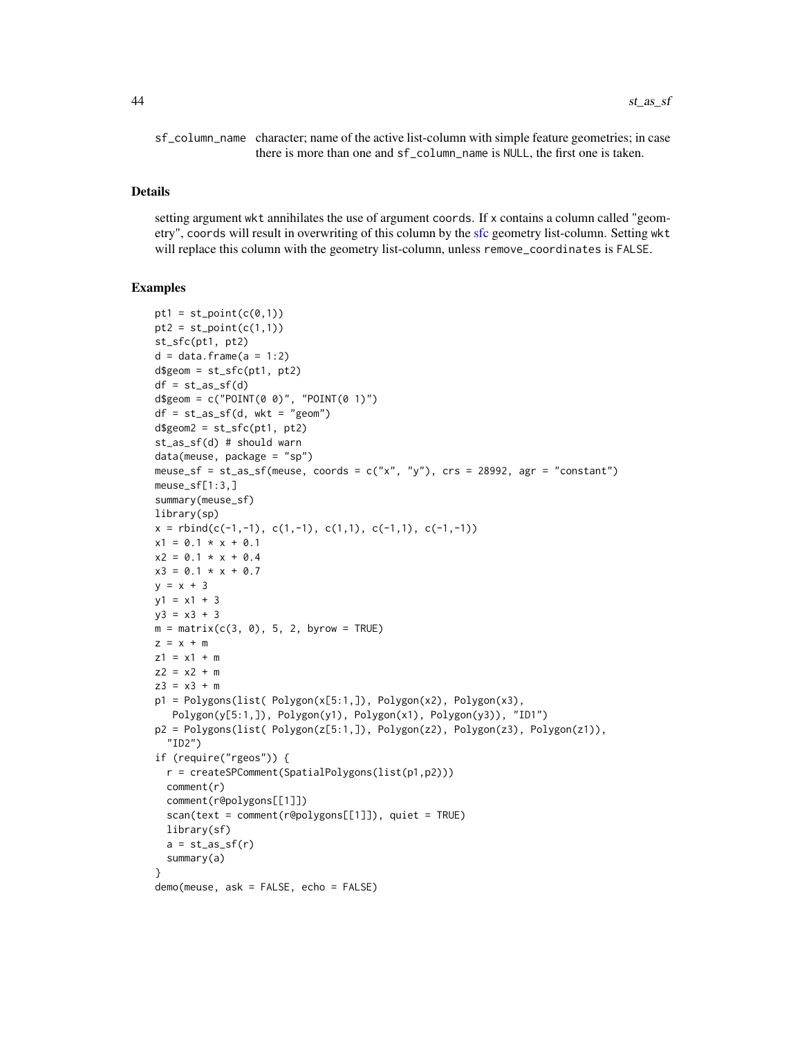sf_column_name character; name of the active list-column with simple feature geometries; in case there is more than one and sf_column_name is NULL, the first one is taken.

## Details

setting argument wkt annihilates the use of argument coords. If x contains a column called "geometry", coords will result in overwriting of this column by the sfc geometry list-column. Setting wkt will replace this column with the geometry list-column, unless remove_coordinates is FALSE.

## Examples

```
pt1 = st_point(c(0,1))
pt2 = st_point(c(1,1))
st_sfc(pt1, pt2)
d = data.frame(a = 1:2)
d$geom = st_sfc(pt1, pt2)
df = st_as_sf(d)
d$geom = c("POINT(0 0)", "POINT(0 1)")
df = st_as_sf(d, wkt = "geom")
d$geom2 = st_sfc(pt1, pt2)
st_as_sf(d) # should warn
data(meuse, package = "sp")
meuse_sf = st_as_sf(meuse, coords = c("x", "y"), crs = 28992, agr = "constant")
meuse_sf[1:3,]
summary(meuse_sf)
library(sp)
x = rbind(c(-1,-1), c(1,-1), c(1,1), c(-1,1), c(-1,-1))
x1 = 0.1 * x + 0.1
x2 = 0.1 * x + 0.4
x3 = 0.1 * x + 0.7
y = x + 3
y1 = x1 + 3
y3 = x3 + 3
m = matrix(c(3, 0), 5, 2, byrow = TRUE)
z = x + m
z1 = x1 + m
z2 = x2 + m
z3 = x3 + m
p1 = Polygons(list( Polygon(x[5:1,]), Polygon(x2), Polygon(x3),
   Polygon(y[5:1,]), Polygon(y1), Polygon(x1), Polygon(y3)), "ID1")
p2 = Polygons(list( Polygon(z[5:1,]), Polygon(z2), Polygon(z3), Polygon(z1)),
  "ID2")
if (require("rgeos")) {
  r = createSPComment(SpatialPolygons(list(p1,p2)))
  comment(r)
  comment(r@polygons[[1]])
  scan(text = comment(r@polygons[[1]]), quiet = TRUE)
  library(sf)
  a = st_as_sf(r)
  summary(a)
}
demo(meuse, ask = FALSE, echo = FALSE)
```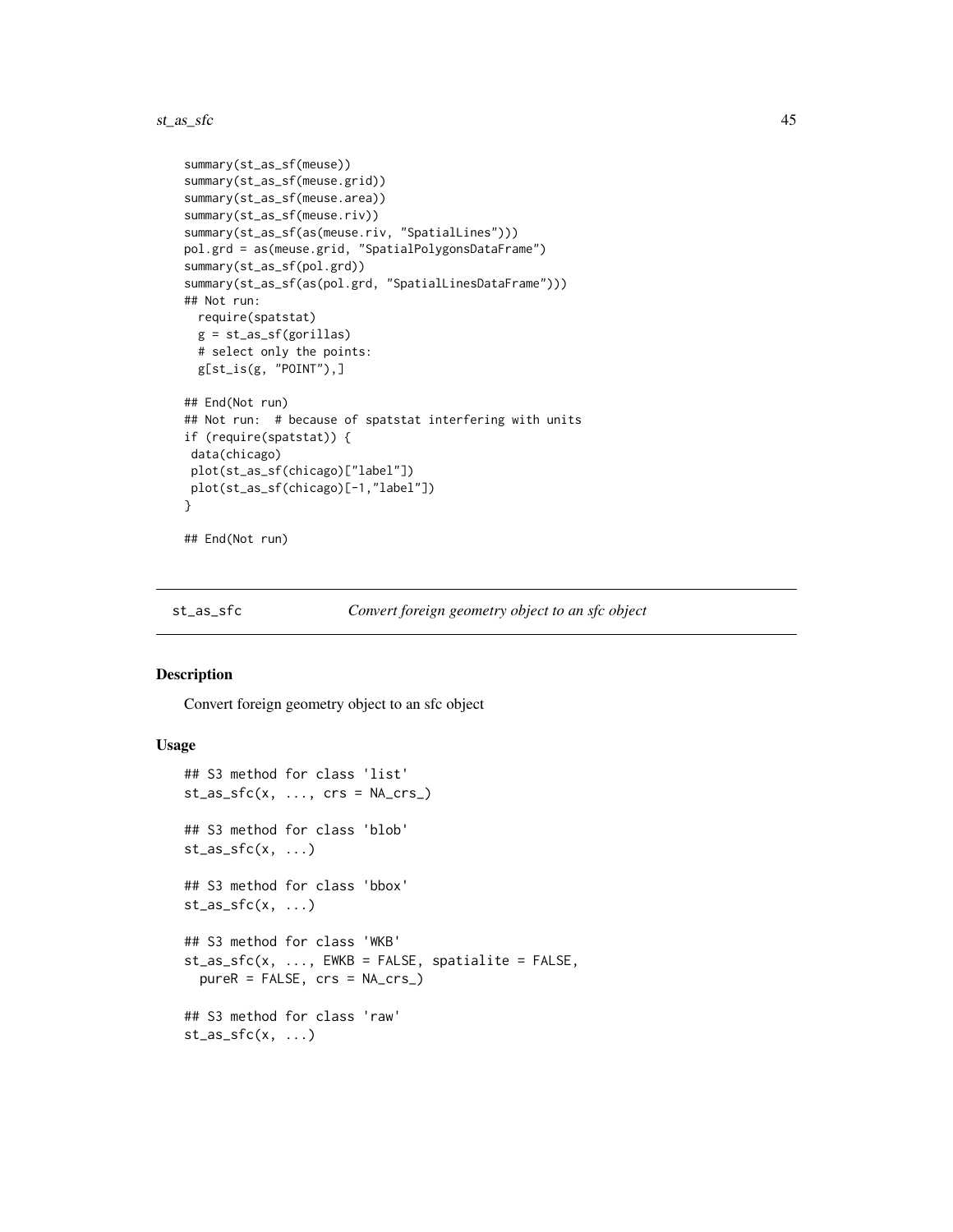```
summary(st_as_sf(meuse))
summary(st_as_sf(meuse.grid))
summary(st_as_sf(meuse.area))
summary(st_as_sf(meuse.riv))
summary(st_as_sf(as(meuse.riv, "SpatialLines")))
pol.grd = as(meuse.grid, "SpatialPolygonsDataFrame")
summary(st_as_sf(pol.grd))
summary(st_as_sf(as(pol.grd, "SpatialLinesDataFrame")))
## Not run:
  require(spatstat)
  g = st_as_sf(gorillas)
  # select only the points:
  g[st_is(g, "POINT"),]

## End(Not run)
## Not run:  # because of spatstat interfering with units
if (require(spatstat)) {
 data(chicago)
 plot(st_as_sf(chicago)["label"])
 plot(st_as_sf(chicago)[-1,"label"])
}

## End(Not run)
```

## st_as_sfc    *Convert foreign geometry object to an sfc object*

### Description

Convert foreign geometry object to an sfc object

### Usage

```
## S3 method for class 'list'
st_as_sfc(x, ..., crs = NA_crs_)

## S3 method for class 'blob'
st_as_sfc(x, ...)

## S3 method for class 'bbox'
st_as_sfc(x, ...)

## S3 method for class 'WKB'
st_as_sfc(x, ..., EWKB = FALSE, spatialite = FALSE,
  pureR = FALSE, crs = NA_crs_)

## S3 method for class 'raw'
st_as_sfc(x, ...)
```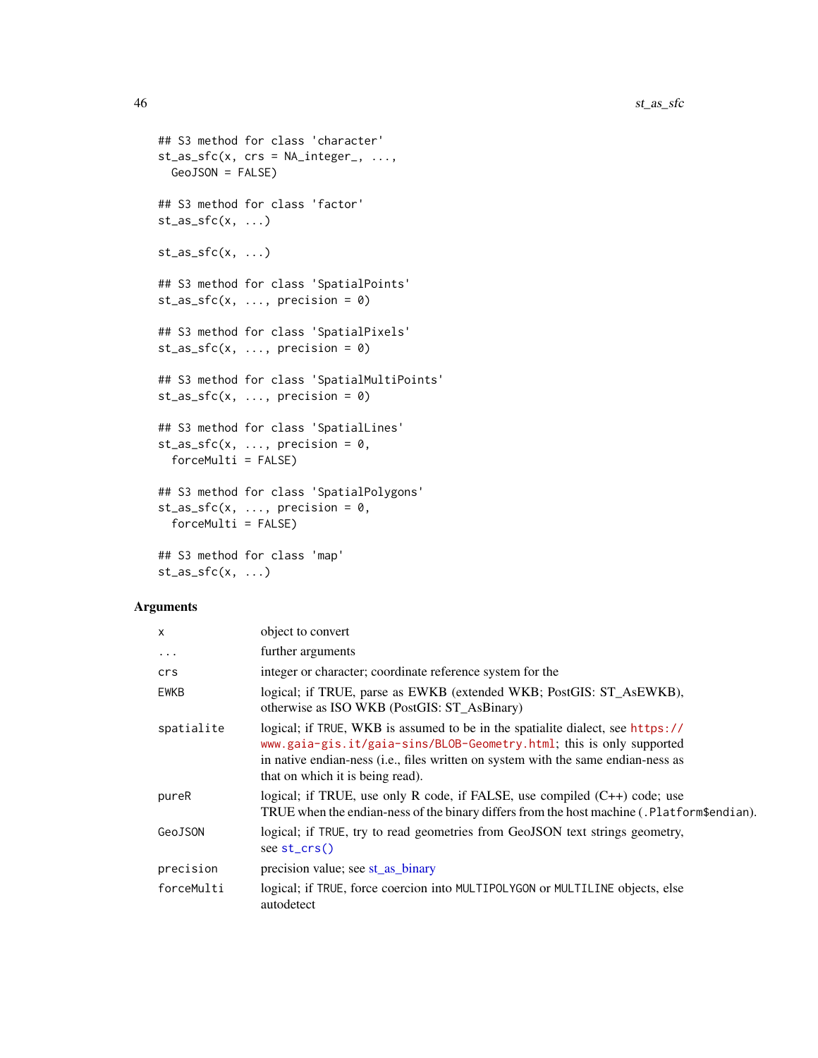```
## S3 method for class 'character'
st_as_sfc(x, crs = NA_integer_, ...,
  GeoJSON = FALSE)

## S3 method for class 'factor'
st_as_sfc(x, ...)

st_as_sfc(x, ...)

## S3 method for class 'SpatialPoints'
st_as_sfc(x, ..., precision = 0)

## S3 method for class 'SpatialPixels'
st_as_sfc(x, ..., precision = 0)

## S3 method for class 'SpatialMultiPoints'
st_as_sfc(x, ..., precision = 0)

## S3 method for class 'SpatialLines'
st_as_sfc(x, ..., precision = 0,
  forceMulti = FALSE)

## S3 method for class 'SpatialPolygons'
st_as_sfc(x, ..., precision = 0,
  forceMulti = FALSE)

## S3 method for class 'map'
st_as_sfc(x, ...)
```

### Arguments

| | |
|---|---|
| `x` | object to convert |
| `...` | further arguments |
| `crs` | integer or character; coordinate reference system for the |
| `EWKB` | logical; if TRUE, parse as EWKB (extended WKB; PostGIS: ST_AsEWKB), otherwise as ISO WKB (PostGIS: ST_AsBinary) |
| `spatialite` | logical; if `TRUE`, WKB is assumed to be in the spatialite dialect, see https://www.gaia-gis.it/gaia-sins/BLOB-Geometry.html; this is only supported in native endian-ness (i.e., files written on system with the same endian-ness as that on which it is being read). |
| `pureR` | logical; if TRUE, use only R code, if FALSE, use compiled (C++) code; use TRUE when the endian-ness of the binary differs from the host machine (`.Platform$endian`). |
| `GeoJSON` | logical; if `TRUE`, try to read geometries from GeoJSON text strings geometry, see `st_crs()` |
| `precision` | precision value; see st_as_binary |
| `forceMulti` | logical; if `TRUE`, force coercion into `MULTIPOLYGON` or `MULTILINE` objects, else autodetect |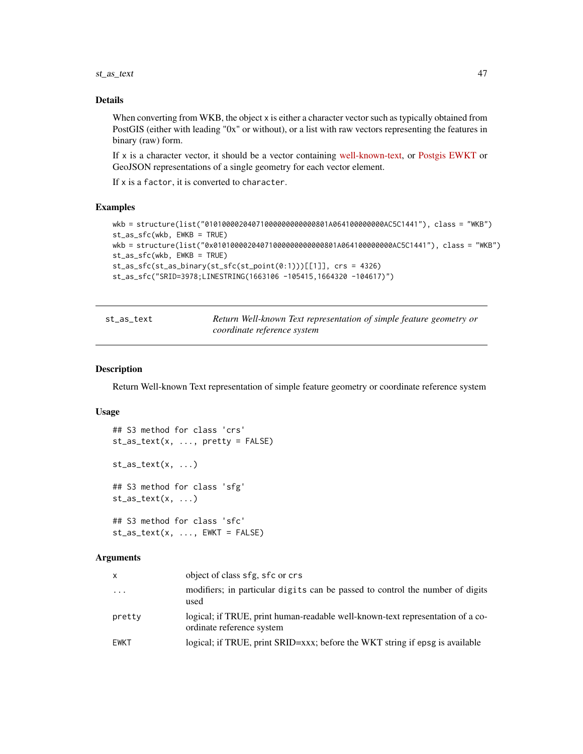### Details

When converting from WKB, the object `x` is either a character vector such as typically obtained from PostGIS (either with leading "0x" or without), or a list with raw vectors representing the features in binary (raw) form.

If `x` is a character vector, it should be a vector containing well-known-text, or Postgis EWKT or GeoJSON representations of a single geometry for each vector element.

If `x` is a `factor`, it is converted to `character`.

### Examples

```
wkb = structure(list("01010000204071000000000000801A064100000000AC5C1441"), class = "WKB")
st_as_sfc(wkb, EWKB = TRUE)
wkb = structure(list("0x01010000204071000000000000801A064100000000AC5C1441"), class = "WKB")
st_as_sfc(wkb, EWKB = TRUE)
st_as_sfc(st_as_binary(st_sfc(st_point(0:1)))[[1]], crs = 4326)
st_as_sfc("SRID=3978;LINESTRING(1663106 -105415,1664320 -104617)")
```

---

## st_as_text — *Return Well-known Text representation of simple feature geometry or coordinate reference system*

### Description

Return Well-known Text representation of simple feature geometry or coordinate reference system

### Usage

```
## S3 method for class 'crs'
st_as_text(x, ..., pretty = FALSE)

st_as_text(x, ...)

## S3 method for class 'sfg'
st_as_text(x, ...)

## S3 method for class 'sfc'
st_as_text(x, ..., EWKT = FALSE)
```

### Arguments

| | |
|---|---|
| `x` | object of class `sfg`, `sfc` or `crs` |
| `...` | modifiers; in particular `digits` can be passed to control the number of digits used |
| `pretty` | logical; if TRUE, print human-readable well-known-text representation of a coordinate reference system |
| `EWKT` | logical; if TRUE, print SRID=xxx; before the WKT string if `epsg` is available |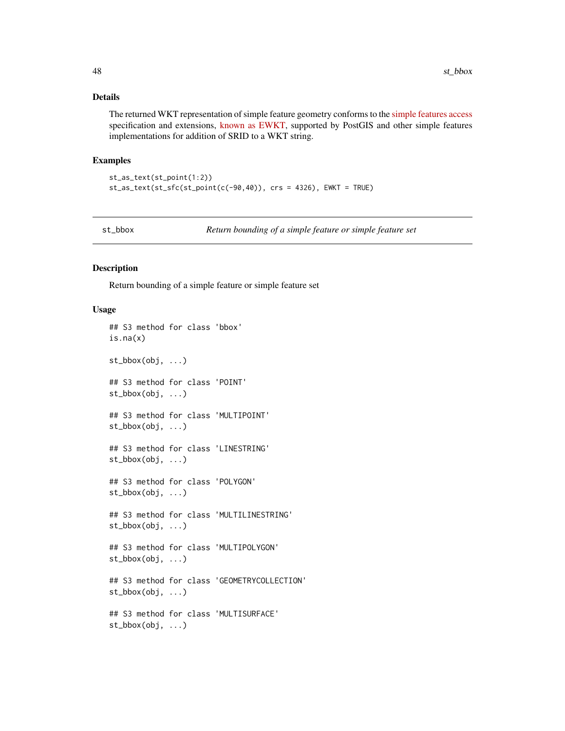## Details

The returned WKT representation of simple feature geometry conforms to the simple features access specification and extensions, known as EWKT, supported by PostGIS and other simple features implementations for addition of SRID to a WKT string.

## Examples

```
st_as_text(st_point(1:2))
st_as_text(st_sfc(st_point(c(-90,40)), crs = 4326), EWKT = TRUE)
```

---

# st_bbox *Return bounding of a simple feature or simple feature set*

## Description

Return bounding of a simple feature or simple feature set

## Usage

```
## S3 method for class 'bbox'
is.na(x)

st_bbox(obj, ...)

## S3 method for class 'POINT'
st_bbox(obj, ...)

## S3 method for class 'MULTIPOINT'
st_bbox(obj, ...)

## S3 method for class 'LINESTRING'
st_bbox(obj, ...)

## S3 method for class 'POLYGON'
st_bbox(obj, ...)

## S3 method for class 'MULTILINESTRING'
st_bbox(obj, ...)

## S3 method for class 'MULTIPOLYGON'
st_bbox(obj, ...)

## S3 method for class 'GEOMETRYCOLLECTION'
st_bbox(obj, ...)

## S3 method for class 'MULTISURFACE'
st_bbox(obj, ...)
```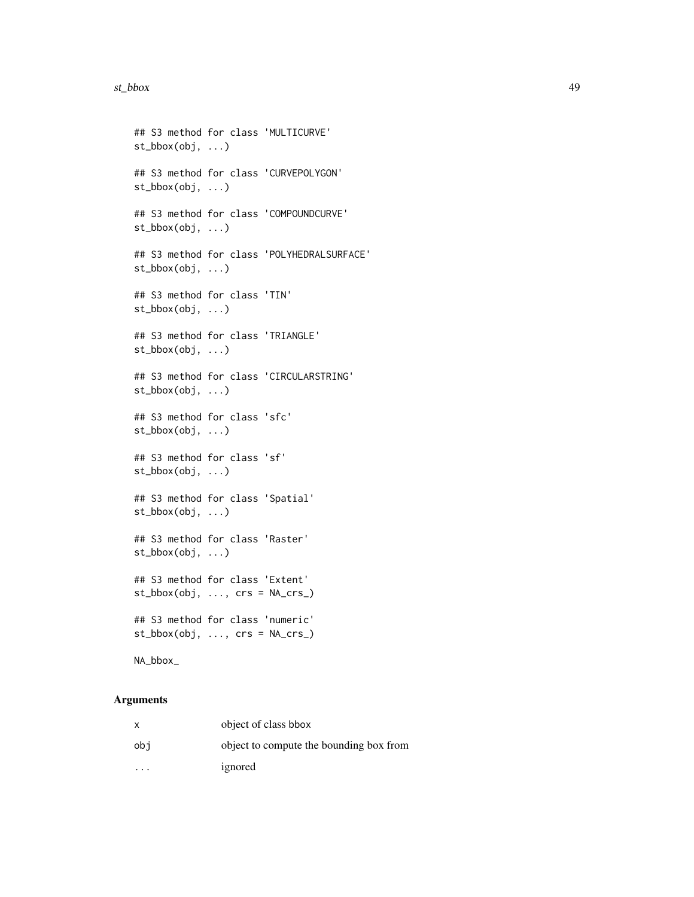```
## S3 method for class 'MULTICURVE'
st_bbox(obj, ...)

## S3 method for class 'CURVEPOLYGON'
st_bbox(obj, ...)

## S3 method for class 'COMPOUNDCURVE'
st_bbox(obj, ...)

## S3 method for class 'POLYHEDRALSURFACE'
st_bbox(obj, ...)

## S3 method for class 'TIN'
st_bbox(obj, ...)

## S3 method for class 'TRIANGLE'
st_bbox(obj, ...)

## S3 method for class 'CIRCULARSTRING'
st_bbox(obj, ...)

## S3 method for class 'sfc'
st_bbox(obj, ...)

## S3 method for class 'sf'
st_bbox(obj, ...)

## S3 method for class 'Spatial'
st_bbox(obj, ...)

## S3 method for class 'Raster'
st_bbox(obj, ...)

## S3 method for class 'Extent'
st_bbox(obj, ..., crs = NA_crs_)

## S3 method for class 'numeric'
st_bbox(obj, ..., crs = NA_crs_)

NA_bbox_
```

## Arguments

| | |
|---|---|
| x | object of class bbox |
| obj | object to compute the bounding box from |
| ... | ignored |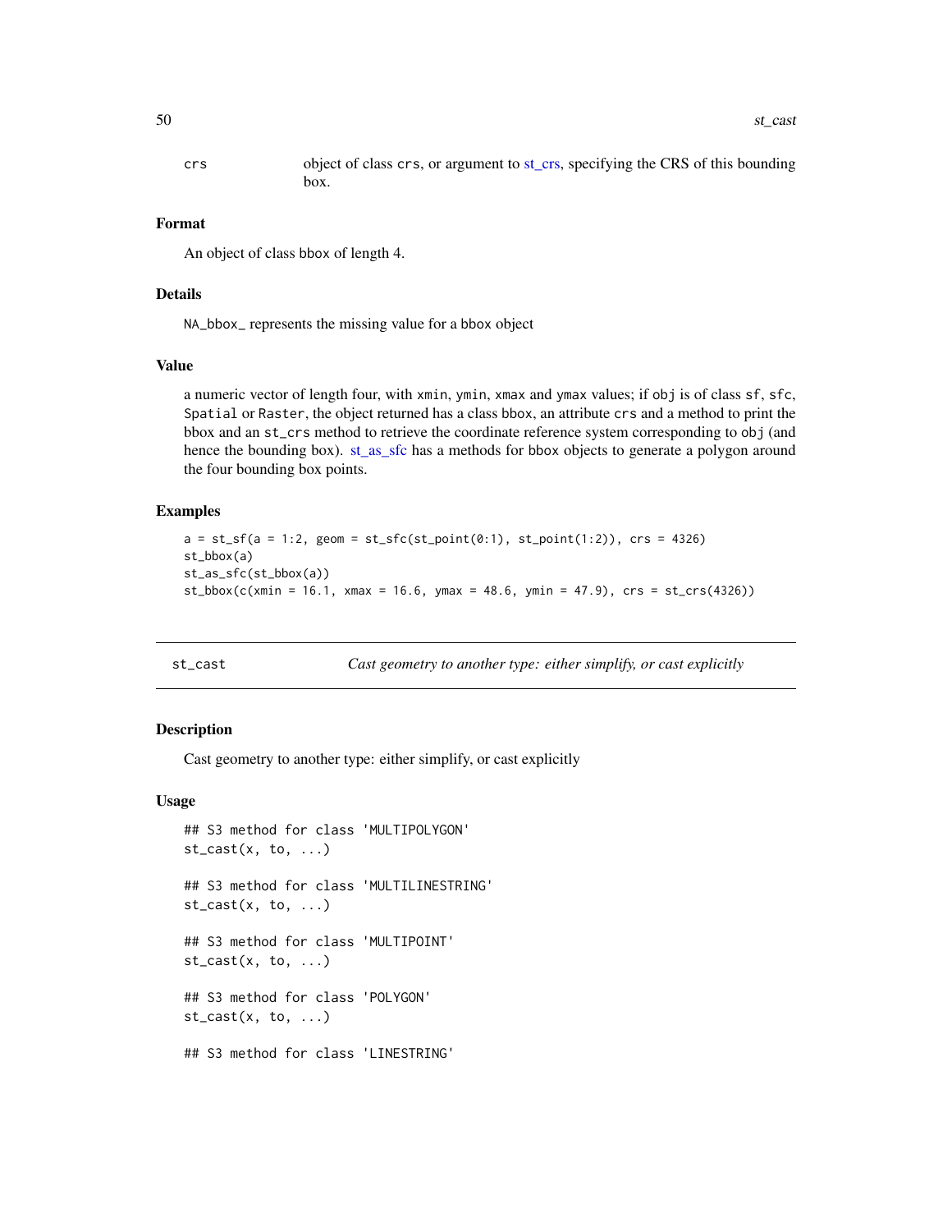crs object of class crs, or argument to st_crs, specifying the CRS of this bounding box.

### Format

An object of class bbox of length 4.

### Details

NA_bbox_ represents the missing value for a bbox object

### Value

a numeric vector of length four, with xmin, ymin, xmax and ymax values; if obj is of class sf, sfc, Spatial or Raster, the object returned has a class bbox, an attribute crs and a method to print the bbox and an st_crs method to retrieve the coordinate reference system corresponding to obj (and hence the bounding box). st_as_sfc has a methods for bbox objects to generate a polygon around the four bounding box points.

### Examples

```
a = st_sf(a = 1:2, geom = st_sfc(st_point(0:1), st_point(1:2)), crs = 4326)
st_bbox(a)
st_as_sfc(st_bbox(a))
st_bbox(c(xmin = 16.1, xmax = 16.6, ymax = 48.6, ymin = 47.9), crs = st_crs(4326))
```

---

## st_cast *Cast geometry to another type: either simplify, or cast explicitly*

### Description

Cast geometry to another type: either simplify, or cast explicitly

### Usage

```
## S3 method for class 'MULTIPOLYGON'
st_cast(x, to, ...)

## S3 method for class 'MULTILINESTRING'
st_cast(x, to, ...)

## S3 method for class 'MULTIPOINT'
st_cast(x, to, ...)

## S3 method for class 'POLYGON'
st_cast(x, to, ...)

## S3 method for class 'LINESTRING'
```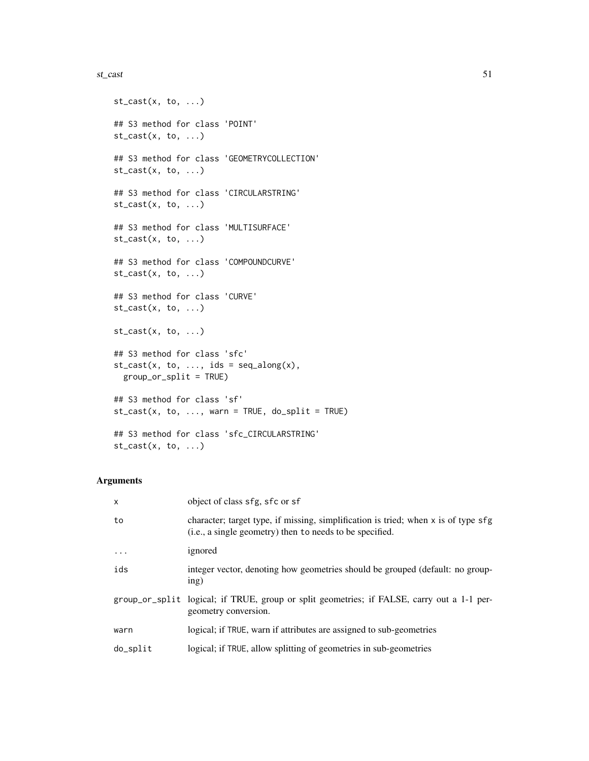```
st_cast(x, to, ...)

## S3 method for class 'POINT'
st_cast(x, to, ...)

## S3 method for class 'GEOMETRYCOLLECTION'
st_cast(x, to, ...)

## S3 method for class 'CIRCULARSTRING'
st_cast(x, to, ...)

## S3 method for class 'MULTISURFACE'
st_cast(x, to, ...)

## S3 method for class 'COMPOUNDCURVE'
st_cast(x, to, ...)

## S3 method for class 'CURVE'
st_cast(x, to, ...)

st_cast(x, to, ...)

## S3 method for class 'sfc'
st_cast(x, to, ..., ids = seq_along(x),
  group_or_split = TRUE)

## S3 method for class 'sf'
st_cast(x, to, ..., warn = TRUE, do_split = TRUE)

## S3 method for class 'sfc_CIRCULARSTRING'
st_cast(x, to, ...)
```

## Arguments

| | |
|---|---|
| x | object of class sfg, sfc or sf |
| to | character; target type, if missing, simplification is tried; when x is of type sfg (i.e., a single geometry) then to needs to be specified. |
| ... | ignored |
| ids | integer vector, denoting how geometries should be grouped (default: no grouping) |
| group_or_split | logical; if TRUE, group or split geometries; if FALSE, carry out a 1-1 per-geometry conversion. |
| warn | logical; if TRUE, warn if attributes are assigned to sub-geometries |
| do_split | logical; if TRUE, allow splitting of geometries in sub-geometries |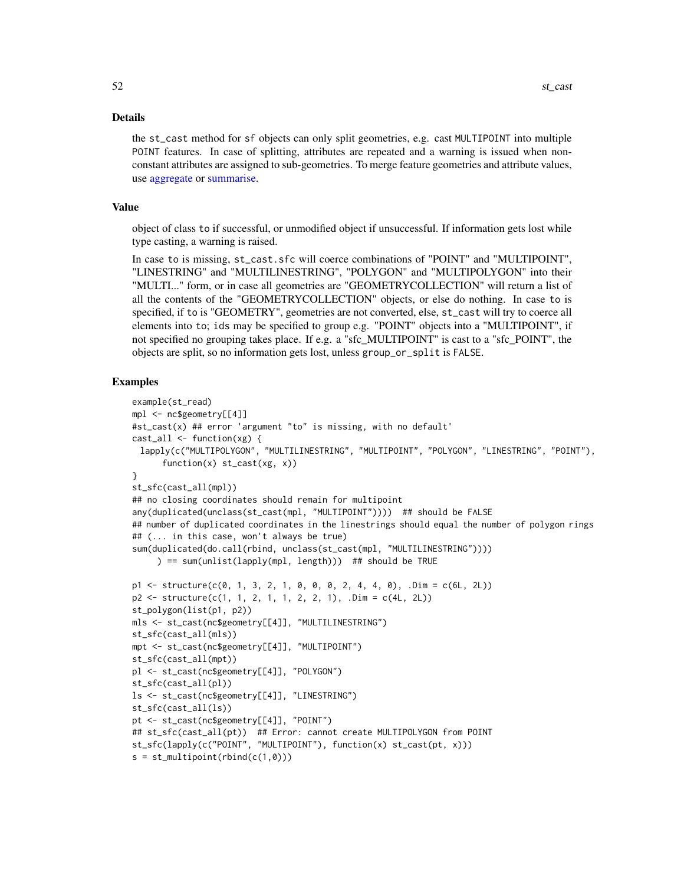## Details

the `st_cast` method for `sf` objects can only split geometries, e.g. cast `MULTIPOINT` into multiple `POINT` features. In case of splitting, attributes are repeated and a warning is issued when non-constant attributes are assigned to sub-geometries. To merge feature geometries and attribute values, use aggregate or summarise.

## Value

object of class `to` if successful, or unmodified object if unsuccessful. If information gets lost while type casting, a warning is raised.

In case `to` is missing, `st_cast.sfc` will coerce combinations of "POINT" and "MULTIPOINT", "LINESTRING" and "MULTILINESTRING", "POLYGON" and "MULTIPOLYGON" into their "MULTI..." form, or in case all geometries are "GEOMETRYCOLLECTION" will return a list of all the contents of the "GEOMETRYCOLLECTION" objects, or else do nothing. In case `to` is specified, if `to` is "GEOMETRY", geometries are not converted, else, `st_cast` will try to coerce all elements into `to`; `ids` may be specified to group e.g. "POINT" objects into a "MULTIPOINT", if not specified no grouping takes place. If e.g. a "sfc_MULTIPOINT" is cast to a "sfc_POINT", the objects are split, so no information gets lost, unless `group_or_split` is `FALSE`.

## Examples

```
example(st_read)
mpl <- nc$geometry[[4]]
#st_cast(x) ## error 'argument "to" is missing, with no default'
cast_all <- function(xg) {
  lapply(c("MULTIPOLYGON", "MULTILINESTRING", "MULTIPOINT", "POLYGON", "LINESTRING", "POINT"),
      function(x) st_cast(xg, x))
}
st_sfc(cast_all(mpl))
## no closing coordinates should remain for multipoint
any(duplicated(unclass(st_cast(mpl, "MULTIPOINT"))))  ## should be FALSE
## number of duplicated coordinates in the linestrings should equal the number of polygon rings
## (... in this case, won't always be true)
sum(duplicated(do.call(rbind, unclass(st_cast(mpl, "MULTILINESTRING"))))
     ) == sum(unlist(lapply(mpl, length)))  ## should be TRUE

p1 <- structure(c(0, 1, 3, 2, 1, 0, 0, 0, 2, 4, 4, 0), .Dim = c(6L, 2L))
p2 <- structure(c(1, 1, 2, 1, 1, 2, 2, 1), .Dim = c(4L, 2L))
st_polygon(list(p1, p2))
mls <- st_cast(nc$geometry[[4]], "MULTILINESTRING")
st_sfc(cast_all(mls))
mpt <- st_cast(nc$geometry[[4]], "MULTIPOINT")
st_sfc(cast_all(mpt))
pl <- st_cast(nc$geometry[[4]], "POLYGON")
st_sfc(cast_all(pl))
ls <- st_cast(nc$geometry[[4]], "LINESTRING")
st_sfc(cast_all(ls))
pt <- st_cast(nc$geometry[[4]], "POINT")
## st_sfc(cast_all(pt))  ## Error: cannot create MULTIPOLYGON from POINT
st_sfc(lapply(c("POINT", "MULTIPOINT"), function(x) st_cast(pt, x)))
s = st_multipoint(rbind(c(1,0)))
```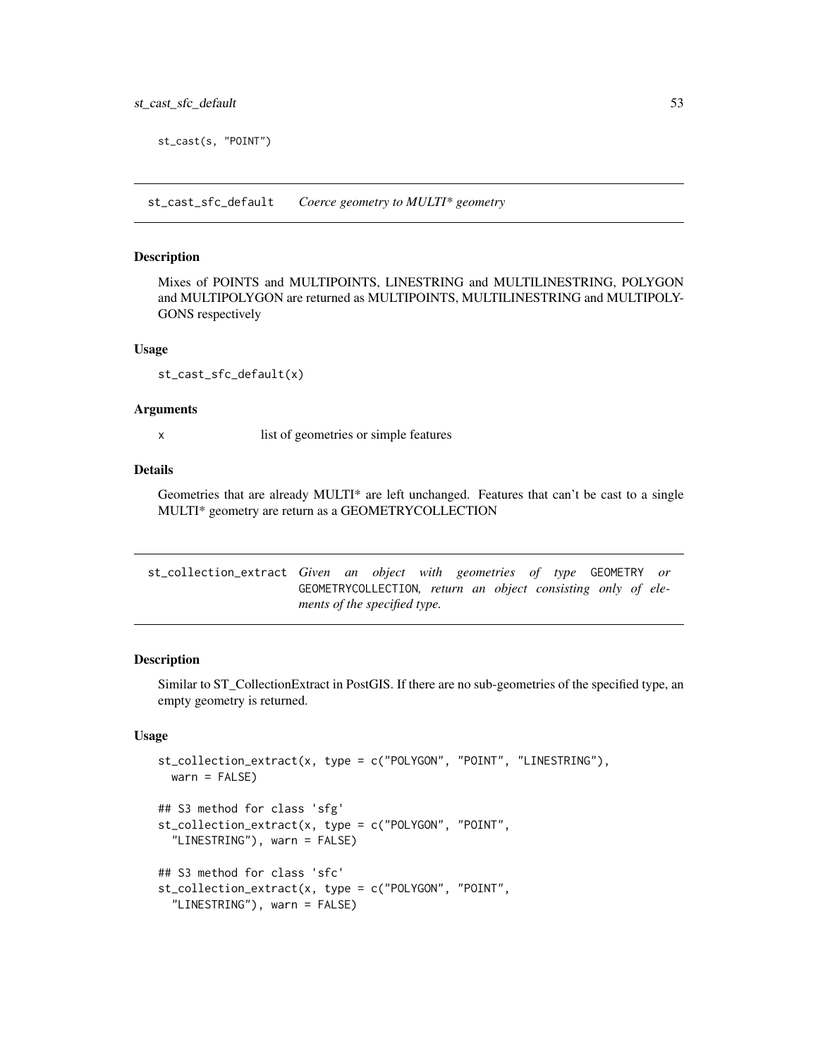```
st_cast(s, "POINT")
```

---

## st_cast_sfc_default *Coerce geometry to MULTI* geometry*

---

### Description

Mixes of POINTS and MULTIPOINTS, LINESTRING and MULTILINESTRING, POLYGON and MULTIPOLYGON are returned as MULTIPOINTS, MULTILINESTRING and MULTIPOLYGONS respectively

### Usage

```
st_cast_sfc_default(x)
```

### Arguments

| | |
|---|---|
| x | list of geometries or simple features |

### Details

Geometries that are already MULTI* are left unchanged. Features that can't be cast to a single MULTI* geometry are return as a GEOMETRYCOLLECTION

---

## st_collection_extract *Given an object with geometries of type* GEOMETRY *or* GEOMETRYCOLLECTION*, return an object consisting only of elements of the specified type.*

---

### Description

Similar to ST_CollectionExtract in PostGIS. If there are no sub-geometries of the specified type, an empty geometry is returned.

### Usage

```
st_collection_extract(x, type = c("POLYGON", "POINT", "LINESTRING"),
  warn = FALSE)

## S3 method for class 'sfg'
st_collection_extract(x, type = c("POLYGON", "POINT",
  "LINESTRING"), warn = FALSE)

## S3 method for class 'sfc'
st_collection_extract(x, type = c("POLYGON", "POINT",
  "LINESTRING"), warn = FALSE)
```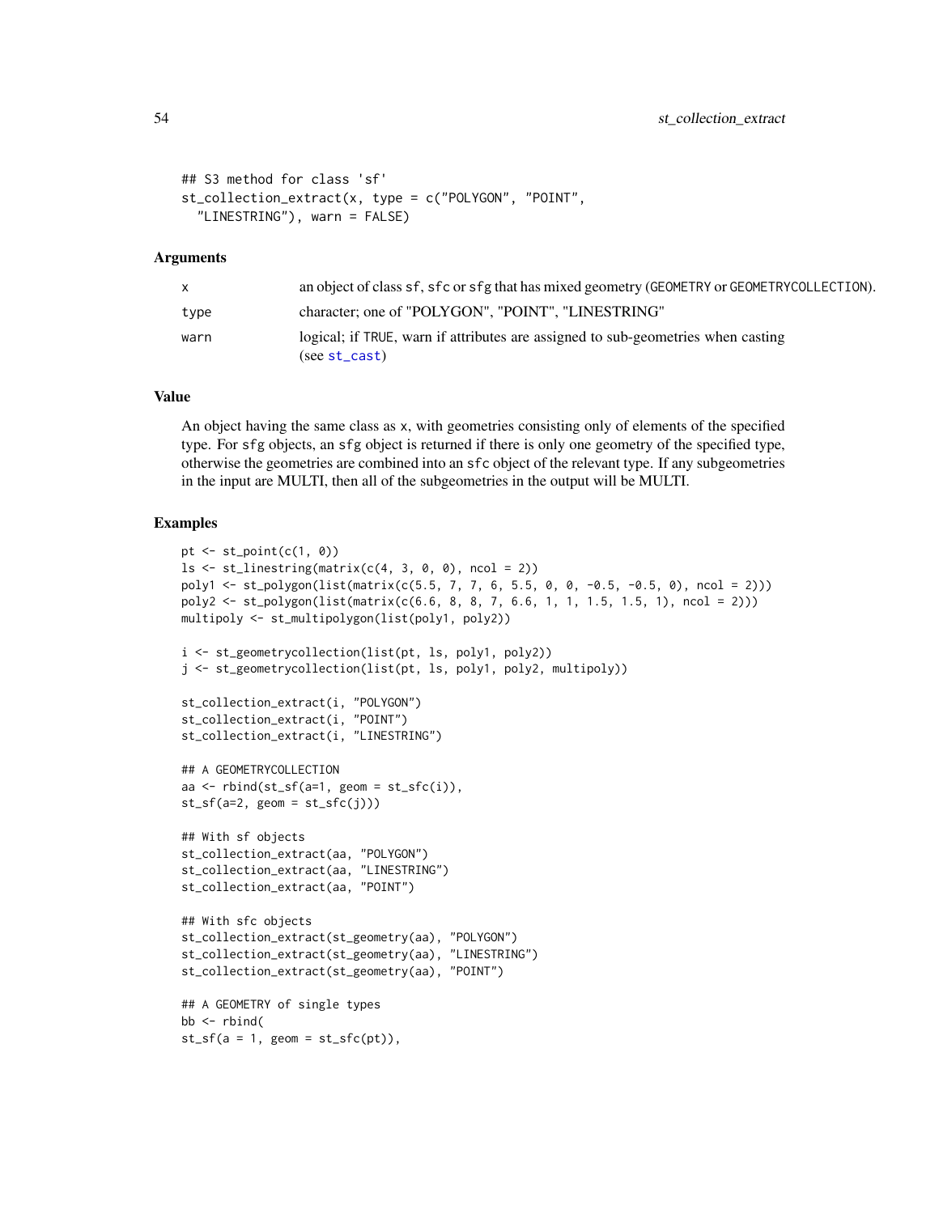```
## S3 method for class 'sf'
st_collection_extract(x, type = c("POLYGON", "POINT",
  "LINESTRING"), warn = FALSE)
```

### Arguments

| | |
|---|---|
| x | an object of class sf, sfc or sfg that has mixed geometry (GEOMETRY or GEOMETRYCOLLECTION). |
| type | character; one of "POLYGON", "POINT", "LINESTRING" |
| warn | logical; if TRUE, warn if attributes are assigned to sub-geometries when casting (see st_cast) |

### Value

An object having the same class as x, with geometries consisting only of elements of the specified type. For sfg objects, an sfg object is returned if there is only one geometry of the specified type, otherwise the geometries are combined into an sfc object of the relevant type. If any subgeometries in the input are MULTI, then all of the subgeometries in the output will be MULTI.

### Examples

```
pt <- st_point(c(1, 0))
ls <- st_linestring(matrix(c(4, 3, 0, 0), ncol = 2))
poly1 <- st_polygon(list(matrix(c(5.5, 7, 7, 6, 5.5, 0, 0, -0.5, -0.5, 0), ncol = 2)))
poly2 <- st_polygon(list(matrix(c(6.6, 8, 8, 7, 6.6, 1, 1, 1.5, 1.5, 1), ncol = 2)))
multipoly <- st_multipolygon(list(poly1, poly2))

i <- st_geometrycollection(list(pt, ls, poly1, poly2))
j <- st_geometrycollection(list(pt, ls, poly1, poly2, multipoly))

st_collection_extract(i, "POLYGON")
st_collection_extract(i, "POINT")
st_collection_extract(i, "LINESTRING")

## A GEOMETRYCOLLECTION
aa <- rbind(st_sf(a=1, geom = st_sfc(i)),
st_sf(a=2, geom = st_sfc(j)))

## With sf objects
st_collection_extract(aa, "POLYGON")
st_collection_extract(aa, "LINESTRING")
st_collection_extract(aa, "POINT")

## With sfc objects
st_collection_extract(st_geometry(aa), "POLYGON")
st_collection_extract(st_geometry(aa), "LINESTRING")
st_collection_extract(st_geometry(aa), "POINT")

## A GEOMETRY of single types
bb <- rbind(
st_sf(a = 1, geom = st_sfc(pt)),
```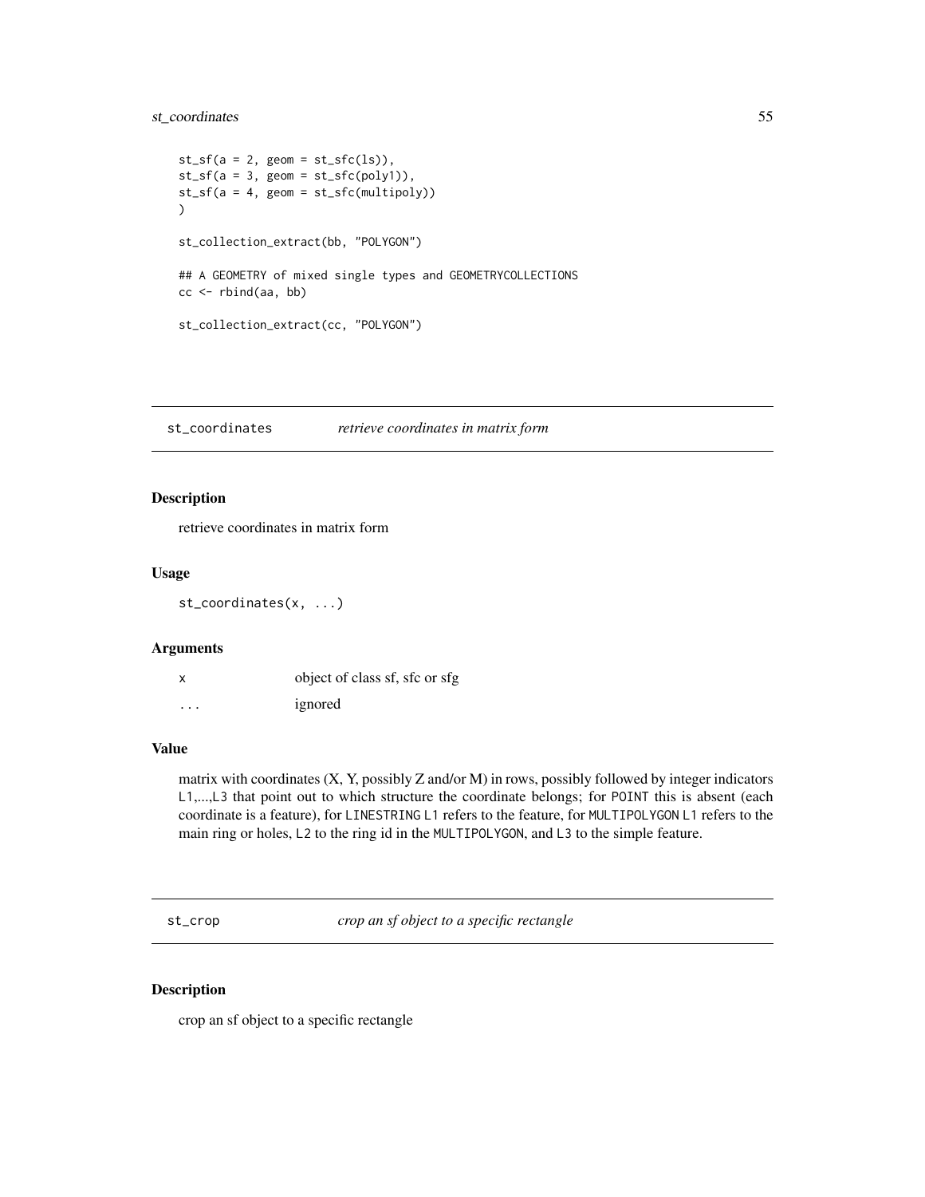```
st_sf(a = 2, geom = st_sfc(ls)),
st_sf(a = 3, geom = st_sfc(poly1)),
st_sf(a = 4, geom = st_sfc(multipoly))
)

st_collection_extract(bb, "POLYGON")

## A GEOMETRY of mixed single types and GEOMETRYCOLLECTIONS
cc <- rbind(aa, bb)

st_collection_extract(cc, "POLYGON")
```

## st_coordinates — *retrieve coordinates in matrix form*

### Description

retrieve coordinates in matrix form

### Usage

```
st_coordinates(x, ...)
```

### Arguments

| | |
|---|---|
| x | object of class sf, sfc or sfg |
| ... | ignored |

### Value

matrix with coordinates (X, Y, possibly Z and/or M) in rows, possibly followed by integer indicators `L1`,...,`L3` that point out to which structure the coordinate belongs; for `POINT` this is absent (each coordinate is a feature), for `LINESTRING` `L1` refers to the feature, for `MULTIPOLYGON` `L1` refers to the main ring or holes, `L2` to the ring id in the `MULTIPOLYGON`, and `L3` to the simple feature.

## st_crop — *crop an sf object to a specific rectangle*

### Description

crop an sf object to a specific rectangle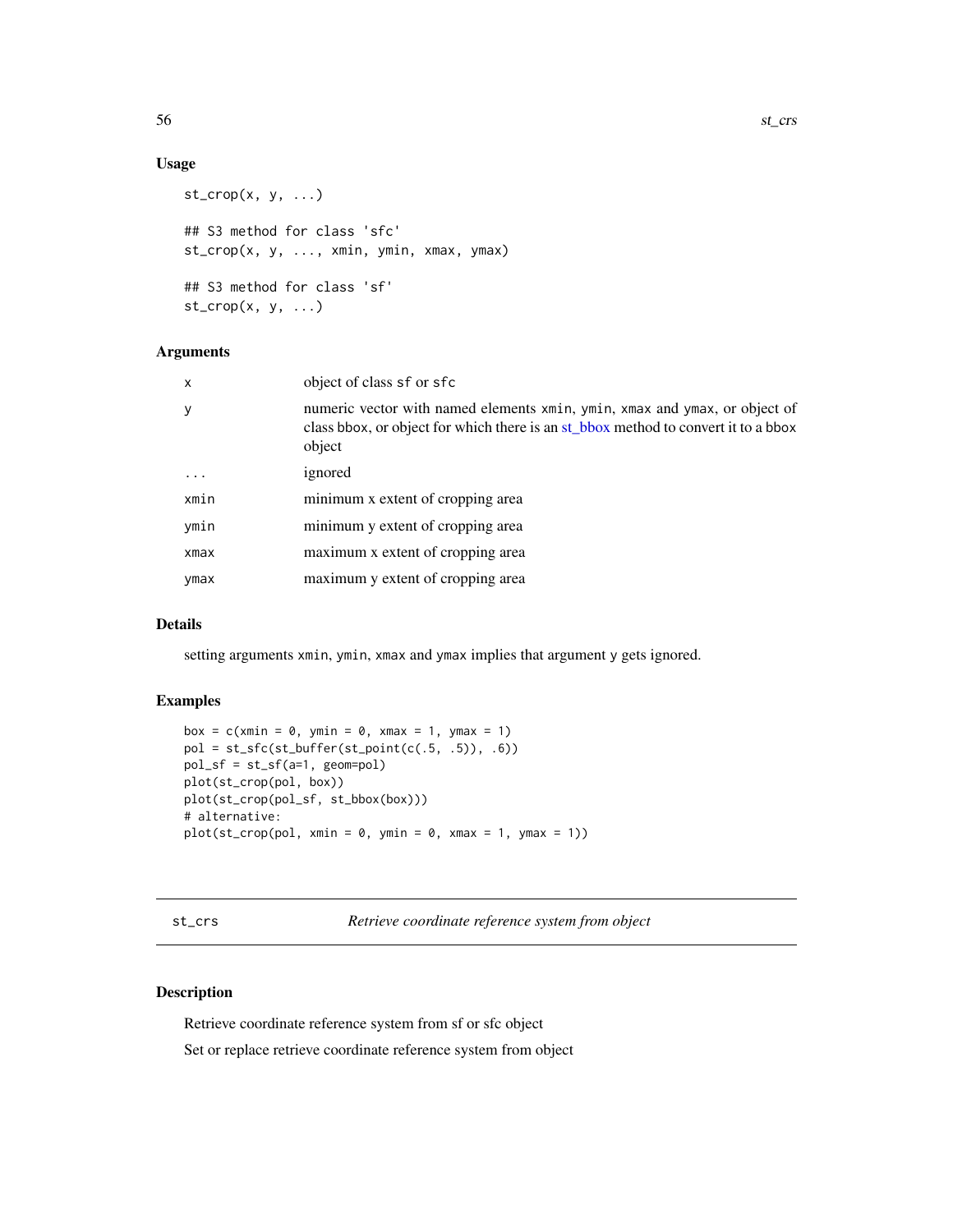## Usage

```
st_crop(x, y, ...)

## S3 method for class 'sfc'
st_crop(x, y, ..., xmin, ymin, xmax, ymax)

## S3 method for class 'sf'
st_crop(x, y, ...)
```

## Arguments

| | |
|---|---|
| x | object of class sf or sfc |
| y | numeric vector with named elements xmin, ymin, xmax and ymax, or object of class bbox, or object for which there is an st_bbox method to convert it to a bbox object |
| ... | ignored |
| xmin | minimum x extent of cropping area |
| ymin | minimum y extent of cropping area |
| xmax | maximum x extent of cropping area |
| ymax | maximum y extent of cropping area |

## Details

setting arguments xmin, ymin, xmax and ymax implies that argument y gets ignored.

## Examples

```
box = c(xmin = 0, ymin = 0, xmax = 1, ymax = 1)
pol = st_sfc(st_buffer(st_point(c(.5, .5)), .6))
pol_sf = st_sf(a=1, geom=pol)
plot(st_crop(pol, box))
plot(st_crop(pol_sf, st_bbox(box)))
# alternative:
plot(st_crop(pol, xmin = 0, ymin = 0, xmax = 1, ymax = 1))
```

---

# st_crs *Retrieve coordinate reference system from object*

## Description

Retrieve coordinate reference system from sf or sfc object

Set or replace retrieve coordinate reference system from object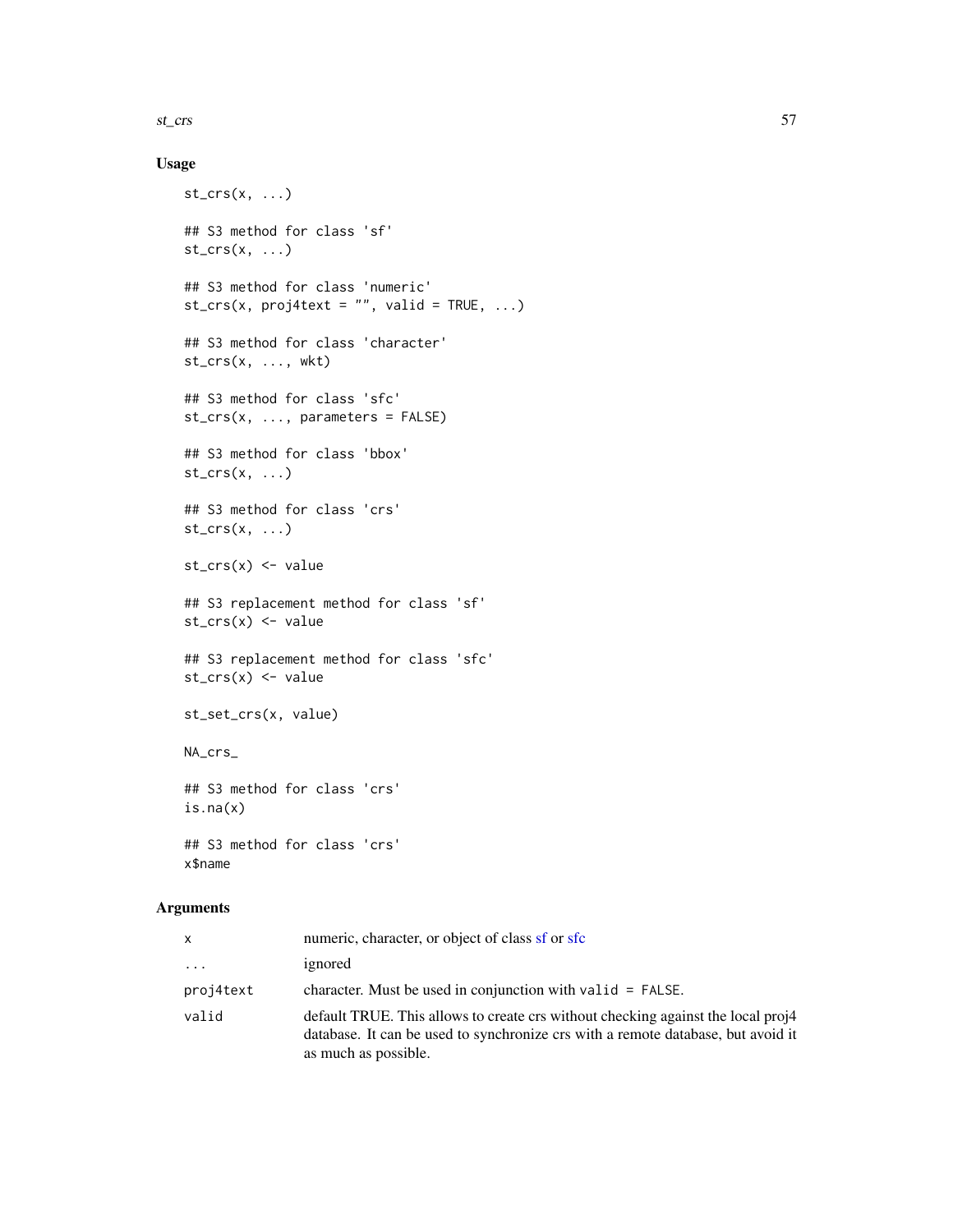## Usage

```
st_crs(x, ...)

## S3 method for class 'sf'
st_crs(x, ...)

## S3 method for class 'numeric'
st_crs(x, proj4text = "", valid = TRUE, ...)

## S3 method for class 'character'
st_crs(x, ..., wkt)

## S3 method for class 'sfc'
st_crs(x, ..., parameters = FALSE)

## S3 method for class 'bbox'
st_crs(x, ...)

## S3 method for class 'crs'
st_crs(x, ...)

st_crs(x) <- value

## S3 replacement method for class 'sf'
st_crs(x) <- value

## S3 replacement method for class 'sfc'
st_crs(x) <- value

st_set_crs(x, value)

NA_crs_

## S3 method for class 'crs'
is.na(x)

## S3 method for class 'crs'
x$name
```

## Arguments

| | |
|---|---|
| `x` | numeric, character, or object of class sf or sfc |
| `...` | ignored |
| `proj4text` | character. Must be used in conjunction with `valid = FALSE`. |
| `valid` | default TRUE. This allows to create crs without checking against the local proj4 database. It can be used to synchronize crs with a remote database, but avoid it as much as possible. |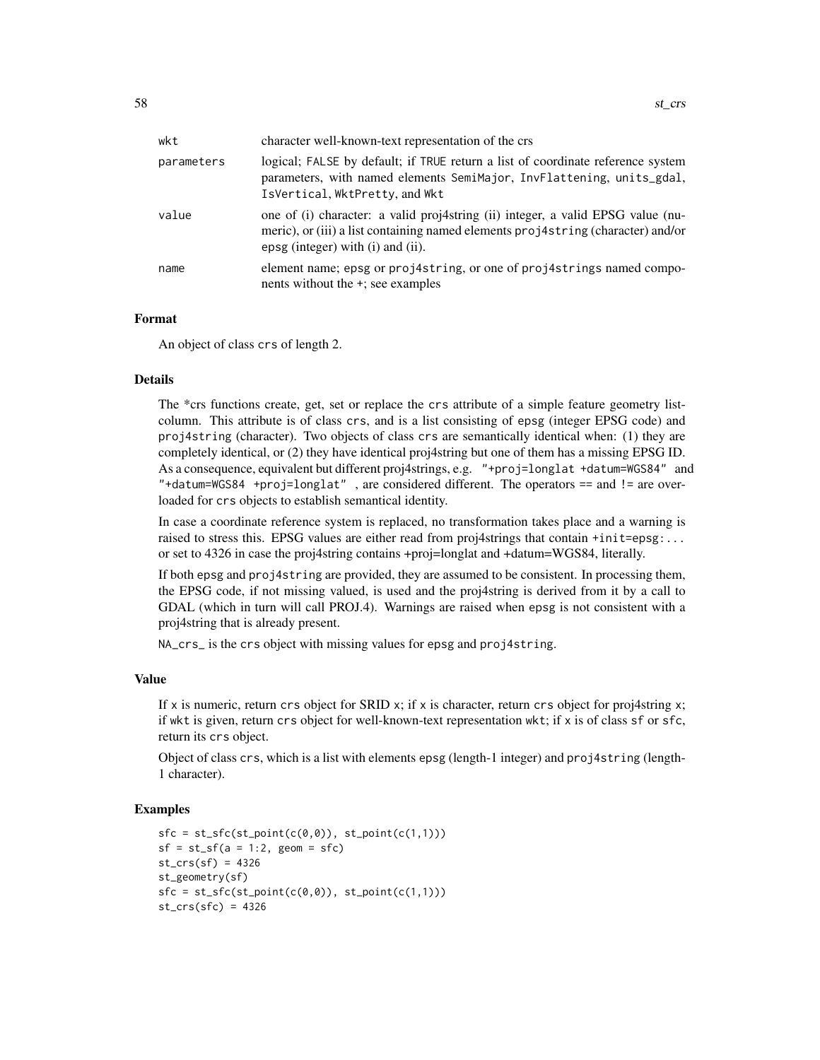| | |
|---|---|
| wkt | character well-known-text representation of the crs |
| parameters | logical; FALSE by default; if TRUE return a list of coordinate reference system parameters, with named elements SemiMajor, InvFlattening, units_gdal, IsVertical, WktPretty, and Wkt |
| value | one of (i) character: a valid proj4string (ii) integer, a valid EPSG value (numeric), or (iii) a list containing named elements proj4string (character) and/or epsg (integer) with (i) and (ii). |
| name | element name; epsg or proj4string, or one of proj4strings named components without the +; see examples |

### Format

An object of class crs of length 2.

### Details

The *crs functions create, get, set or replace the crs attribute of a simple feature geometry list-column. This attribute is of class crs, and is a list consisting of epsg (integer EPSG code) and proj4string (character). Two objects of class crs are semantically identical when: (1) they are completely identical, or (2) they have identical proj4string but one of them has a missing EPSG ID. As a consequence, equivalent but different proj4strings, e.g. "+proj=longlat +datum=WGS84" and "+datum=WGS84 +proj=longlat" , are considered different. The operators == and != are overloaded for crs objects to establish semantical identity.

In case a coordinate reference system is replaced, no transformation takes place and a warning is raised to stress this. EPSG values are either read from proj4strings that contain +init=epsg:... or set to 4326 in case the proj4string contains +proj=longlat and +datum=WGS84, literally.

If both epsg and proj4string are provided, they are assumed to be consistent. In processing them, the EPSG code, if not missing valued, is used and the proj4string is derived from it by a call to GDAL (which in turn will call PROJ.4). Warnings are raised when epsg is not consistent with a proj4string that is already present.

NA_crs_ is the crs object with missing values for epsg and proj4string.

### Value

If x is numeric, return crs object for SRID x; if x is character, return crs object for proj4string x; if wkt is given, return crs object for well-known-text representation wkt; if x is of class sf or sfc, return its crs object.

Object of class crs, which is a list with elements epsg (length-1 integer) and proj4string (length-1 character).

### Examples

```
sfc = st_sfc(st_point(c(0,0)), st_point(c(1,1)))
sf = st_sf(a = 1:2, geom = sfc)
st_crs(sf) = 4326
st_geometry(sf)
sfc = st_sfc(st_point(c(0,0)), st_point(c(1,1)))
st_crs(sfc) = 4326
```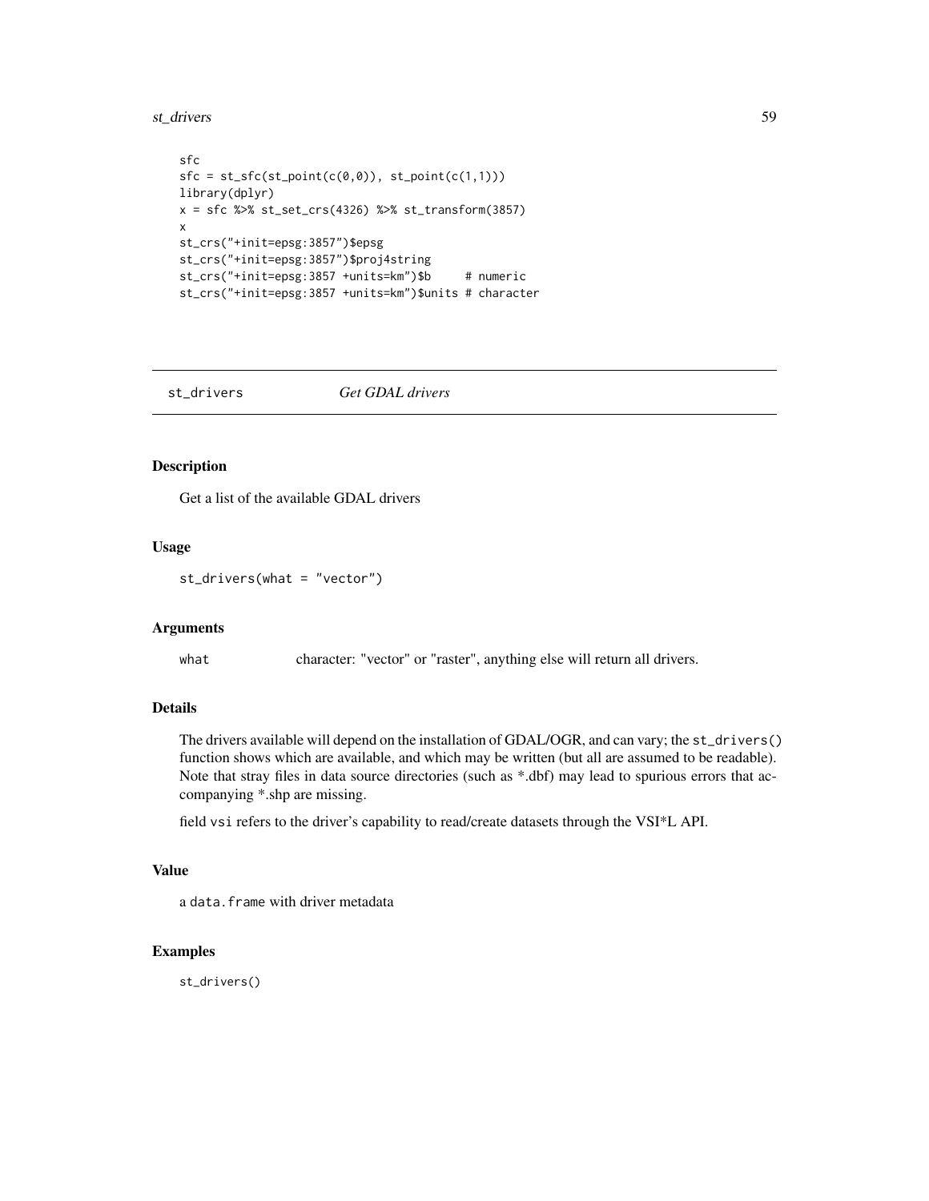```
sfc
sfc = st_sfc(st_point(c(0,0)), st_point(c(1,1)))
library(dplyr)
x = sfc %>% st_set_crs(4326) %>% st_transform(3857)
x
st_crs("+init=epsg:3857")$epsg
st_crs("+init=epsg:3857")$proj4string
st_crs("+init=epsg:3857 +units=km")$b     # numeric
st_crs("+init=epsg:3857 +units=km")$units # character
```

---

## st_drivers — *Get GDAL drivers*

### Description

Get a list of the available GDAL drivers

### Usage

```
st_drivers(what = "vector")
```

### Arguments

| | |
|---|---|
| what | character: "vector" or "raster", anything else will return all drivers. |

### Details

The drivers available will depend on the installation of GDAL/OGR, and can vary; the `st_drivers()` function shows which are available, and which may be written (but all are assumed to be readable). Note that stray files in data source directories (such as *.dbf) may lead to spurious errors that accompanying *.shp are missing.

field `vsi` refers to the driver's capability to read/create datasets through the VSI*L API.

### Value

a `data.frame` with driver metadata

### Examples

```
st_drivers()
```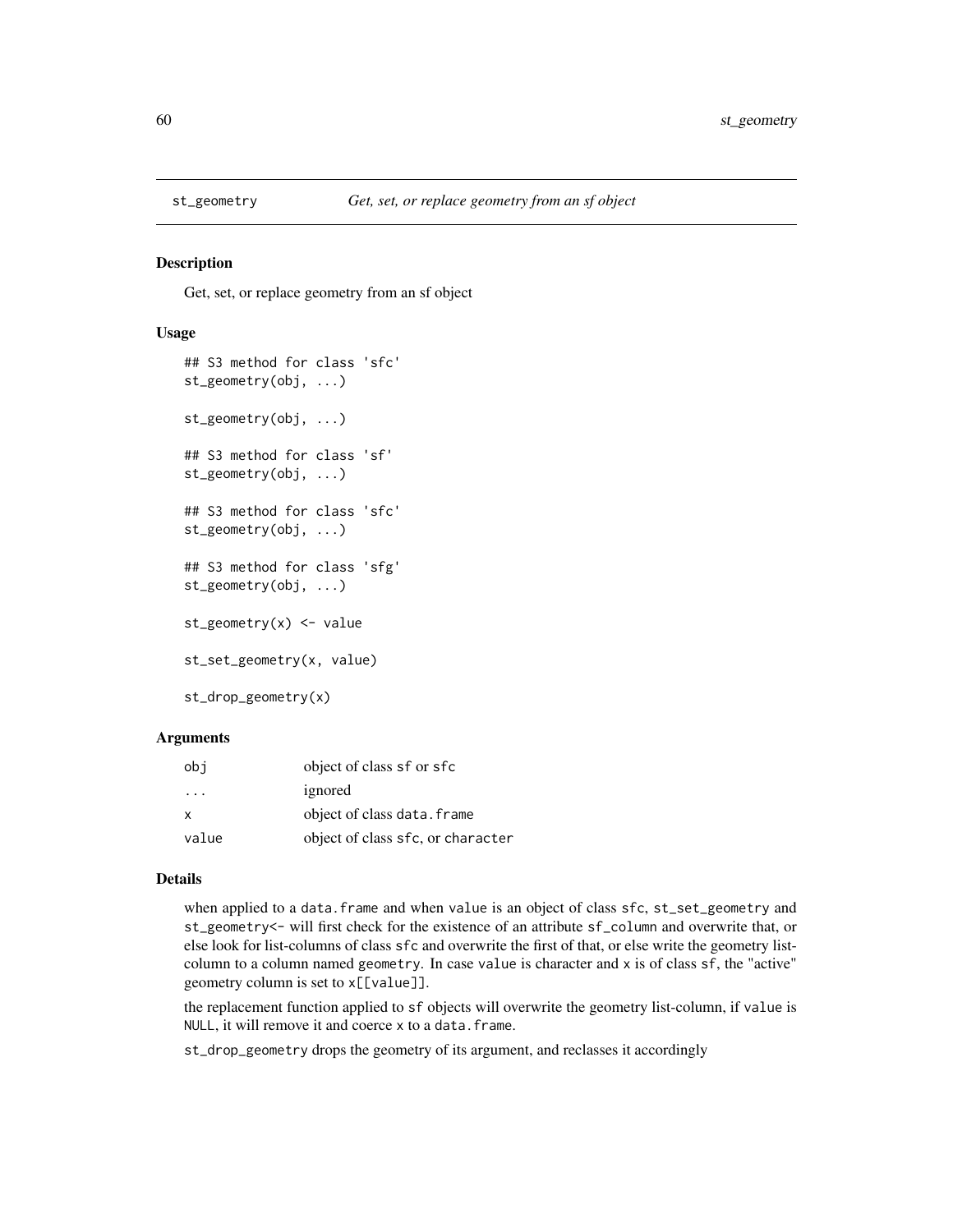## st_geometry *Get, set, or replace geometry from an sf object*

### Description

Get, set, or replace geometry from an sf object

### Usage

```
## S3 method for class 'sfc'
st_geometry(obj, ...)

st_geometry(obj, ...)

## S3 method for class 'sf'
st_geometry(obj, ...)

## S3 method for class 'sfc'
st_geometry(obj, ...)

## S3 method for class 'sfg'
st_geometry(obj, ...)

st_geometry(x) <- value

st_set_geometry(x, value)

st_drop_geometry(x)
```

### Arguments

| | |
|---|---|
| obj | object of class sf or sfc |
| ... | ignored |
| x | object of class data.frame |
| value | object of class sfc, or character |

### Details

when applied to a data.frame and when value is an object of class sfc, st_set_geometry and st_geometry<- will first check for the existence of an attribute sf_column and overwrite that, or else look for list-columns of class sfc and overwrite the first of that, or else write the geometry list-column to a column named geometry. In case value is character and x is of class sf, the "active" geometry column is set to x[[value]].

the replacement function applied to sf objects will overwrite the geometry list-column, if value is NULL, it will remove it and coerce x to a data.frame.

st_drop_geometry drops the geometry of its argument, and reclasses it accordingly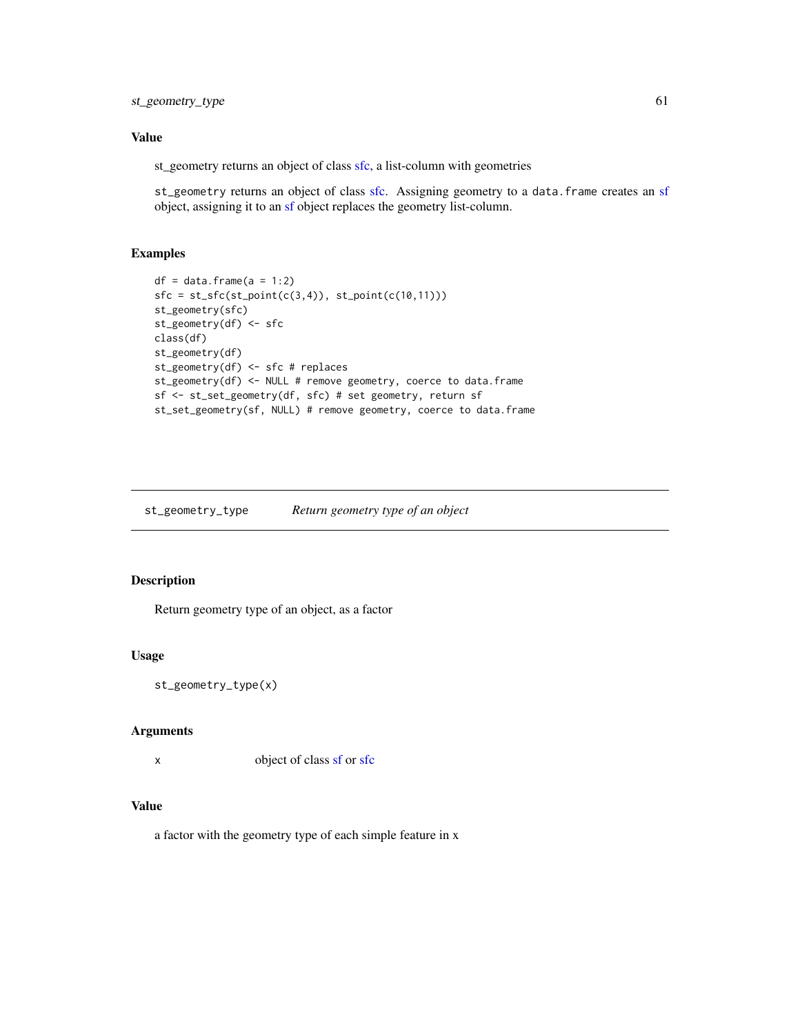## Value

st_geometry returns an object of class sfc, a list-column with geometries

st_geometry returns an object of class sfc. Assigning geometry to a data.frame creates an sf object, assigning it to an sf object replaces the geometry list-column.

## Examples

```
df = data.frame(a = 1:2)
sfc = st_sfc(st_point(c(3,4)), st_point(c(10,11)))
st_geometry(sfc)
st_geometry(df) <- sfc
class(df)
st_geometry(df)
st_geometry(df) <- sfc # replaces
st_geometry(df) <- NULL # remove geometry, coerce to data.frame
sf <- st_set_geometry(df, sfc) # set geometry, return sf
st_set_geometry(sf, NULL) # remove geometry, coerce to data.frame
```

---

# st_geometry_type    *Return geometry type of an object*

## Description

Return geometry type of an object, as a factor

## Usage

```
st_geometry_type(x)
```

## Arguments

| | |
|---|---|
| x | object of class sf or sfc |

## Value

a factor with the geometry type of each simple feature in x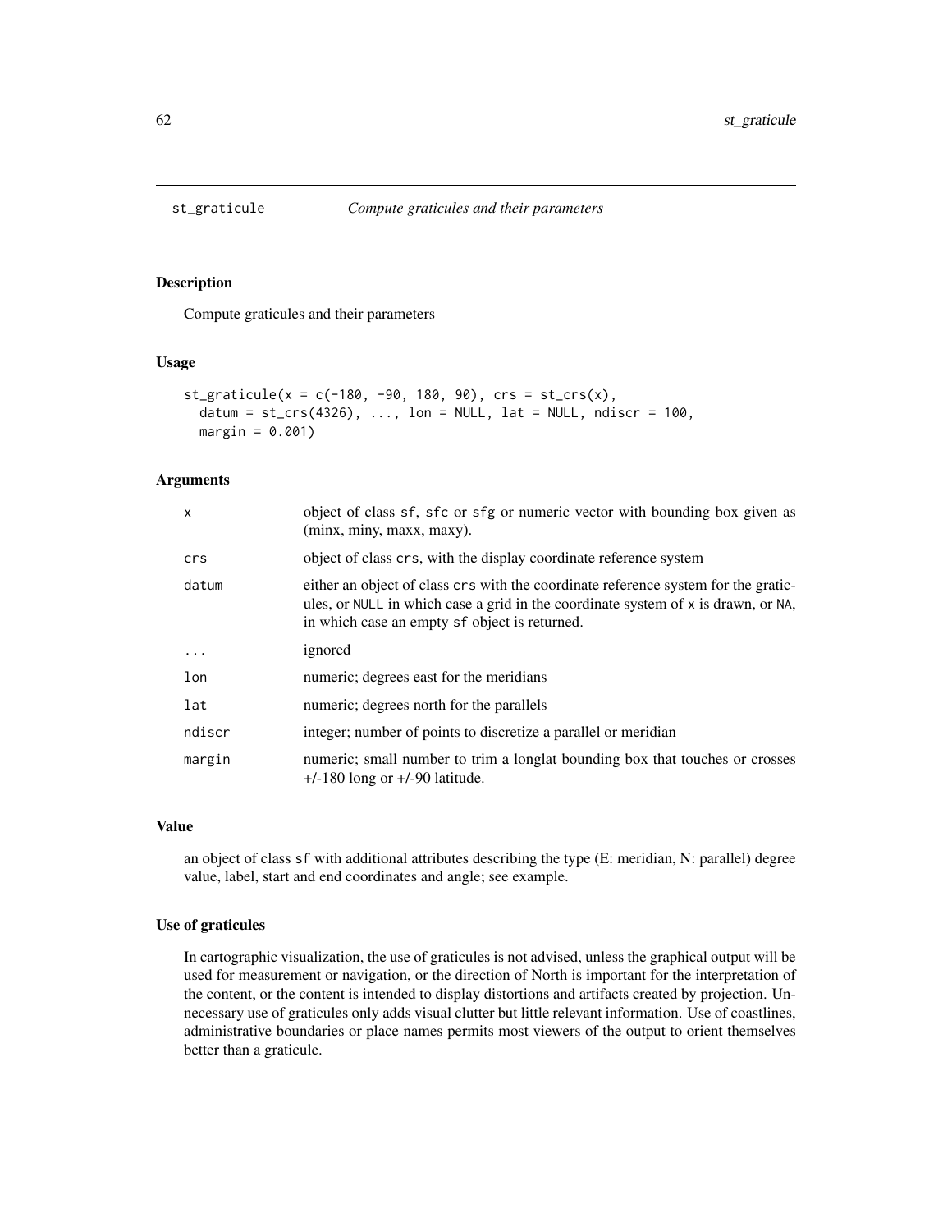# st_graticule — *Compute graticules and their parameters*

## Description

Compute graticules and their parameters

## Usage

```
st_graticule(x = c(-180, -90, 180, 90), crs = st_crs(x),
  datum = st_crs(4326), ..., lon = NULL, lat = NULL, ndiscr = 100,
  margin = 0.001)
```

## Arguments

| | |
|---|---|
| x | object of class sf, sfc or sfg or numeric vector with bounding box given as (minx, miny, maxx, maxy). |
| crs | object of class crs, with the display coordinate reference system |
| datum | either an object of class crs with the coordinate reference system for the graticules, or NULL in which case a grid in the coordinate system of x is drawn, or NA, in which case an empty sf object is returned. |
| ... | ignored |
| lon | numeric; degrees east for the meridians |
| lat | numeric; degrees north for the parallels |
| ndiscr | integer; number of points to discretize a parallel or meridian |
| margin | numeric; small number to trim a longlat bounding box that touches or crosses +/-180 long or +/-90 latitude. |

## Value

an object of class sf with additional attributes describing the type (E: meridian, N: parallel) degree value, label, start and end coordinates and angle; see example.

## Use of graticules

In cartographic visualization, the use of graticules is not advised, unless the graphical output will be used for measurement or navigation, or the direction of North is important for the interpretation of the content, or the content is intended to display distortions and artifacts created by projection. Unnecessary use of graticules only adds visual clutter but little relevant information. Use of coastlines, administrative boundaries or place names permits most viewers of the output to orient themselves better than a graticule.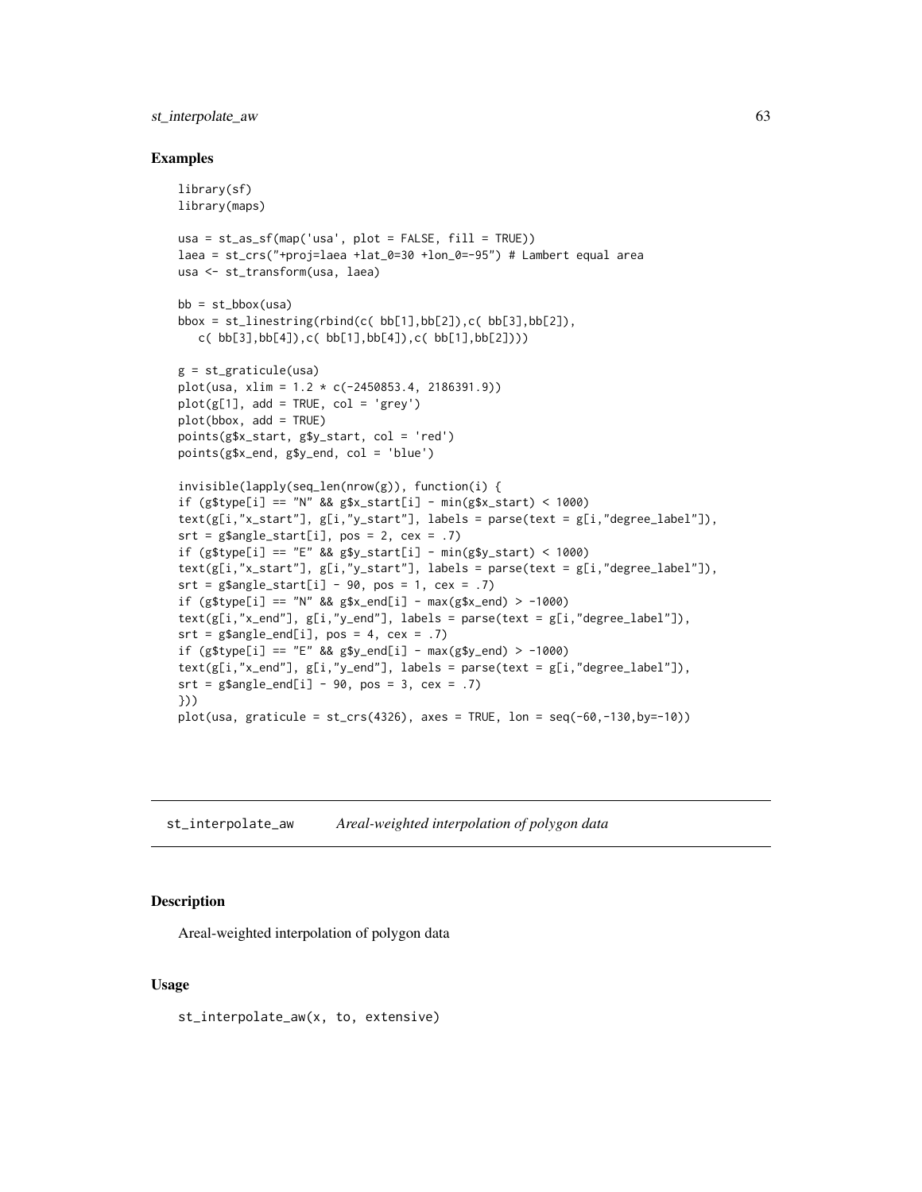## Examples

```
library(sf)
library(maps)

usa = st_as_sf(map('usa', plot = FALSE, fill = TRUE))
laea = st_crs("+proj=laea +lat_0=30 +lon_0=-95") # Lambert equal area
usa <- st_transform(usa, laea)

bb = st_bbox(usa)
bbox = st_linestring(rbind(c( bb[1],bb[2]),c( bb[3],bb[2]),
   c( bb[3],bb[4]),c( bb[1],bb[4]),c( bb[1],bb[2])))

g = st_graticule(usa)
plot(usa, xlim = 1.2 * c(-2450853.4, 2186391.9))
plot(g[1], add = TRUE, col = 'grey')
plot(bbox, add = TRUE)
points(g$x_start, g$y_start, col = 'red')
points(g$x_end, g$y_end, col = 'blue')

invisible(lapply(seq_len(nrow(g)), function(i) {
if (g$type[i] == "N" && g$x_start[i] - min(g$x_start) < 1000)
text(g[i,"x_start"], g[i,"y_start"], labels = parse(text = g[i,"degree_label"]),
srt = g$angle_start[i], pos = 2, cex = .7)
if (g$type[i] == "E" && g$y_start[i] - min(g$y_start) < 1000)
text(g[i,"x_start"], g[i,"y_start"], labels = parse(text = g[i,"degree_label"]),
srt = g$angle_start[i] - 90, pos = 1, cex = .7)
if (g$type[i] == "N" && g$x_end[i] - max(g$x_end) > -1000)
text(g[i,"x_end"], g[i,"y_end"], labels = parse(text = g[i,"degree_label"]),
srt = g$angle_end[i], pos = 4, cex = .7)
if (g$type[i] == "E" && g$y_end[i] - max(g$y_end) > -1000)
text(g[i,"x_end"], g[i,"y_end"], labels = parse(text = g[i,"degree_label"]),
srt = g$angle_end[i] - 90, pos = 3, cex = .7)
}))
plot(usa, graticule = st_crs(4326), axes = TRUE, lon = seq(-60,-130,by=-10))
```

---

# st_interpolate_aw *Areal-weighted interpolation of polygon data*

---

## Description

Areal-weighted interpolation of polygon data

## Usage

```
st_interpolate_aw(x, to, extensive)
```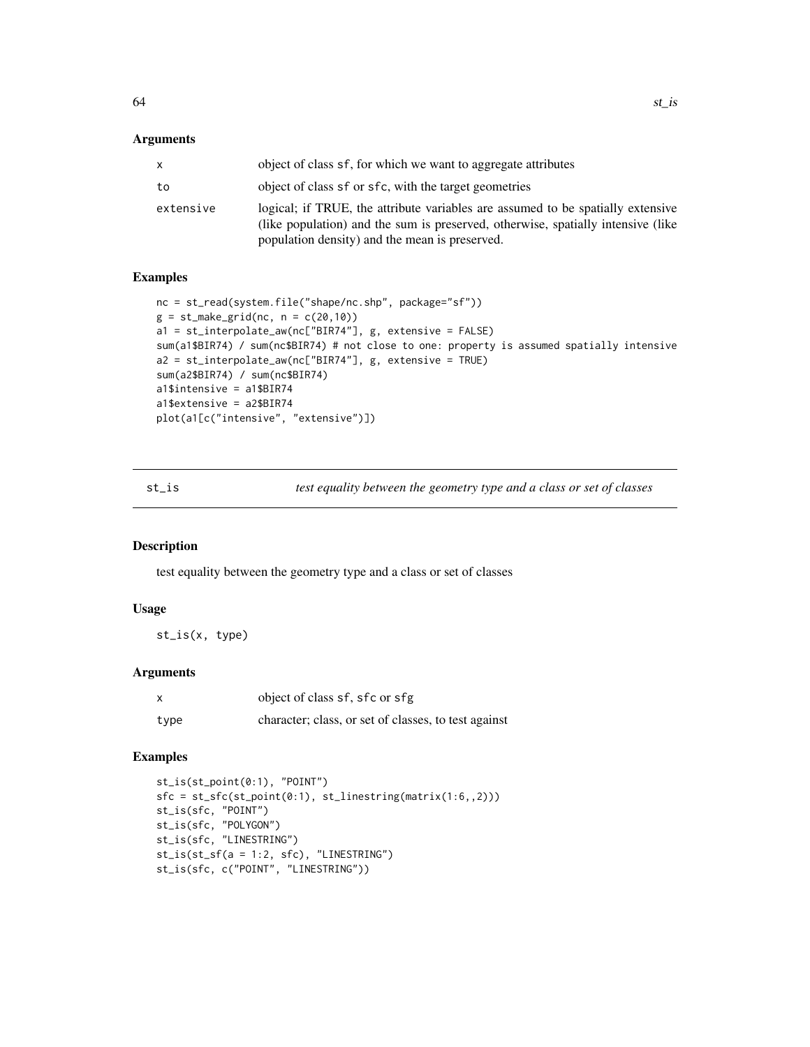### Arguments

| | |
|---|---|
| x | object of class sf, for which we want to aggregate attributes |
| to | object of class sf or sfc, with the target geometries |
| extensive | logical; if TRUE, the attribute variables are assumed to be spatially extensive (like population) and the sum is preserved, otherwise, spatially intensive (like population density) and the mean is preserved. |

### Examples

```
nc = st_read(system.file("shape/nc.shp", package="sf"))
g = st_make_grid(nc, n = c(20,10))
a1 = st_interpolate_aw(nc["BIR74"], g, extensive = FALSE)
sum(a1$BIR74) / sum(nc$BIR74) # not close to one: property is assumed spatially intensive
a2 = st_interpolate_aw(nc["BIR74"], g, extensive = TRUE)
sum(a2$BIR74) / sum(nc$BIR74)
a1$intensive = a1$BIR74
a1$extensive = a2$BIR74
plot(a1[c("intensive", "extensive")])
```

---

## st_is — *test equality between the geometry type and a class or set of classes*

### Description

test equality between the geometry type and a class or set of classes

### Usage

```
st_is(x, type)
```

### Arguments

| | |
|---|---|
| x | object of class sf, sfc or sfg |
| type | character; class, or set of classes, to test against |

### Examples

```
st_is(st_point(0:1), "POINT")
sfc = st_sfc(st_point(0:1), st_linestring(matrix(1:6,,2)))
st_is(sfc, "POINT")
st_is(sfc, "POLYGON")
st_is(sfc, "LINESTRING")
st_is(st_sf(a = 1:2, sfc), "LINESTRING")
st_is(sfc, c("POINT", "LINESTRING"))
```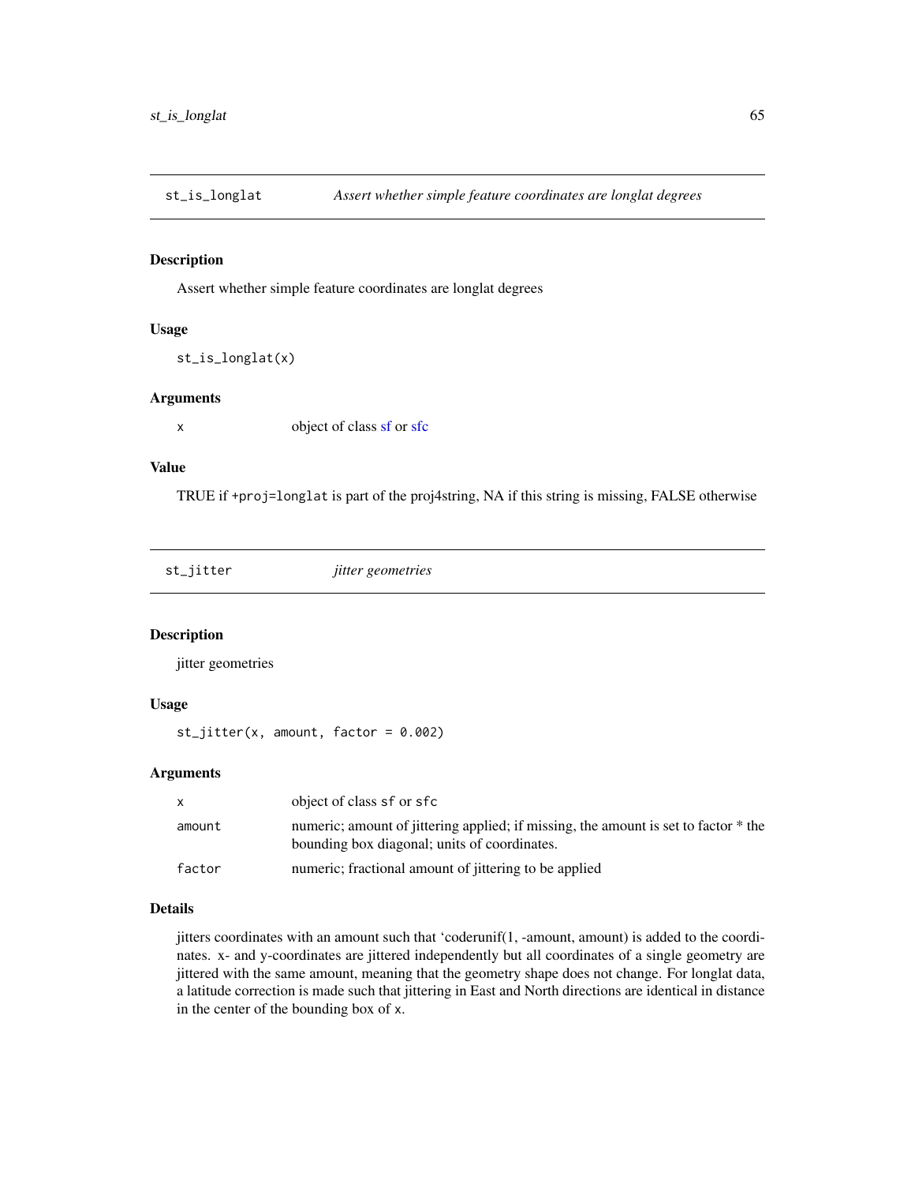## st_is_longlat — *Assert whether simple feature coordinates are longlat degrees*

### Description

Assert whether simple feature coordinates are longlat degrees

### Usage

```
st_is_longlat(x)
```

### Arguments

| | |
|---|---|
| x | object of class sf or sfc |

### Value

TRUE if `+proj=longlat` is part of the proj4string, NA if this string is missing, FALSE otherwise

## st_jitter — *jitter geometries*

### Description

jitter geometries

### Usage

```
st_jitter(x, amount, factor = 0.002)
```

### Arguments

| | |
|---|---|
| x | object of class `sf` or `sfc` |
| amount | numeric; amount of jittering applied; if missing, the amount is set to factor * the bounding box diagonal; units of coordinates. |
| factor | numeric; fractional amount of jittering to be applied |

### Details

jitters coordinates with an amount such that 'coderunif(1, -amount, amount) is added to the coordinates. x- and y-coordinates are jittered independently but all coordinates of a single geometry are jittered with the same amount, meaning that the geometry shape does not change. For longlat data, a latitude correction is made such that jittering in East and North directions are identical in distance in the center of the bounding box of `x`.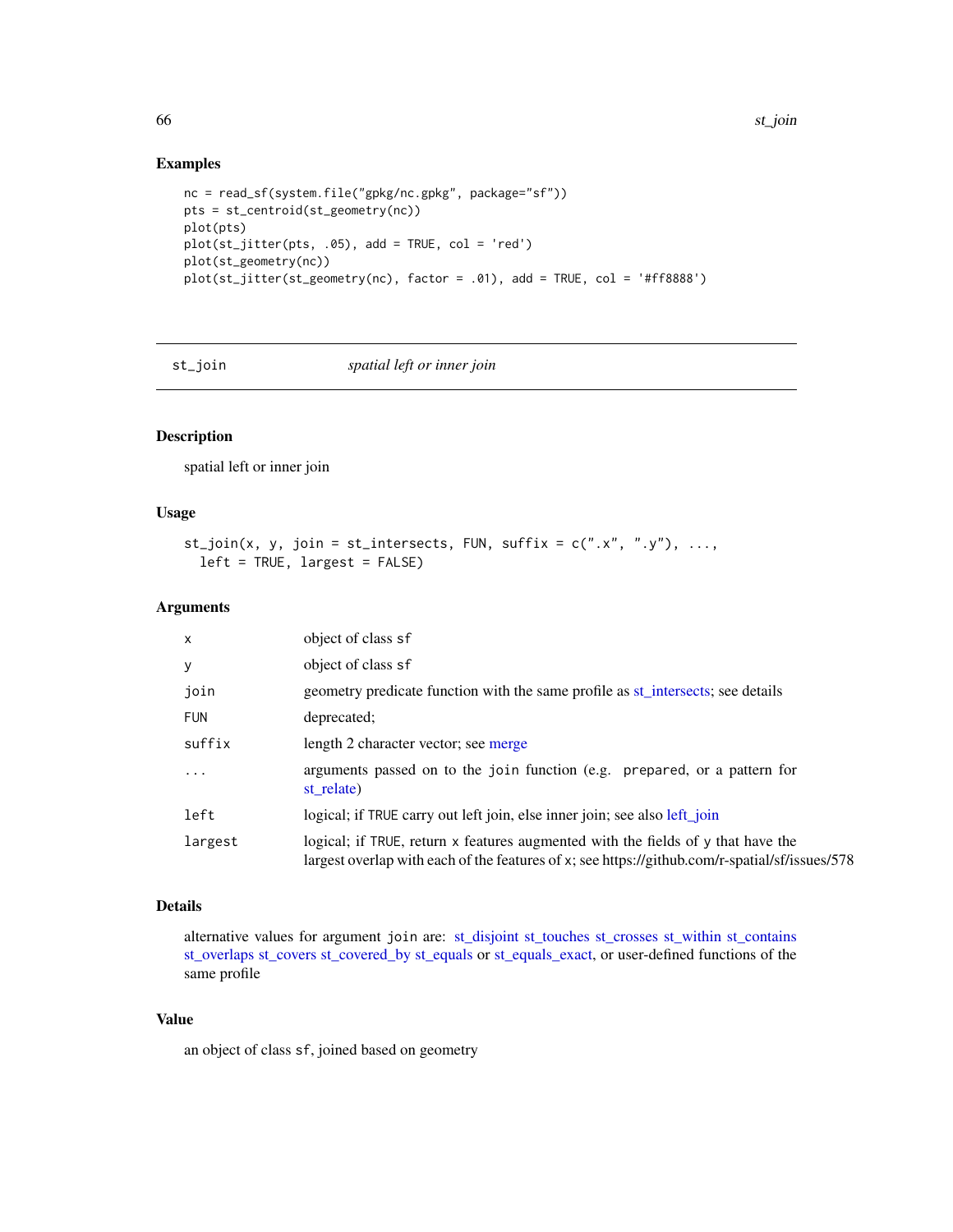## Examples

```
nc = read_sf(system.file("gpkg/nc.gpkg", package="sf"))
pts = st_centroid(st_geometry(nc))
plot(pts)
plot(st_jitter(pts, .05), add = TRUE, col = 'red')
plot(st_geometry(nc))
plot(st_jitter(st_geometry(nc), factor = .01), add = TRUE, col = '#ff8888')
```

---

# st_join — *spatial left or inner join*

---

## Description

spatial left or inner join

## Usage

```
st_join(x, y, join = st_intersects, FUN, suffix = c(".x", ".y"), ...,
  left = TRUE, largest = FALSE)
```

## Arguments

| | |
|---|---|
| `x` | object of class `sf` |
| `y` | object of class `sf` |
| `join` | geometry predicate function with the same profile as st_intersects; see details |
| `FUN` | deprecated; |
| `suffix` | length 2 character vector; see merge |
| `...` | arguments passed on to the `join` function (e.g. `prepared`, or a pattern for st_relate) |
| `left` | logical; if `TRUE` carry out left join, else inner join; see also left_join |
| `largest` | logical; if `TRUE`, return `x` features augmented with the fields of `y` that have the largest overlap with each of the features of `x`; see https://github.com/r-spatial/sf/issues/578 |

## Details

alternative values for argument `join` are: st_disjoint st_touches st_crosses st_within st_contains st_overlaps st_covers st_covered_by st_equals or st_equals_exact, or user-defined functions of the same profile

## Value

an object of class `sf`, joined based on geometry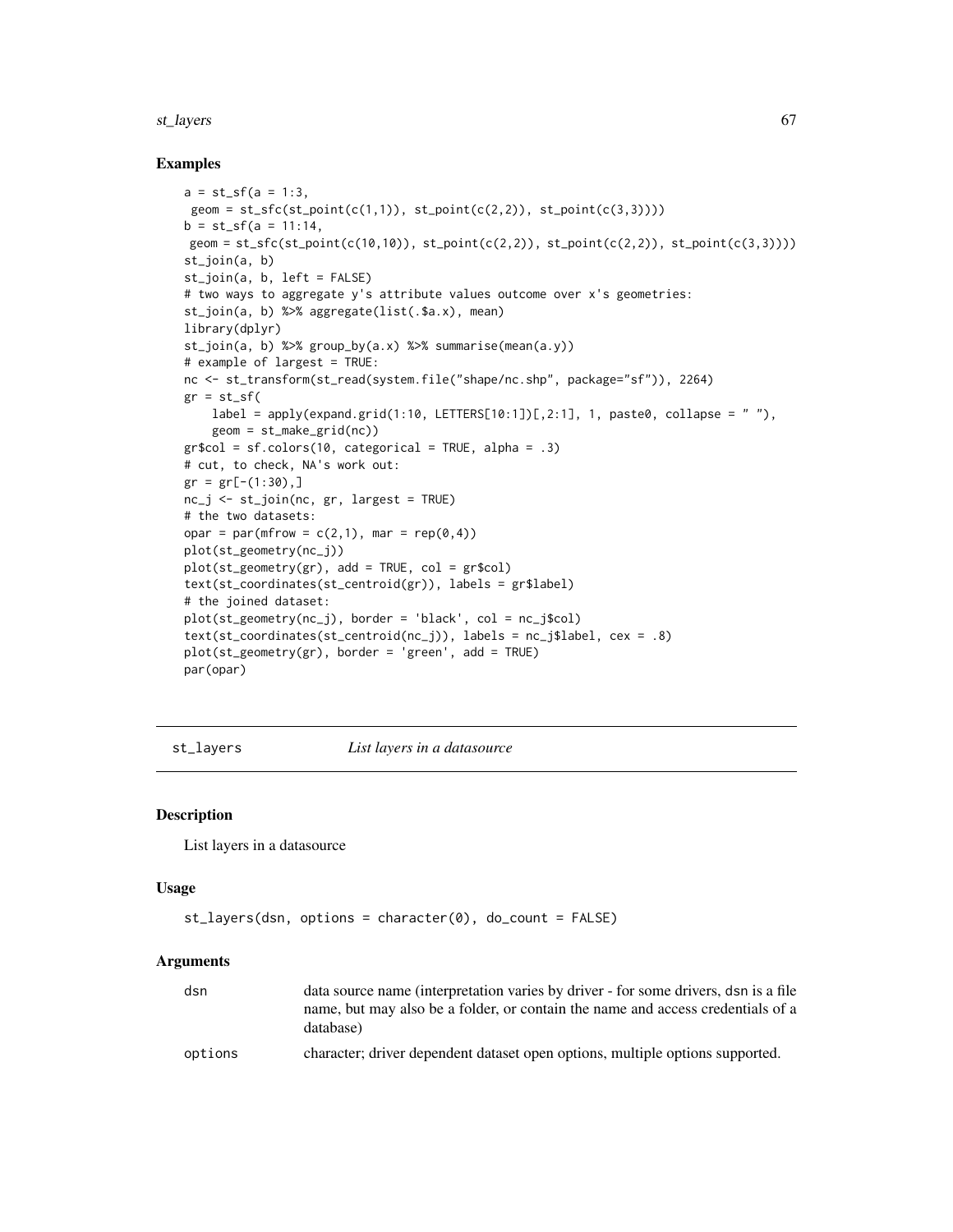## Examples

```
a = st_sf(a = 1:3,
 geom = st_sfc(st_point(c(1,1)), st_point(c(2,2)), st_point(c(3,3))))
b = st_sf(a = 11:14,
 geom = st_sfc(st_point(c(10,10)), st_point(c(2,2)), st_point(c(2,2)), st_point(c(3,3))))
st_join(a, b)
st_join(a, b, left = FALSE)
# two ways to aggregate y's attribute values outcome over x's geometries:
st_join(a, b) %>% aggregate(list(.$a.x), mean)
library(dplyr)
st_join(a, b) %>% group_by(a.x) %>% summarise(mean(a.y))
# example of largest = TRUE:
nc <- st_transform(st_read(system.file("shape/nc.shp", package="sf")), 2264)
gr = st_sf(
    label = apply(expand.grid(1:10, LETTERS[10:1])[,2:1], 1, paste0, collapse = " "),
    geom = st_make_grid(nc))
gr$col = sf.colors(10, categorical = TRUE, alpha = .3)
# cut, to check, NA's work out:
gr = gr[-(1:30),]
nc_j <- st_join(nc, gr, largest = TRUE)
# the two datasets:
opar = par(mfrow = c(2,1), mar = rep(0,4))
plot(st_geometry(nc_j))
plot(st_geometry(gr), add = TRUE, col = gr$col)
text(st_coordinates(st_centroid(gr)), labels = gr$label)
# the joined dataset:
plot(st_geometry(nc_j), border = 'black', col = nc_j$col)
text(st_coordinates(st_centroid(nc_j)), labels = nc_j$label, cex = .8)
plot(st_geometry(gr), border = 'green', add = TRUE)
par(opar)
```

---

# st_layers *List layers in a datasource*

## Description

List layers in a datasource

## Usage

```
st_layers(dsn, options = character(0), do_count = FALSE)
```

## Arguments

| | |
|---|---|
| dsn | data source name (interpretation varies by driver - for some drivers, dsn is a file name, but may also be a folder, or contain the name and access credentials of a database) |
| options | character; driver dependent dataset open options, multiple options supported. |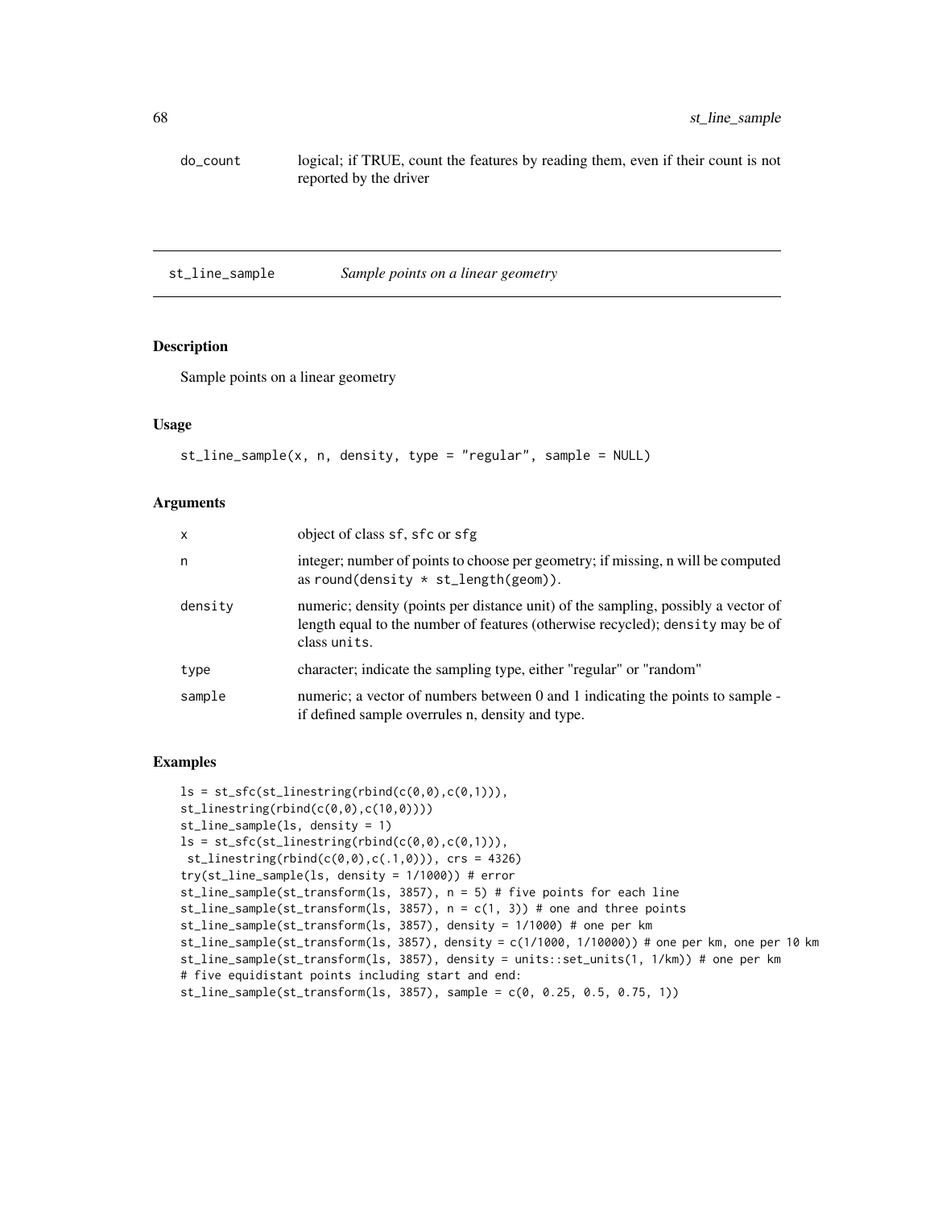| | |
|---|---|
| do_count | logical; if TRUE, count the features by reading them, even if their count is not reported by the driver |

---

## st_line_sample — *Sample points on a linear geometry*

### Description

Sample points on a linear geometry

### Usage

```
st_line_sample(x, n, density, type = "regular", sample = NULL)
```

### Arguments

| | |
|---|---|
| x | object of class sf, sfc or sfg |
| n | integer; number of points to choose per geometry; if missing, n will be computed as round(density * st_length(geom)). |
| density | numeric; density (points per distance unit) of the sampling, possibly a vector of length equal to the number of features (otherwise recycled); density may be of class units. |
| type | character; indicate the sampling type, either "regular" or "random" |
| sample | numeric; a vector of numbers between 0 and 1 indicating the points to sample - if defined sample overrules n, density and type. |

### Examples

```
ls = st_sfc(st_linestring(rbind(c(0,0),c(0,1))),
st_linestring(rbind(c(0,0),c(10,0))))
st_line_sample(ls, density = 1)
ls = st_sfc(st_linestring(rbind(c(0,0),c(0,1))),
 st_linestring(rbind(c(0,0),c(.1,0))), crs = 4326)
try(st_line_sample(ls, density = 1/1000)) # error
st_line_sample(st_transform(ls, 3857), n = 5) # five points for each line
st_line_sample(st_transform(ls, 3857), n = c(1, 3)) # one and three points
st_line_sample(st_transform(ls, 3857), density = 1/1000) # one per km
st_line_sample(st_transform(ls, 3857), density = c(1/1000, 1/10000)) # one per km, one per 10 km
st_line_sample(st_transform(ls, 3857), density = units::set_units(1, 1/km)) # one per km
# five equidistant points including start and end:
st_line_sample(st_transform(ls, 3857), sample = c(0, 0.25, 0.5, 0.75, 1))
```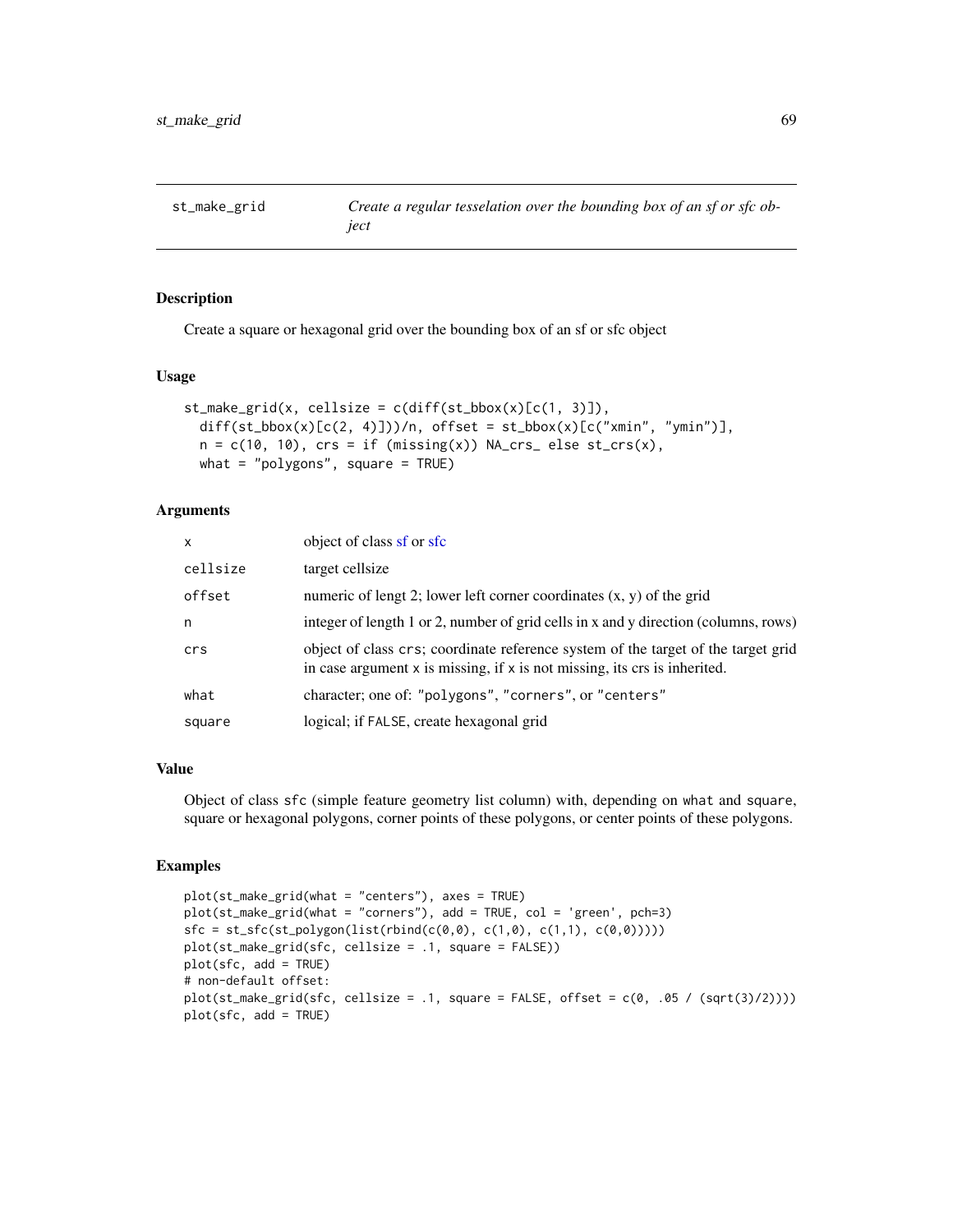## st_make_grid    *Create a regular tesselation over the bounding box of an sf or sfc object*

### Description

Create a square or hexagonal grid over the bounding box of an sf or sfc object

### Usage

```
st_make_grid(x, cellsize = c(diff(st_bbox(x)[c(1, 3)]),
  diff(st_bbox(x)[c(2, 4)]))/n, offset = st_bbox(x)[c("xmin", "ymin")],
  n = c(10, 10), crs = if (missing(x)) NA_crs_ else st_crs(x),
  what = "polygons", square = TRUE)
```

### Arguments

| | |
|---|---|
| x | object of class sf or sfc |
| cellsize | target cellsize |
| offset | numeric of lengt 2; lower left corner coordinates (x, y) of the grid |
| n | integer of length 1 or 2, number of grid cells in x and y direction (columns, rows) |
| crs | object of class crs; coordinate reference system of the target of the target grid in case argument x is missing, if x is not missing, its crs is inherited. |
| what | character; one of: "polygons", "corners", or "centers" |
| square | logical; if FALSE, create hexagonal grid |

### Value

Object of class sfc (simple feature geometry list column) with, depending on what and square, square or hexagonal polygons, corner points of these polygons, or center points of these polygons.

### Examples

```
plot(st_make_grid(what = "centers"), axes = TRUE)
plot(st_make_grid(what = "corners"), add = TRUE, col = 'green', pch=3)
sfc = st_sfc(st_polygon(list(rbind(c(0,0), c(1,0), c(1,1), c(0,0)))))
plot(st_make_grid(sfc, cellsize = .1, square = FALSE))
plot(sfc, add = TRUE)
# non-default offset:
plot(st_make_grid(sfc, cellsize = .1, square = FALSE, offset = c(0, .05 / (sqrt(3)/2))))
plot(sfc, add = TRUE)
```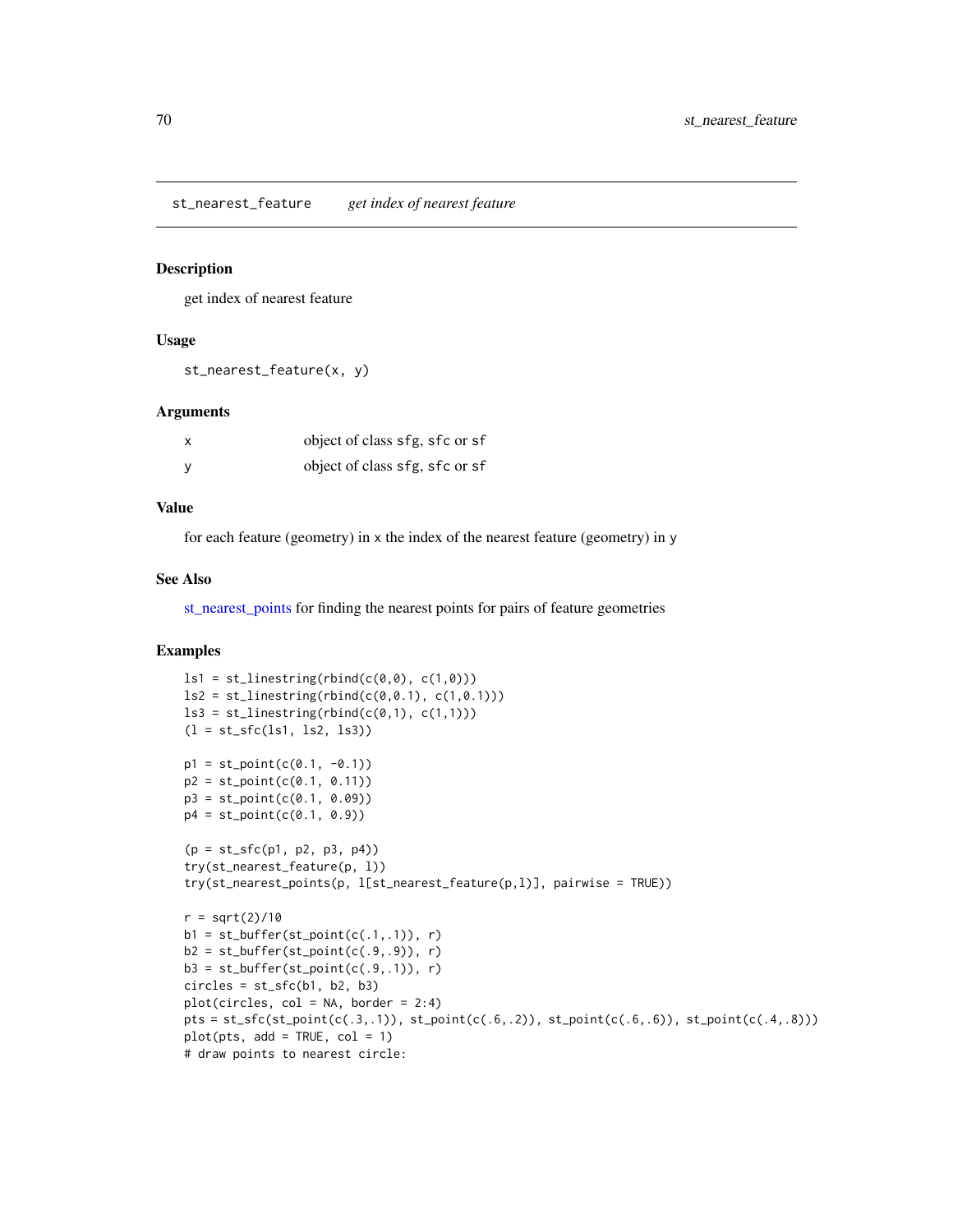## st_nearest_feature *get index of nearest feature*

### Description

get index of nearest feature

### Usage

```
st_nearest_feature(x, y)
```

### Arguments

| | |
|---|---|
| x | object of class sfg, sfc or sf |
| y | object of class sfg, sfc or sf |

### Value

for each feature (geometry) in x the index of the nearest feature (geometry) in y

### See Also

st_nearest_points for finding the nearest points for pairs of feature geometries

### Examples

```
ls1 = st_linestring(rbind(c(0,0), c(1,0)))
ls2 = st_linestring(rbind(c(0,0.1), c(1,0.1)))
ls3 = st_linestring(rbind(c(0,1), c(1,1)))
(l = st_sfc(ls1, ls2, ls3))

p1 = st_point(c(0.1, -0.1))
p2 = st_point(c(0.1, 0.11))
p3 = st_point(c(0.1, 0.09))
p4 = st_point(c(0.1, 0.9))

(p = st_sfc(p1, p2, p3, p4))
try(st_nearest_feature(p, l))
try(st_nearest_points(p, l[st_nearest_feature(p,l)], pairwise = TRUE))

r = sqrt(2)/10
b1 = st_buffer(st_point(c(.1,.1)), r)
b2 = st_buffer(st_point(c(.9,.9)), r)
b3 = st_buffer(st_point(c(.9,.1)), r)
circles = st_sfc(b1, b2, b3)
plot(circles, col = NA, border = 2:4)
pts = st_sfc(st_point(c(.3,.1)), st_point(c(.6,.2)), st_point(c(.6,.6)), st_point(c(.4,.8)))
plot(pts, add = TRUE, col = 1)
# draw points to nearest circle:
```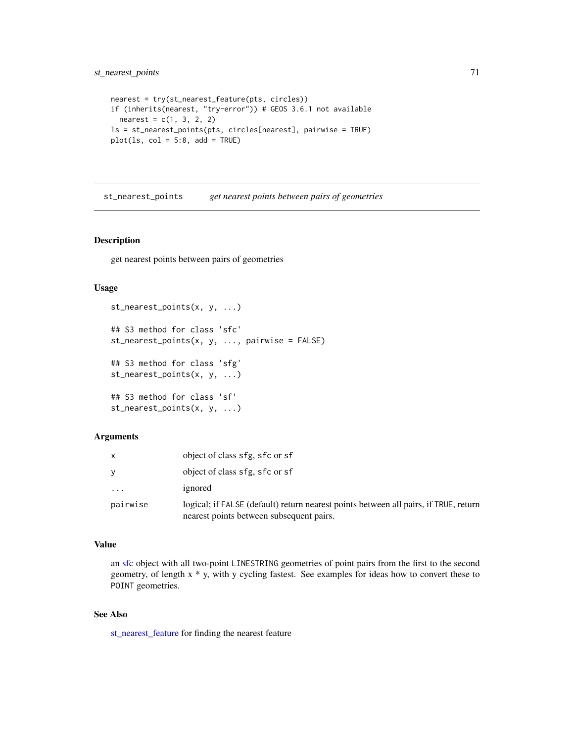```
nearest = try(st_nearest_feature(pts, circles))
if (inherits(nearest, "try-error")) # GEOS 3.6.1 not available
  nearest = c(1, 3, 2, 2)
ls = st_nearest_points(pts, circles[nearest], pairwise = TRUE)
plot(ls, col = 5:8, add = TRUE)
```

---

## st_nearest_points — *get nearest points between pairs of geometries*

---

### Description

get nearest points between pairs of geometries

### Usage

```
st_nearest_points(x, y, ...)

## S3 method for class 'sfc'
st_nearest_points(x, y, ..., pairwise = FALSE)

## S3 method for class 'sfg'
st_nearest_points(x, y, ...)

## S3 method for class 'sf'
st_nearest_points(x, y, ...)
```

### Arguments

| | |
|---|---|
| `x` | object of class `sfg`, `sfc` or `sf` |
| `y` | object of class `sfg`, `sfc` or `sf` |
| `...` | ignored |
| `pairwise` | logical; if `FALSE` (default) return nearest points between all pairs, if `TRUE`, return nearest points between subsequent pairs. |

### Value

an sfc object with all two-point `LINESTRING` geometries of point pairs from the first to the second geometry, of length x * y, with y cycling fastest. See examples for ideas how to convert these to `POINT` geometries.

### See Also

st_nearest_feature for finding the nearest feature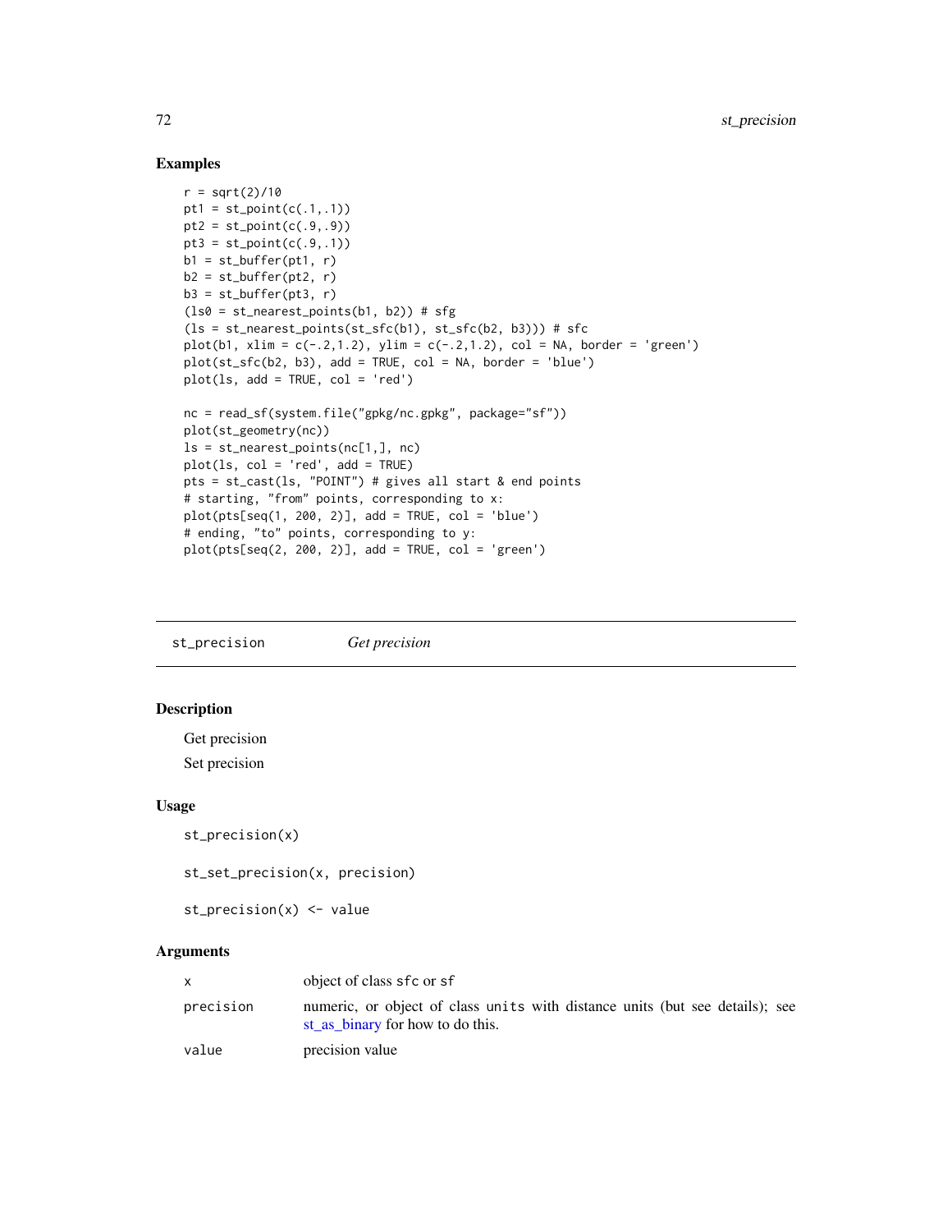## Examples

```
r = sqrt(2)/10
pt1 = st_point(c(.1,.1))
pt2 = st_point(c(.9,.9))
pt3 = st_point(c(.9,.1))
b1 = st_buffer(pt1, r)
b2 = st_buffer(pt2, r)
b3 = st_buffer(pt3, r)
(ls0 = st_nearest_points(b1, b2)) # sfg
(ls = st_nearest_points(st_sfc(b1), st_sfc(b2, b3))) # sfc
plot(b1, xlim = c(-.2,1.2), ylim = c(-.2,1.2), col = NA, border = 'green')
plot(st_sfc(b2, b3), add = TRUE, col = NA, border = 'blue')
plot(ls, add = TRUE, col = 'red')

nc = read_sf(system.file("gpkg/nc.gpkg", package="sf"))
plot(st_geometry(nc))
ls = st_nearest_points(nc[1,], nc)
plot(ls, col = 'red', add = TRUE)
pts = st_cast(ls, "POINT") # gives all start & end points
# starting, "from" points, corresponding to x:
plot(pts[seq(1, 200, 2)], add = TRUE, col = 'blue')
# ending, "to" points, corresponding to y:
plot(pts[seq(2, 200, 2)], add = TRUE, col = 'green')
```

---

# st_precision — *Get precision*

---

## Description

Get precision

Set precision

## Usage

```
st_precision(x)

st_set_precision(x, precision)

st_precision(x) <- value
```

## Arguments

| | |
|---|---|
| x | object of class sfc or sf |
| precision | numeric, or object of class units with distance units (but see details); see st_as_binary for how to do this. |
| value | precision value |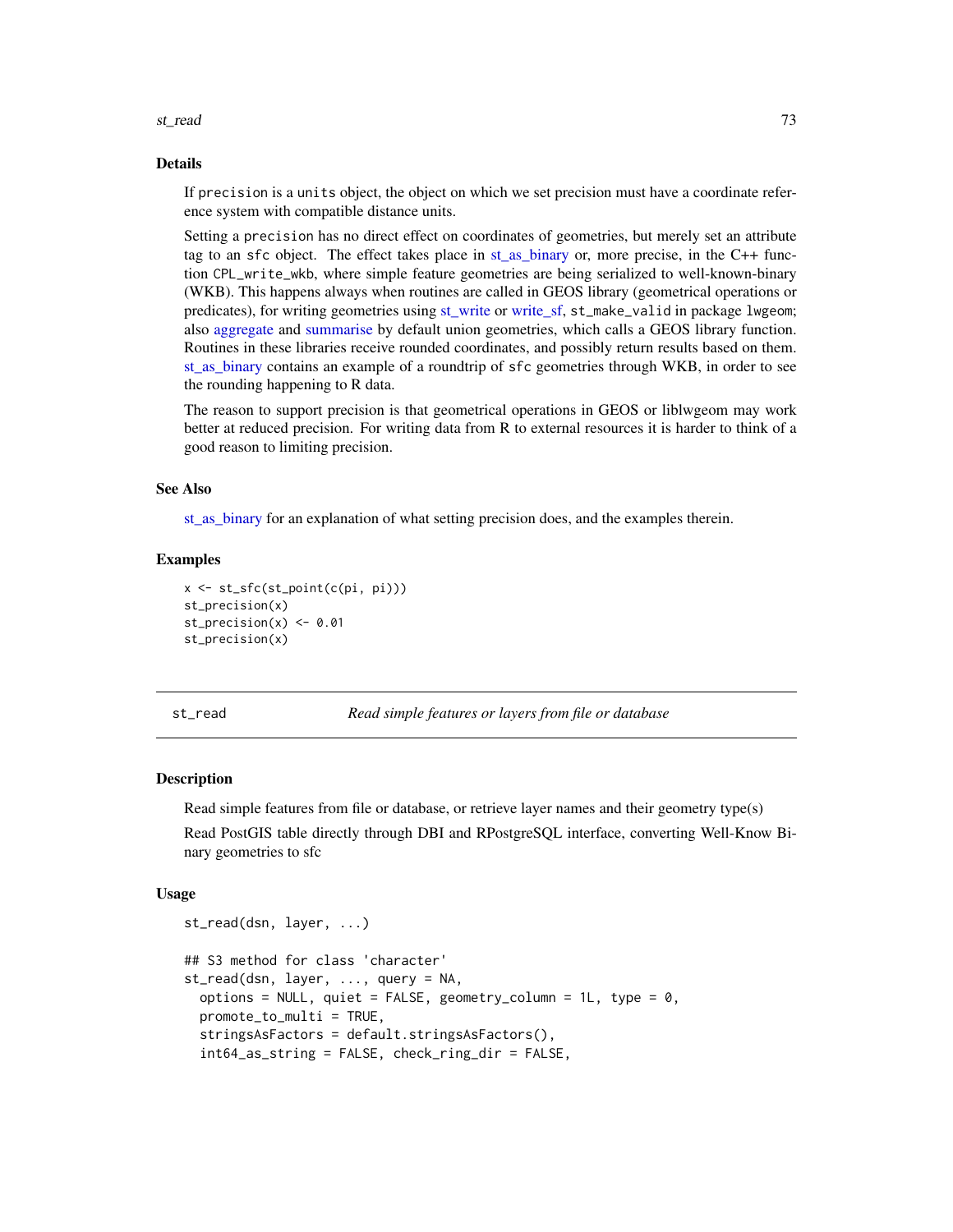### Details

If precision is a units object, the object on which we set precision must have a coordinate reference system with compatible distance units.

Setting a precision has no direct effect on coordinates of geometries, but merely set an attribute tag to an sfc object. The effect takes place in st_as_binary or, more precise, in the C++ function CPL_write_wkb, where simple feature geometries are being serialized to well-known-binary (WKB). This happens always when routines are called in GEOS library (geometrical operations or predicates), for writing geometries using st_write or write_sf, st_make_valid in package lwgeom; also aggregate and summarise by default union geometries, which calls a GEOS library function. Routines in these libraries receive rounded coordinates, and possibly return results based on them. st_as_binary contains an example of a roundtrip of sfc geometries through WKB, in order to see the rounding happening to R data.

The reason to support precision is that geometrical operations in GEOS or liblwgeom may work better at reduced precision. For writing data from R to external resources it is harder to think of a good reason to limiting precision.

### See Also

st_as_binary for an explanation of what setting precision does, and the examples therein.

### Examples

```
x <- st_sfc(st_point(c(pi, pi)))
st_precision(x)
st_precision(x) <- 0.01
st_precision(x)
```

---

## st_read — *Read simple features or layers from file or database*

### Description

Read simple features from file or database, or retrieve layer names and their geometry type(s)

Read PostGIS table directly through DBI and RPostgreSQL interface, converting Well-Know Binary geometries to sfc

### Usage

```
st_read(dsn, layer, ...)

## S3 method for class 'character'
st_read(dsn, layer, ..., query = NA,
  options = NULL, quiet = FALSE, geometry_column = 1L, type = 0,
  promote_to_multi = TRUE,
  stringsAsFactors = default.stringsAsFactors(),
  int64_as_string = FALSE, check_ring_dir = FALSE,
```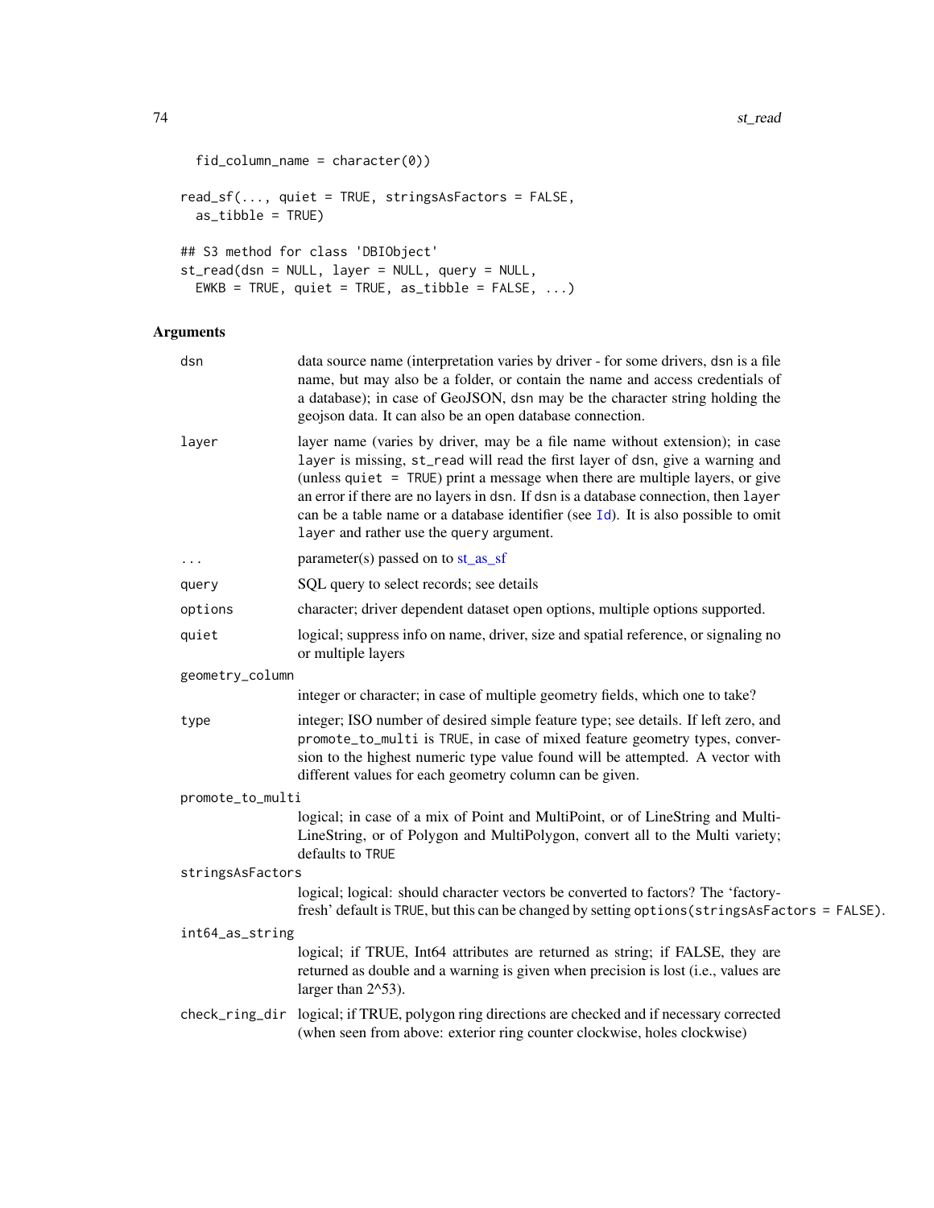```
  fid_column_name = character(0))

read_sf(..., quiet = TRUE, stringsAsFactors = FALSE,
  as_tibble = TRUE)

## S3 method for class 'DBIObject'
st_read(dsn = NULL, layer = NULL, query = NULL,
  EWKB = TRUE, quiet = TRUE, as_tibble = FALSE, ...)
```

## Arguments

| | |
|---|---|
| `dsn` | data source name (interpretation varies by driver - for some drivers, dsn is a file name, but may also be a folder, or contain the name and access credentials of a database); in case of GeoJSON, dsn may be the character string holding the geojson data. It can also be an open database connection. |
| `layer` | layer name (varies by driver, may be a file name without extension); in case layer is missing, st_read will read the first layer of dsn, give a warning and (unless quiet = TRUE) print a message when there are multiple layers, or give an error if there are no layers in dsn. If dsn is a database connection, then layer can be a table name or a database identifier (see Id). It is also possible to omit layer and rather use the query argument. |
| `...` | parameter(s) passed on to st_as_sf |
| `query` | SQL query to select records; see details |
| `options` | character; driver dependent dataset open options, multiple options supported. |
| `quiet` | logical; suppress info on name, driver, size and spatial reference, or signaling no or multiple layers |
| `geometry_column` | integer or character; in case of multiple geometry fields, which one to take? |
| `type` | integer; ISO number of desired simple feature type; see details. If left zero, and promote_to_multi is TRUE, in case of mixed feature geometry types, conversion to the highest numeric type value found will be attempted. A vector with different values for each geometry column can be given. |
| `promote_to_multi` | logical; in case of a mix of Point and MultiPoint, or of LineString and MultiLineString, or of Polygon and MultiPolygon, convert all to the Multi variety; defaults to TRUE |
| `stringsAsFactors` | logical; logical: should character vectors be converted to factors? The 'factory-fresh' default is TRUE, but this can be changed by setting options(stringsAsFactors = FALSE). |
| `int64_as_string` | logical; if TRUE, Int64 attributes are returned as string; if FALSE, they are returned as double and a warning is given when precision is lost (i.e., values are larger than 2^53). |
| `check_ring_dir` | logical; if TRUE, polygon ring directions are checked and if necessary corrected (when seen from above: exterior ring counter clockwise, holes clockwise) |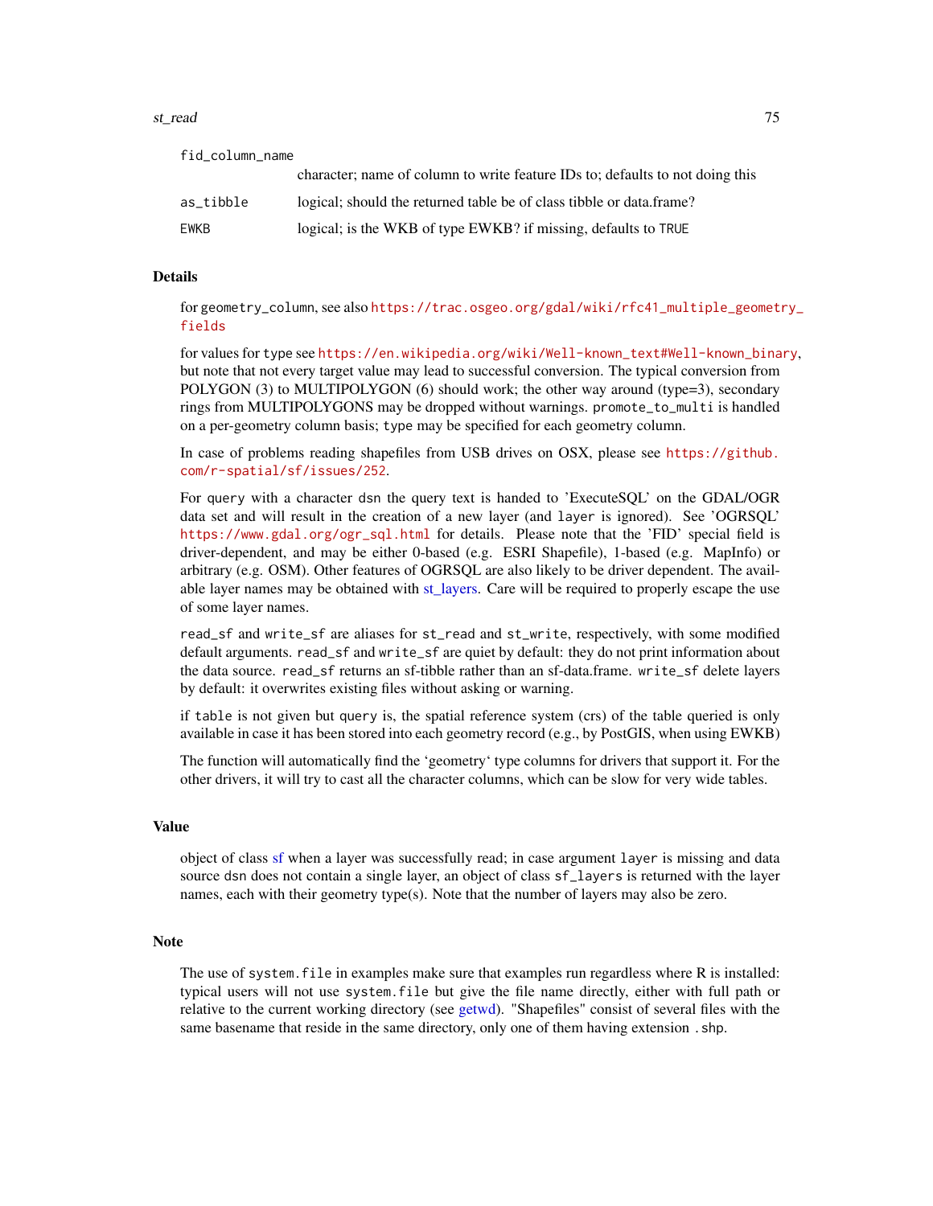fid_column_name
: character; name of column to write feature IDs to; defaults to not doing this

as_tibble
: logical; should the returned table be of class tibble or data.frame?

EWKB
: logical; is the WKB of type EWKB? if missing, defaults to `TRUE`

## Details

for `geometry_column`, see also https://trac.osgeo.org/gdal/wiki/rfc41_multiple_geometry_fields

for values for `type` see https://en.wikipedia.org/wiki/Well-known_text#Well-known_binary, but note that not every target value may lead to successful conversion. The typical conversion from POLYGON (3) to MULTIPOLYGON (6) should work; the other way around (type=3), secondary rings from MULTIPOLYGONS may be dropped without warnings. `promote_to_multi` is handled on a per-geometry column basis; `type` may be specified for each geometry column.

In case of problems reading shapefiles from USB drives on OSX, please see https://github.com/r-spatial/sf/issues/252.

For `query` with a character `dsn` the query text is handed to 'ExecuteSQL' on the GDAL/OGR data set and will result in the creation of a new layer (and `layer` is ignored). See 'OGRSQL' https://www.gdal.org/ogr_sql.html for details. Please note that the 'FID' special field is driver-dependent, and may be either 0-based (e.g. ESRI Shapefile), 1-based (e.g. MapInfo) or arbitrary (e.g. OSM). Other features of OGRSQL are also likely to be driver dependent. The available layer names may be obtained with st_layers. Care will be required to properly escape the use of some layer names.

`read_sf` and `write_sf` are aliases for `st_read` and `st_write`, respectively, with some modified default arguments. `read_sf` and `write_sf` are quiet by default: they do not print information about the data source. `read_sf` returns an sf-tibble rather than an sf-data.frame. `write_sf` delete layers by default: it overwrites existing files without asking or warning.

if `table` is not given but `query` is, the spatial reference system (crs) of the table queried is only available in case it has been stored into each geometry record (e.g., by PostGIS, when using EWKB)

The function will automatically find the 'geometry' type columns for drivers that support it. For the other drivers, it will try to cast all the character columns, which can be slow for very wide tables.

## Value

object of class sf when a layer was successfully read; in case argument `layer` is missing and data source `dsn` does not contain a single layer, an object of class `sf_layers` is returned with the layer names, each with their geometry type(s). Note that the number of layers may also be zero.

## Note

The use of `system.file` in examples make sure that examples run regardless where R is installed: typical users will not use `system.file` but give the file name directly, either with full path or relative to the current working directory (see getwd). "Shapefiles" consist of several files with the same basename that reside in the same directory, only one of them having extension `.shp`.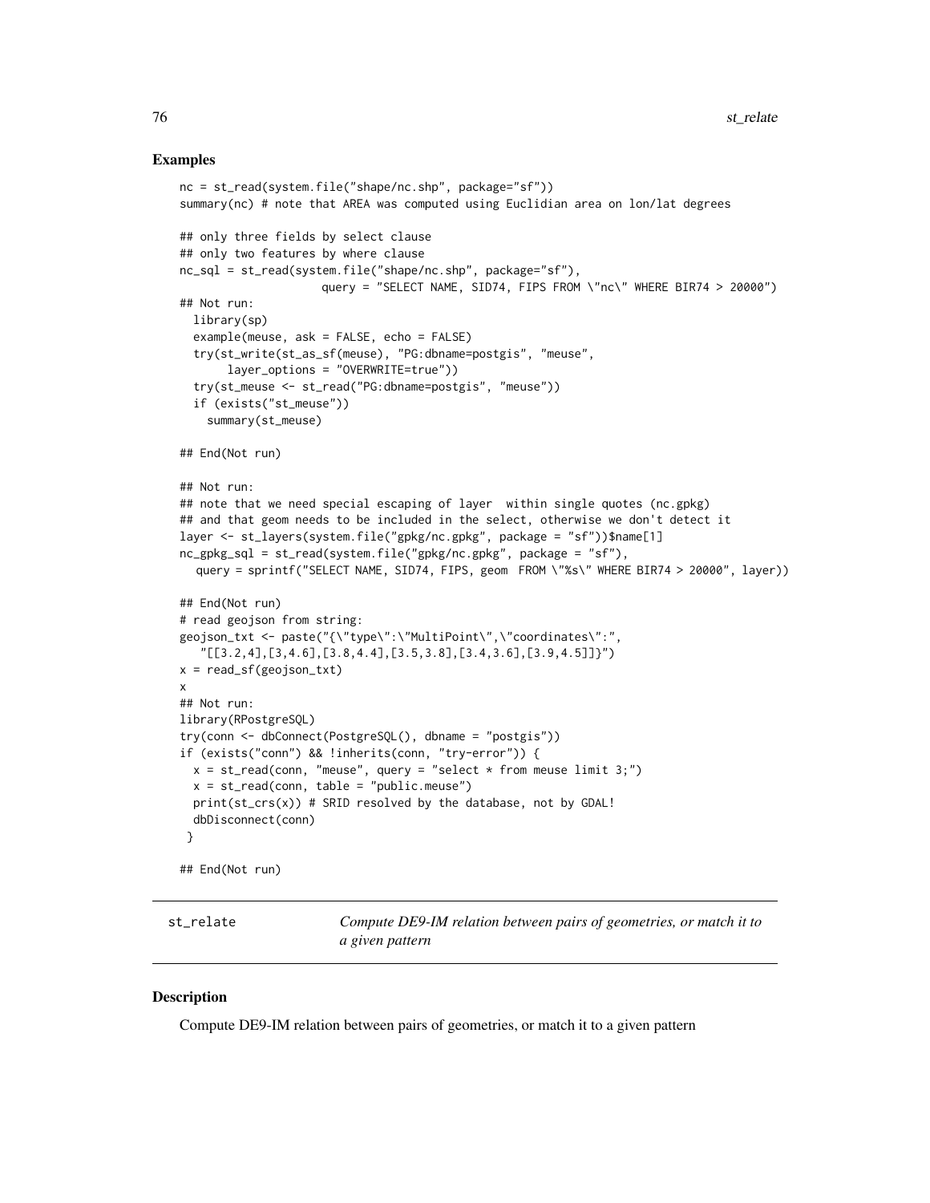## Examples

```
nc = st_read(system.file("shape/nc.shp", package="sf"))
summary(nc) # note that AREA was computed using Euclidian area on lon/lat degrees

## only three fields by select clause
## only two features by where clause
nc_sql = st_read(system.file("shape/nc.shp", package="sf"),
                     query = "SELECT NAME, SID74, FIPS FROM \"nc\" WHERE BIR74 > 20000")
## Not run:
  library(sp)
  example(meuse, ask = FALSE, echo = FALSE)
  try(st_write(st_as_sf(meuse), "PG:dbname=postgis", "meuse",
       layer_options = "OVERWRITE=true"))
  try(st_meuse <- st_read("PG:dbname=postgis", "meuse"))
  if (exists("st_meuse"))
    summary(st_meuse)

## End(Not run)

## Not run:
## note that we need special escaping of layer  within single quotes (nc.gpkg)
## and that geom needs to be included in the select, otherwise we don't detect it
layer <- st_layers(system.file("gpkg/nc.gpkg", package = "sf"))$name[1]
nc_gpkg_sql = st_read(system.file("gpkg/nc.gpkg", package = "sf"),
   query = sprintf("SELECT NAME, SID74, FIPS, geom  FROM \"%s\" WHERE BIR74 > 20000", layer))

## End(Not run)
# read geojson from string:
geojson_txt <- paste("{\"type\":\"MultiPoint\",\"coordinates\":",
   "[[3.2,4],[3,4.6],[3.8,4.4],[3.5,3.8],[3.4,3.6],[3.9,4.5]]}")
x = read_sf(geojson_txt)
x
## Not run:
library(RPostgreSQL)
try(conn <- dbConnect(PostgreSQL(), dbname = "postgis"))
if (exists("conn") && !inherits(conn, "try-error")) {
  x = st_read(conn, "meuse", query = "select * from meuse limit 3;")
  x = st_read(conn, table = "public.meuse")
  print(st_crs(x)) # SRID resolved by the database, not by GDAL!
  dbDisconnect(conn)
 }

## End(Not run)
```

---

`st_relate` *Compute DE9-IM relation between pairs of geometries, or match it to a given pattern*

---

## Description

Compute DE9-IM relation between pairs of geometries, or match it to a given pattern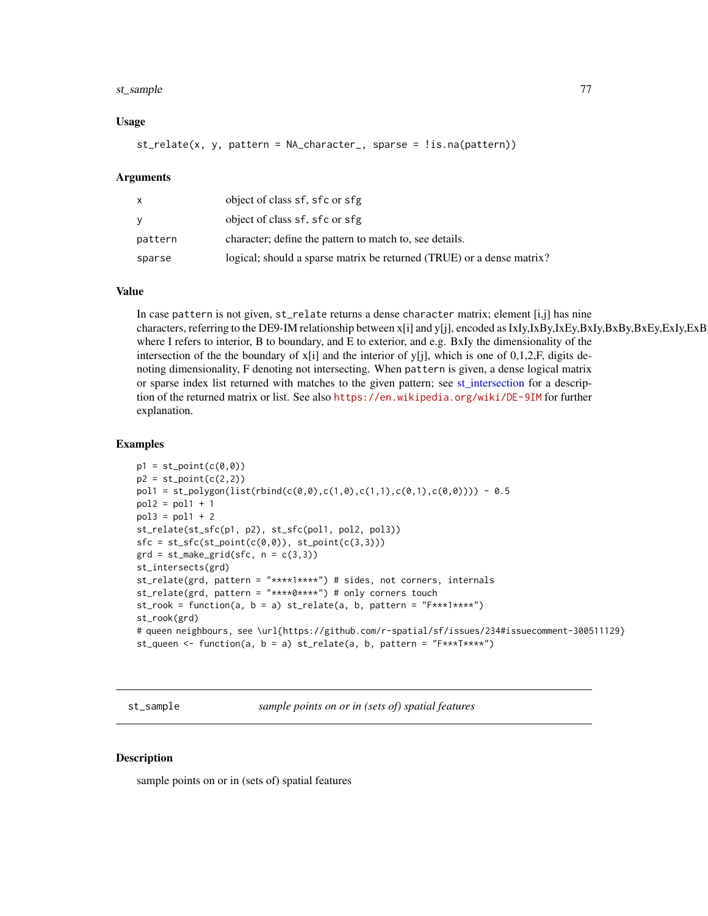## Usage

```
st_relate(x, y, pattern = NA_character_, sparse = !is.na(pattern))
```

## Arguments

| | |
|---|---|
| x | object of class `sf`, `sfc` or `sfg` |
| y | object of class `sf`, `sfc` or `sfg` |
| pattern | character; define the pattern to match to, see details. |
| sparse | logical; should a sparse matrix be returned (TRUE) or a dense matrix? |

## Value

In case `pattern` is not given, `st_relate` returns a dense `character` matrix; element [i,j] has nine characters, referring to the DE9-IM relationship between x[i] and y[j], encoded as IxIy,IxBy,IxEy,BxIy,BxBy,BxEy,ExIy,ExB where I refers to interior, B to boundary, and E to exterior, and e.g. BxIy the dimensionality of the intersection of the the boundary of x[i] and the interior of y[j], which is one of 0,1,2,F, digits denoting dimensionality, F denoting not intersecting. When `pattern` is given, a dense logical matrix or sparse index list returned with matches to the given pattern; see st_intersection for a description of the returned matrix or list. See also https://en.wikipedia.org/wiki/DE-9IM for further explanation.

## Examples

```
p1 = st_point(c(0,0))
p2 = st_point(c(2,2))
pol1 = st_polygon(list(rbind(c(0,0),c(1,0),c(1,1),c(0,1),c(0,0)))) - 0.5
pol2 = pol1 + 1
pol3 = pol1 + 2
st_relate(st_sfc(p1, p2), st_sfc(pol1, pol2, pol3))
sfc = st_sfc(st_point(c(0,0)), st_point(c(3,3)))
grd = st_make_grid(sfc, n = c(3,3))
st_intersects(grd)
st_relate(grd, pattern = "****1****") # sides, not corners, internals
st_relate(grd, pattern = "****0****") # only corners touch
st_rook = function(a, b = a) st_relate(a, b, pattern = "F***1****")
st_rook(grd)
# queen neighbours, see \url{https://github.com/r-spatial/sf/issues/234#issuecomment-300511129}
st_queen <- function(a, b = a) st_relate(a, b, pattern = "F***T****")
```

---

# st_sample — *sample points on or in (sets of) spatial features*

---

## Description

sample points on or in (sets of) spatial features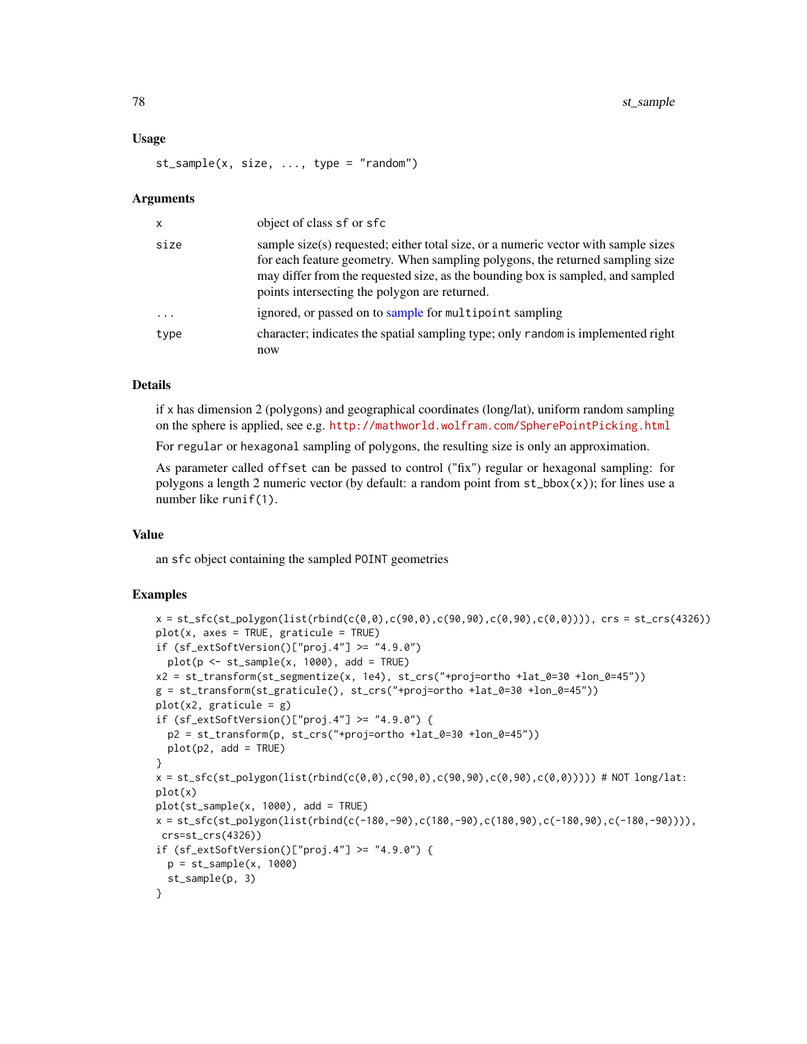### Usage

```
st_sample(x, size, ..., type = "random")
```

### Arguments

| | |
|---|---|
| x | object of class sf or sfc |
| size | sample size(s) requested; either total size, or a numeric vector with sample sizes for each feature geometry. When sampling polygons, the returned sampling size may differ from the requested size, as the bounding box is sampled, and sampled points intersecting the polygon are returned. |
| ... | ignored, or passed on to sample for multipoint sampling |
| type | character; indicates the spatial sampling type; only random is implemented right now |

### Details

if x has dimension 2 (polygons) and geographical coordinates (long/lat), uniform random sampling on the sphere is applied, see e.g. http://mathworld.wolfram.com/SpherePointPicking.html

For regular or hexagonal sampling of polygons, the resulting size is only an approximation.

As parameter called offset can be passed to control ("fix") regular or hexagonal sampling: for polygons a length 2 numeric vector (by default: a random point from st_bbox(x)); for lines use a number like runif(1).

### Value

an sfc object containing the sampled POINT geometries

### Examples

```
x = st_sfc(st_polygon(list(rbind(c(0,0),c(90,0),c(90,90),c(0,90),c(0,0)))), crs = st_crs(4326))
plot(x, axes = TRUE, graticule = TRUE)
if (sf_extSoftVersion()["proj.4"] >= "4.9.0")
  plot(p <- st_sample(x, 1000), add = TRUE)
x2 = st_transform(st_segmentize(x, 1e4), st_crs("+proj=ortho +lat_0=30 +lon_0=45"))
g = st_transform(st_graticule(), st_crs("+proj=ortho +lat_0=30 +lon_0=45"))
plot(x2, graticule = g)
if (sf_extSoftVersion()["proj.4"] >= "4.9.0") {
  p2 = st_transform(p, st_crs("+proj=ortho +lat_0=30 +lon_0=45"))
  plot(p2, add = TRUE)
}
x = st_sfc(st_polygon(list(rbind(c(0,0),c(90,0),c(90,90),c(0,90),c(0,0))))) # NOT long/lat:
plot(x)
plot(st_sample(x, 1000), add = TRUE)
x = st_sfc(st_polygon(list(rbind(c(-180,-90),c(180,-90),c(180,90),c(-180,90),c(-180,-90)))),
 crs=st_crs(4326))
if (sf_extSoftVersion()["proj.4"] >= "4.9.0") {
  p = st_sample(x, 1000)
  st_sample(p, 3)
}
```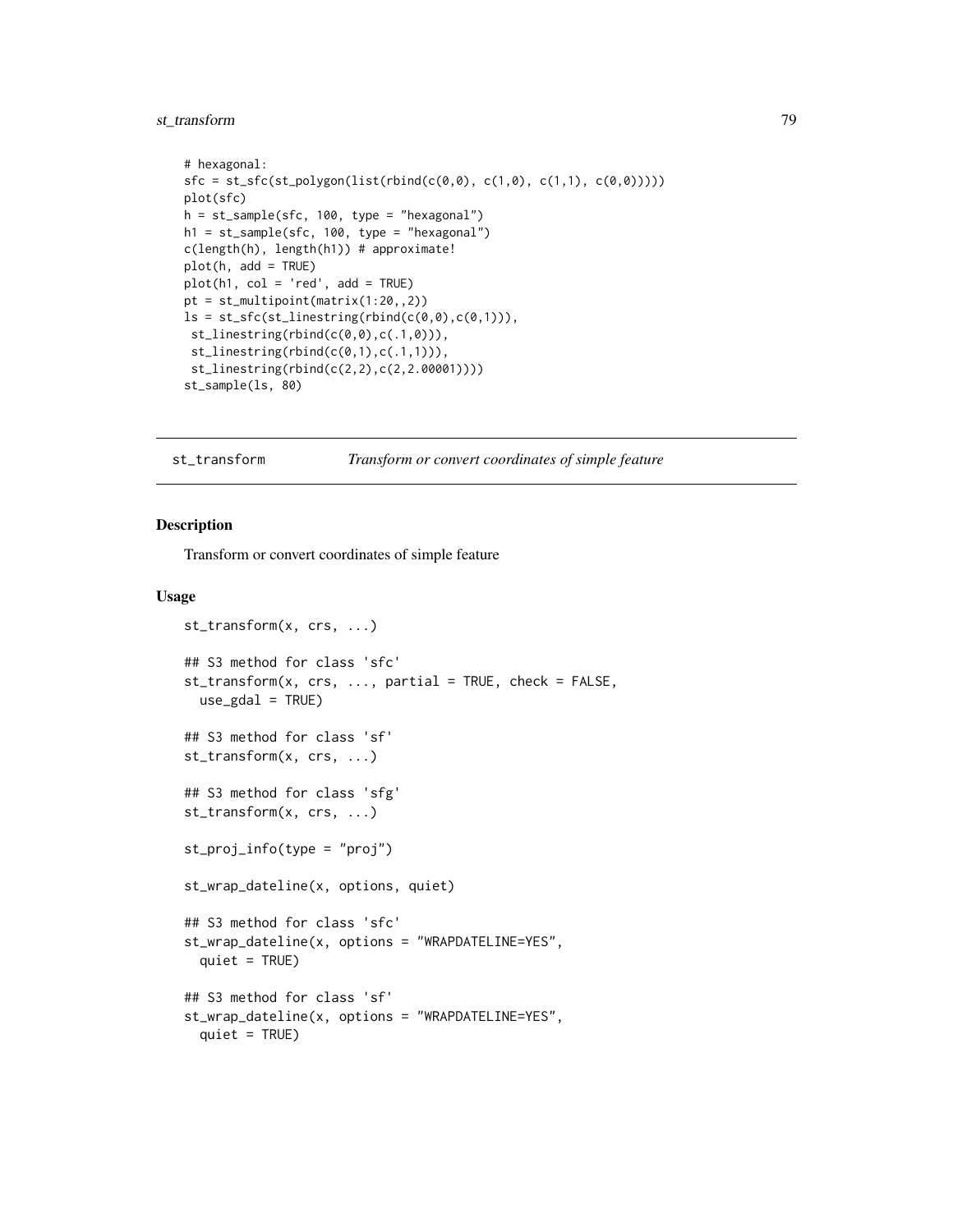```
# hexagonal:
sfc = st_sfc(st_polygon(list(rbind(c(0,0), c(1,0), c(1,1), c(0,0)))))
plot(sfc)
h = st_sample(sfc, 100, type = "hexagonal")
h1 = st_sample(sfc, 100, type = "hexagonal")
c(length(h), length(h1)) # approximate!
plot(h, add = TRUE)
plot(h1, col = 'red', add = TRUE)
pt = st_multipoint(matrix(1:20,,2))
ls = st_sfc(st_linestring(rbind(c(0,0),c(0,1))),
 st_linestring(rbind(c(0,0),c(.1,0))),
 st_linestring(rbind(c(0,1),c(.1,1))),
 st_linestring(rbind(c(2,2),c(2,2.00001))))
st_sample(ls, 80)
```

## st_transform — *Transform or convert coordinates of simple feature*

### Description

Transform or convert coordinates of simple feature

### Usage

```
st_transform(x, crs, ...)

## S3 method for class 'sfc'
st_transform(x, crs, ..., partial = TRUE, check = FALSE,
  use_gdal = TRUE)

## S3 method for class 'sf'
st_transform(x, crs, ...)

## S3 method for class 'sfg'
st_transform(x, crs, ...)

st_proj_info(type = "proj")

st_wrap_dateline(x, options, quiet)

## S3 method for class 'sfc'
st_wrap_dateline(x, options = "WRAPDATELINE=YES",
  quiet = TRUE)

## S3 method for class 'sf'
st_wrap_dateline(x, options = "WRAPDATELINE=YES",
  quiet = TRUE)
```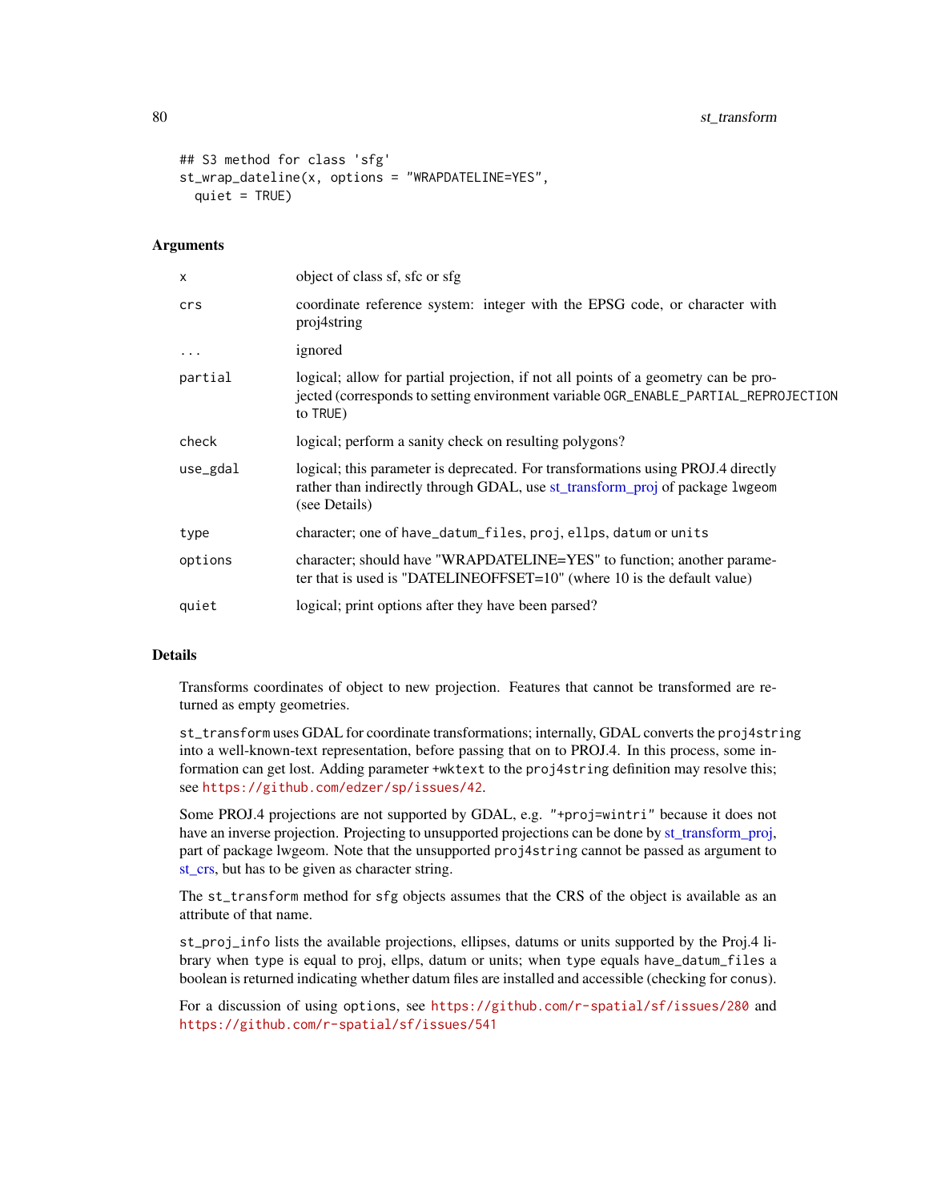```
## S3 method for class 'sfg'
st_wrap_dateline(x, options = "WRAPDATELINE=YES",
  quiet = TRUE)
```

### Arguments

| | |
|---|---|
| x | object of class sf, sfc or sfg |
| crs | coordinate reference system: integer with the EPSG code, or character with proj4string |
| ... | ignored |
| partial | logical; allow for partial projection, if not all points of a geometry can be projected (corresponds to setting environment variable OGR_ENABLE_PARTIAL_REPROJECTION to TRUE) |
| check | logical; perform a sanity check on resulting polygons? |
| use_gdal | logical; this parameter is deprecated. For transformations using PROJ.4 directly rather than indirectly through GDAL, use st_transform_proj of package lwgeom (see Details) |
| type | character; one of have_datum_files, proj, ellps, datum or units |
| options | character; should have "WRAPDATELINE=YES" to function; another parameter that is used is "DATELINEOFFSET=10" (where 10 is the default value) |
| quiet | logical; print options after they have been parsed? |

### Details

Transforms coordinates of object to new projection. Features that cannot be transformed are returned as empty geometries.

st_transform uses GDAL for coordinate transformations; internally, GDAL converts the proj4string into a well-known-text representation, before passing that on to PROJ.4. In this process, some information can get lost. Adding parameter +wktext to the proj4string definition may resolve this; see https://github.com/edzer/sp/issues/42.

Some PROJ.4 projections are not supported by GDAL, e.g. "+proj=wintri" because it does not have an inverse projection. Projecting to unsupported projections can be done by st_transform_proj, part of package lwgeom. Note that the unsupported proj4string cannot be passed as argument to st_crs, but has to be given as character string.

The st_transform method for sfg objects assumes that the CRS of the object is available as an attribute of that name.

st_proj_info lists the available projections, ellipses, datums or units supported by the Proj.4 library when type is equal to proj, ellps, datum or units; when type equals have_datum_files a boolean is returned indicating whether datum files are installed and accessible (checking for conus).

For a discussion of using options, see https://github.com/r-spatial/sf/issues/280 and https://github.com/r-spatial/sf/issues/541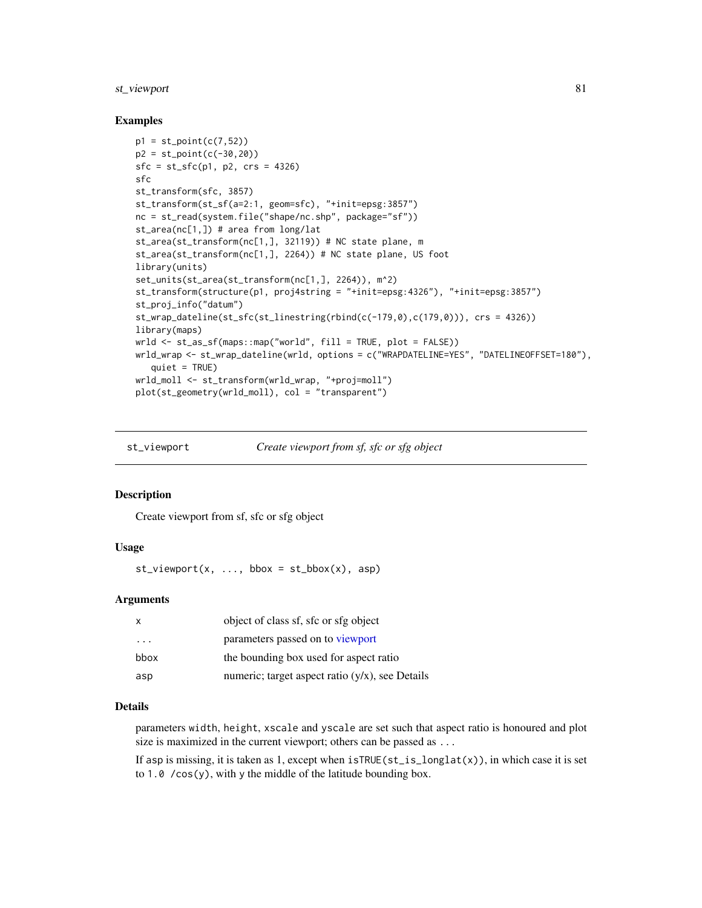## Examples

```
p1 = st_point(c(7,52))
p2 = st_point(c(-30,20))
sfc = st_sfc(p1, p2, crs = 4326)
sfc
st_transform(sfc, 3857)
st_transform(st_sf(a=2:1, geom=sfc), "+init=epsg:3857")
nc = st_read(system.file("shape/nc.shp", package="sf"))
st_area(nc[1,]) # area from long/lat
st_area(st_transform(nc[1,], 32119)) # NC state plane, m
st_area(st_transform(nc[1,], 2264)) # NC state plane, US foot
library(units)
set_units(st_area(st_transform(nc[1,], 2264)), m^2)
st_transform(structure(p1, proj4string = "+init=epsg:4326"), "+init=epsg:3857")
st_proj_info("datum")
st_wrap_dateline(st_sfc(st_linestring(rbind(c(-179,0),c(179,0))), crs = 4326))
library(maps)
wrld <- st_as_sf(maps::map("world", fill = TRUE, plot = FALSE))
wrld_wrap <- st_wrap_dateline(wrld, options = c("WRAPDATELINE=YES", "DATELINEOFFSET=180"),
   quiet = TRUE)
wrld_moll <- st_transform(wrld_wrap, "+proj=moll")
plot(st_geometry(wrld_moll), col = "transparent")
```

---

# st_viewport — *Create viewport from sf, sfc or sfg object*

## Description

Create viewport from sf, sfc or sfg object

## Usage

```
st_viewport(x, ..., bbox = st_bbox(x), asp)
```

## Arguments

| | |
|---|---|
| x | object of class sf, sfc or sfg object |
| ... | parameters passed on to viewport |
| bbox | the bounding box used for aspect ratio |
| asp | numeric; target aspect ratio (y/x), see Details |

## Details

parameters `width`, `height`, `xscale` and `yscale` are set such that aspect ratio is honoured and plot size is maximized in the current viewport; others can be passed as `...`

If `asp` is missing, it is taken as 1, except when `isTRUE(st_is_longlat(x))`, in which case it is set to `1.0 /cos(y)`, with `y` the middle of the latitude bounding box.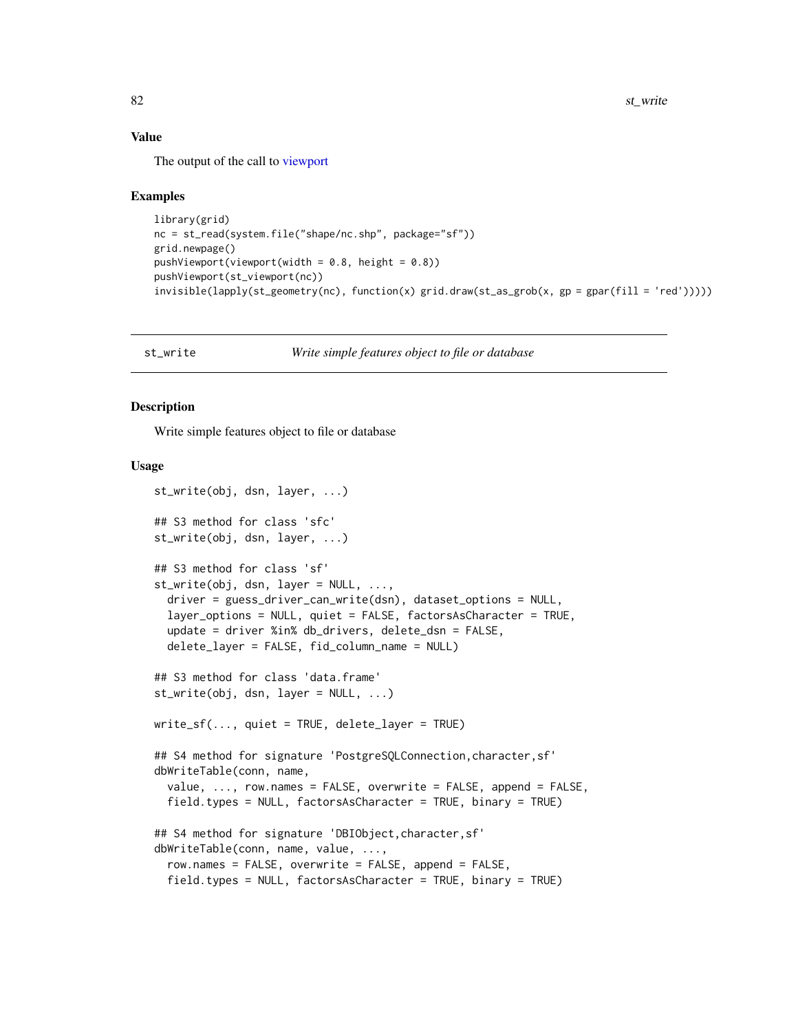## Value

The output of the call to viewport

## Examples

```
library(grid)
nc = st_read(system.file("shape/nc.shp", package="sf"))
grid.newpage()
pushViewport(viewport(width = 0.8, height = 0.8))
pushViewport(st_viewport(nc))
invisible(lapply(st_geometry(nc), function(x) grid.draw(st_as_grob(x, gp = gpar(fill = 'red')))))
```

---

# st_write — *Write simple features object to file or database*

---

## Description

Write simple features object to file or database

## Usage

```
st_write(obj, dsn, layer, ...)

## S3 method for class 'sfc'
st_write(obj, dsn, layer, ...)

## S3 method for class 'sf'
st_write(obj, dsn, layer = NULL, ...,
  driver = guess_driver_can_write(dsn), dataset_options = NULL,
  layer_options = NULL, quiet = FALSE, factorsAsCharacter = TRUE,
  update = driver %in% db_drivers, delete_dsn = FALSE,
  delete_layer = FALSE, fid_column_name = NULL)

## S3 method for class 'data.frame'
st_write(obj, dsn, layer = NULL, ...)

write_sf(..., quiet = TRUE, delete_layer = TRUE)

## S4 method for signature 'PostgreSQLConnection,character,sf'
dbWriteTable(conn, name,
  value, ..., row.names = FALSE, overwrite = FALSE, append = FALSE,
  field.types = NULL, factorsAsCharacter = TRUE, binary = TRUE)

## S4 method for signature 'DBIObject,character,sf'
dbWriteTable(conn, name, value, ...,
  row.names = FALSE, overwrite = FALSE, append = FALSE,
  field.types = NULL, factorsAsCharacter = TRUE, binary = TRUE)
```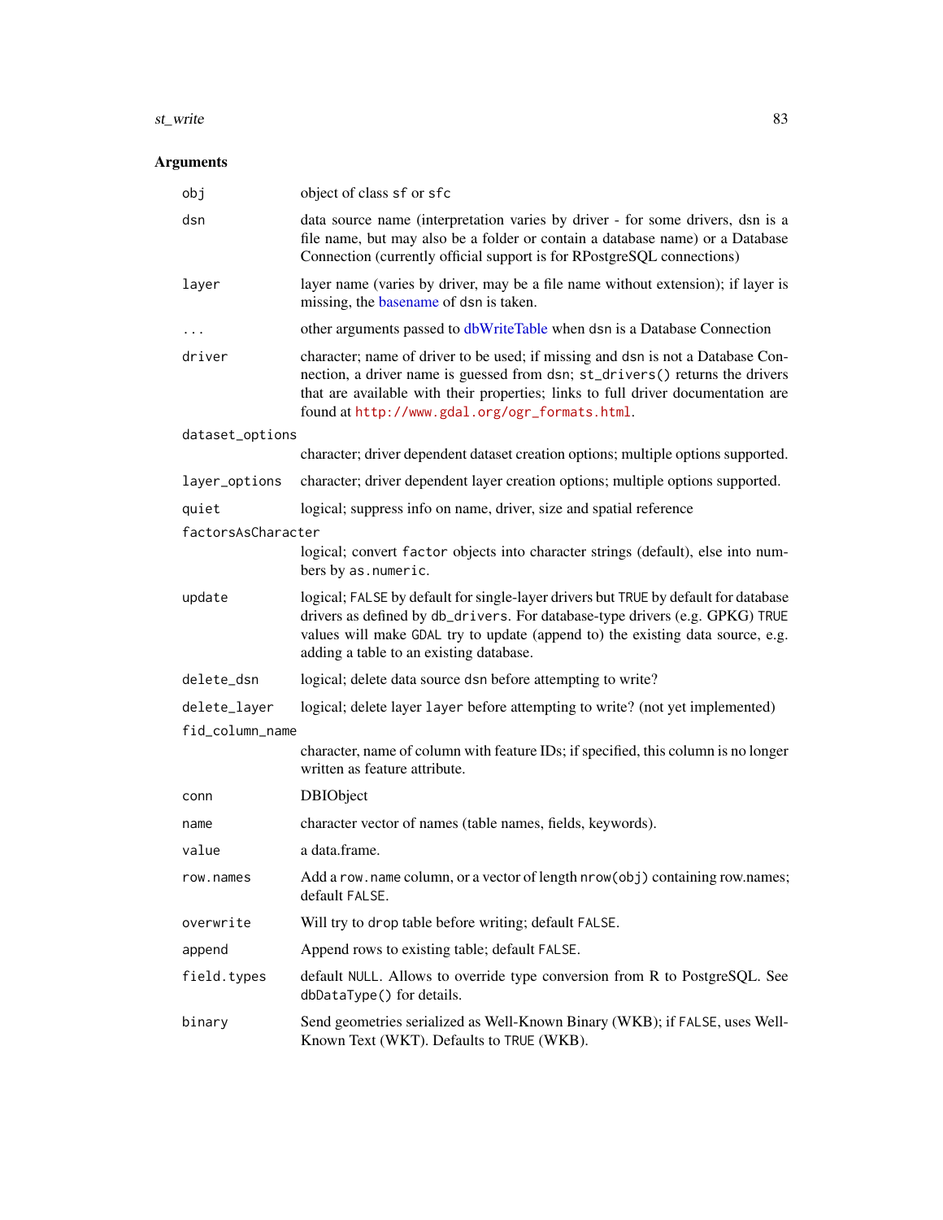## Arguments

| | |
|---|---|
| `obj` | object of class `sf` or `sfc` |
| `dsn` | data source name (interpretation varies by driver - for some drivers, dsn is a file name, but may also be a folder or contain a database name) or a Database Connection (currently official support is for RPostgreSQL connections) |
| `layer` | layer name (varies by driver, may be a file name without extension); if layer is missing, the basename of dsn is taken. |
| `...` | other arguments passed to dbWriteTable when `dsn` is a Database Connection |
| `driver` | character; name of driver to be used; if missing and `dsn` is not a Database Connection, a driver name is guessed from `dsn`; `st_drivers()` returns the drivers that are available with their properties; links to full driver documentation are found at `http://www.gdal.org/ogr_formats.html`. |
| `dataset_options` | character; driver dependent dataset creation options; multiple options supported. |
| `layer_options` | character; driver dependent layer creation options; multiple options supported. |
| `quiet` | logical; suppress info on name, driver, size and spatial reference |
| `factorsAsCharacter` | logical; convert `factor` objects into character strings (default), else into numbers by `as.numeric`. |
| `update` | logical; `FALSE` by default for single-layer drivers but `TRUE` by default for database drivers as defined by `db_drivers`. For database-type drivers (e.g. GPKG) `TRUE` values will make `GDAL` try to update (append to) the existing data source, e.g. adding a table to an existing database. |
| `delete_dsn` | logical; delete data source `dsn` before attempting to write? |
| `delete_layer` | logical; delete layer `layer` before attempting to write? (not yet implemented) |
| `fid_column_name` | character, name of column with feature IDs; if specified, this column is no longer written as feature attribute. |
| `conn` | DBIObject |
| `name` | character vector of names (table names, fields, keywords). |
| `value` | a data.frame. |
| `row.names` | Add a `row.name` column, or a vector of length `nrow(obj)` containing row.names; default `FALSE`. |
| `overwrite` | Will try to `drop` table before writing; default `FALSE`. |
| `append` | Append rows to existing table; default `FALSE`. |
| `field.types` | default `NULL`. Allows to override type conversion from R to PostgreSQL. See `dbDataType()` for details. |
| `binary` | Send geometries serialized as Well-Known Binary (WKB); if `FALSE`, uses Well-Known Text (WKT). Defaults to `TRUE` (WKB). |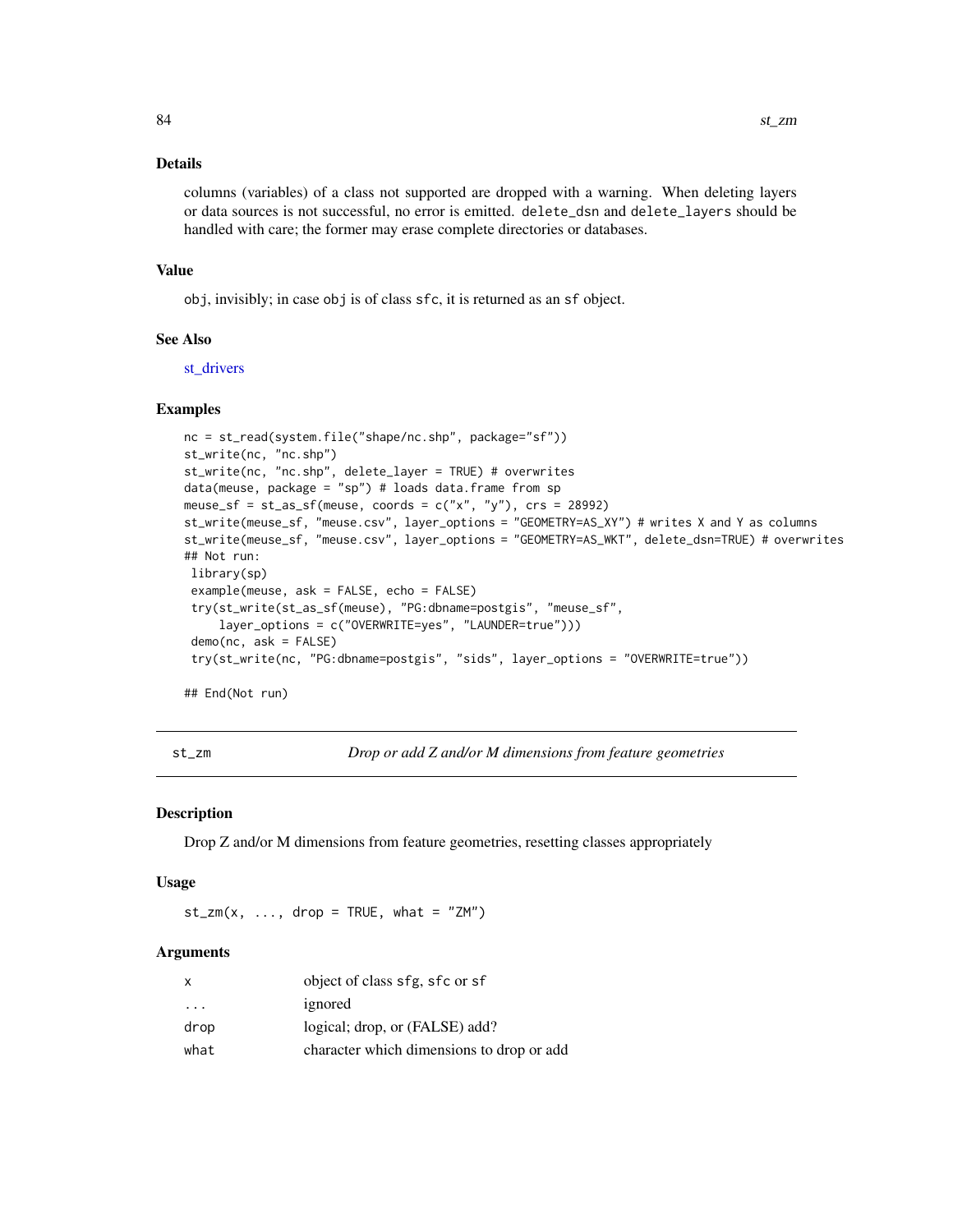### Details

columns (variables) of a class not supported are dropped with a warning. When deleting layers or data sources is not successful, no error is emitted. `delete_dsn` and `delete_layers` should be handled with care; the former may erase complete directories or databases.

### Value

`obj`, invisibly; in case `obj` is of class `sfc`, it is returned as an `sf` object.

### See Also

st_drivers

### Examples

```
nc = st_read(system.file("shape/nc.shp", package="sf"))
st_write(nc, "nc.shp")
st_write(nc, "nc.shp", delete_layer = TRUE) # overwrites
data(meuse, package = "sp") # loads data.frame from sp
meuse_sf = st_as_sf(meuse, coords = c("x", "y"), crs = 28992)
st_write(meuse_sf, "meuse.csv", layer_options = "GEOMETRY=AS_XY") # writes X and Y as columns
st_write(meuse_sf, "meuse.csv", layer_options = "GEOMETRY=AS_WKT", delete_dsn=TRUE) # overwrites
## Not run:
 library(sp)
 example(meuse, ask = FALSE, echo = FALSE)
 try(st_write(st_as_sf(meuse), "PG:dbname=postgis", "meuse_sf",
     layer_options = c("OVERWRITE=yes", "LAUNDER=true")))
 demo(nc, ask = FALSE)
 try(st_write(nc, "PG:dbname=postgis", "sids", layer_options = "OVERWRITE=true"))

## End(Not run)
```

---

## st_zm — *Drop or add Z and/or M dimensions from feature geometries*

---

### Description

Drop Z and/or M dimensions from feature geometries, resetting classes appropriately

### Usage

```
st_zm(x, ..., drop = TRUE, what = "ZM")
```

### Arguments

| | |
|---|---|
| `x` | object of class `sfg`, `sfc` or `sf` |
| `...` | ignored |
| `drop` | logical; drop, or (FALSE) add? |
| `what` | character which dimensions to drop or add |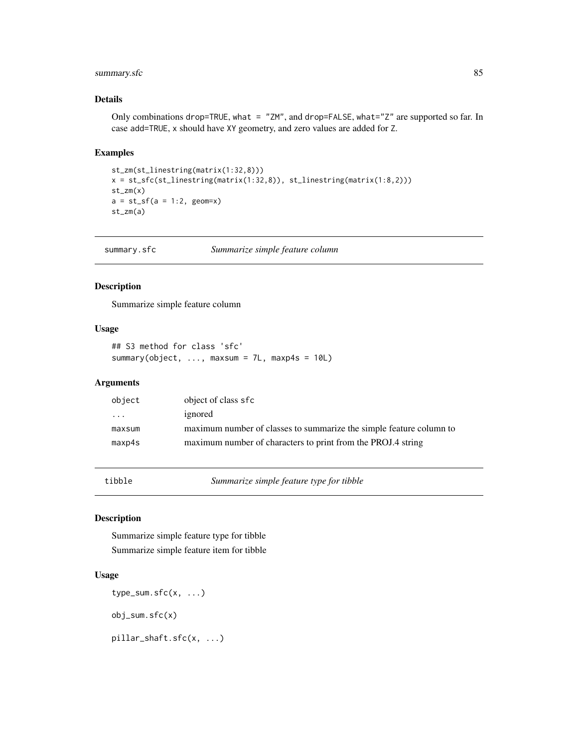### Details

Only combinations drop=TRUE, what = "ZM", and drop=FALSE, what="Z" are supported so far. In case add=TRUE, x should have XY geometry, and zero values are added for Z.

### Examples

```
st_zm(st_linestring(matrix(1:32,8)))
x = st_sfc(st_linestring(matrix(1:32,8)), st_linestring(matrix(1:8,2)))
st_zm(x)
a = st_sf(a = 1:2, geom=x)
st_zm(a)
```

---

## summary.sfc — *Summarize simple feature column*

### Description

Summarize simple feature column

### Usage

```
## S3 method for class 'sfc'
summary(object, ..., maxsum = 7L, maxp4s = 10L)
```

### Arguments

| | |
|---|---|
| object | object of class sfc |
| ... | ignored |
| maxsum | maximum number of classes to summarize the simple feature column to |
| maxp4s | maximum number of characters to print from the PROJ.4 string |

---

## tibble — *Summarize simple feature type for tibble*

### Description

Summarize simple feature type for tibble

Summarize simple feature item for tibble

### Usage

```
type_sum.sfc(x, ...)

obj_sum.sfc(x)

pillar_shaft.sfc(x, ...)
```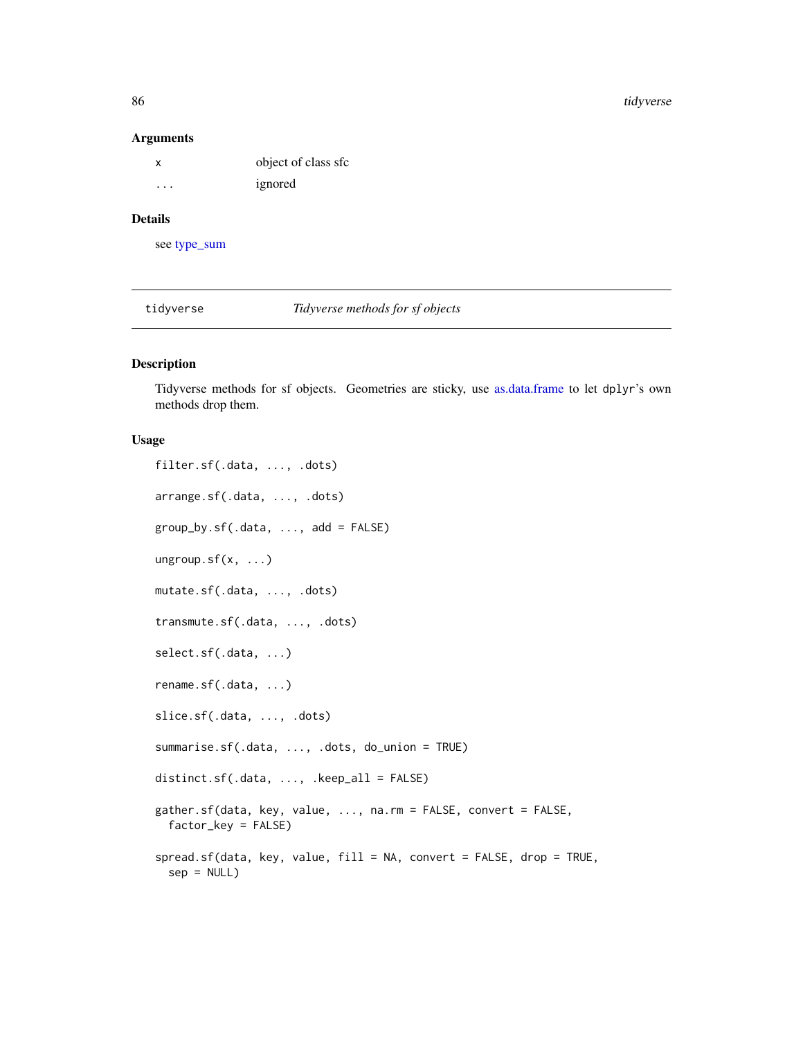### Arguments

| | |
|---|---|
| x | object of class sfc |
| ... | ignored |

### Details

see type_sum

---

## tidyverse — *Tidyverse methods for sf objects*

---

### Description

Tidyverse methods for sf objects. Geometries are sticky, use as.data.frame to let `dplyr`'s own methods drop them.

### Usage

```
filter.sf(.data, ..., .dots)

arrange.sf(.data, ..., .dots)

group_by.sf(.data, ..., add = FALSE)

ungroup.sf(x, ...)

mutate.sf(.data, ..., .dots)

transmute.sf(.data, ..., .dots)

select.sf(.data, ...)

rename.sf(.data, ...)

slice.sf(.data, ..., .dots)

summarise.sf(.data, ..., .dots, do_union = TRUE)

distinct.sf(.data, ..., .keep_all = FALSE)

gather.sf(data, key, value, ..., na.rm = FALSE, convert = FALSE,
  factor_key = FALSE)

spread.sf(data, key, value, fill = NA, convert = FALSE, drop = TRUE,
  sep = NULL)
```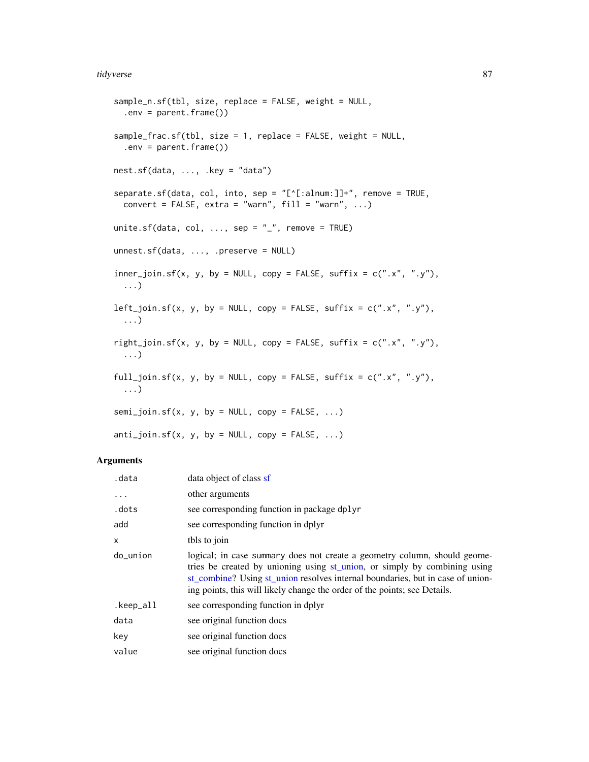```
sample_n.sf(tbl, size, replace = FALSE, weight = NULL,
  .env = parent.frame())

sample_frac.sf(tbl, size = 1, replace = FALSE, weight = NULL,
  .env = parent.frame())

nest.sf(data, ..., .key = "data")

separate.sf(data, col, into, sep = "[^[:alnum:]]+", remove = TRUE,
  convert = FALSE, extra = "warn", fill = "warn", ...)

unite.sf(data, col, ..., sep = "_", remove = TRUE)

unnest.sf(data, ..., .preserve = NULL)

inner_join.sf(x, y, by = NULL, copy = FALSE, suffix = c(".x", ".y"),
  ...)

left_join.sf(x, y, by = NULL, copy = FALSE, suffix = c(".x", ".y"),
  ...)

right_join.sf(x, y, by = NULL, copy = FALSE, suffix = c(".x", ".y"),
  ...)

full_join.sf(x, y, by = NULL, copy = FALSE, suffix = c(".x", ".y"),
  ...)

semi_join.sf(x, y, by = NULL, copy = FALSE, ...)

anti_join.sf(x, y, by = NULL, copy = FALSE, ...)
```

## Arguments

| | |
|---|---|
| `.data` | data object of class sf |
| `...` | other arguments |
| `.dots` | see corresponding function in package `dplyr` |
| `add` | see corresponding function in dplyr |
| `x` | tbls to join |
| `do_union` | logical; in case `summary` does not create a geometry column, should geometries be created by unioning using st_union, or simply by combining using st_combine? Using st_union resolves internal boundaries, but in case of unioning points, this will likely change the order of the points; see Details. |
| `.keep_all` | see corresponding function in dplyr |
| `data` | see original function docs |
| `key` | see original function docs |
| `value` | see original function docs |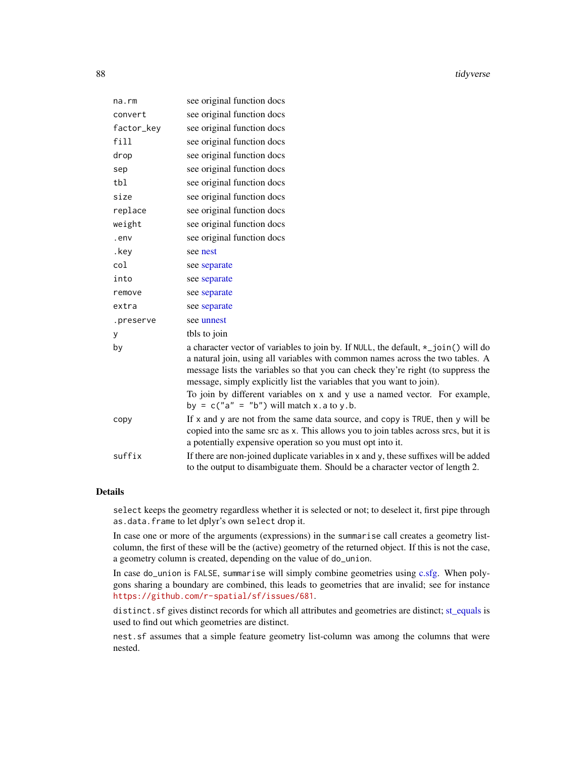| | |
|---|---|
| na.rm | see original function docs |
| convert | see original function docs |
| factor_key | see original function docs |
| fill | see original function docs |
| drop | see original function docs |
| sep | see original function docs |
| tbl | see original function docs |
| size | see original function docs |
| replace | see original function docs |
| weight | see original function docs |
| .env | see original function docs |
| .key | see nest |
| col | see separate |
| into | see separate |
| remove | see separate |
| extra | see separate |
| .preserve | see unnest |
| y | tbls to join |
| by | a character vector of variables to join by. If NULL, the default, *_join() will do a natural join, using all variables with common names across the two tables. A message lists the variables so that you can check they're right (to suppress the message, simply explicitly list the variables that you want to join). To join by different variables on x and y use a named vector. For example, by = c("a" = "b") will match x.a to y.b. |
| copy | If x and y are not from the same data source, and copy is TRUE, then y will be copied into the same src as x. This allows you to join tables across srcs, but it is a potentially expensive operation so you must opt into it. |
| suffix | If there are non-joined duplicate variables in x and y, these suffixes will be added to the output to disambiguate them. Should be a character vector of length 2. |

## Details

select keeps the geometry regardless whether it is selected or not; to deselect it, first pipe through as.data.frame to let dplyr's own select drop it.

In case one or more of the arguments (expressions) in the summarise call creates a geometry list-column, the first of these will be the (active) geometry of the returned object. If this is not the case, a geometry column is created, depending on the value of do_union.

In case do_union is FALSE, summarise will simply combine geometries using c.sfg. When polygons sharing a boundary are combined, this leads to geometries that are invalid; see for instance https://github.com/r-spatial/sf/issues/681.

distinct.sf gives distinct records for which all attributes and geometries are distinct; st_equals is used to find out which geometries are distinct.

nest.sf assumes that a simple feature geometry list-column was among the columns that were nested.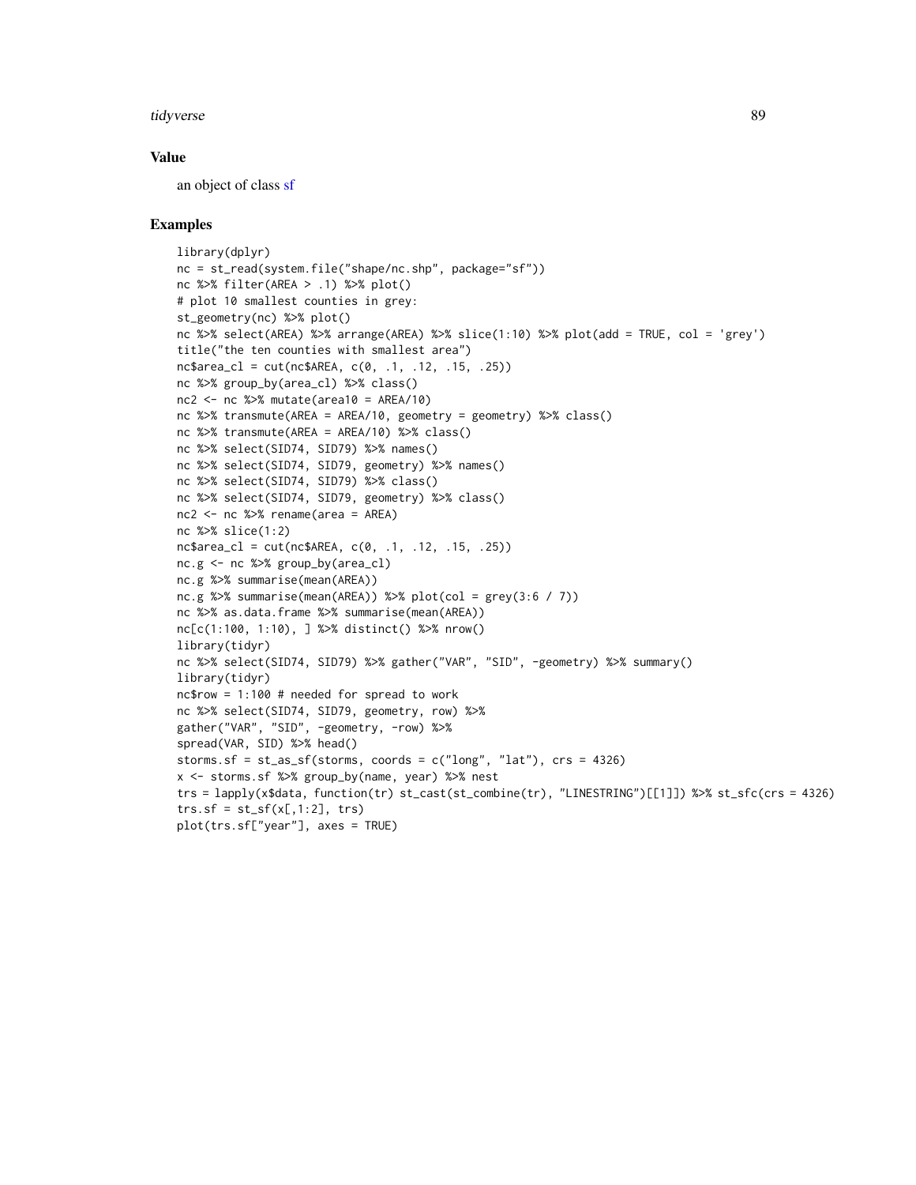## Value

an object of class sf

## Examples

```
library(dplyr)
nc = st_read(system.file("shape/nc.shp", package="sf"))
nc %>% filter(AREA > .1) %>% plot()
# plot 10 smallest counties in grey:
st_geometry(nc) %>% plot()
nc %>% select(AREA) %>% arrange(AREA) %>% slice(1:10) %>% plot(add = TRUE, col = 'grey')
title("the ten counties with smallest area")
nc$area_cl = cut(nc$AREA, c(0, .1, .12, .15, .25))
nc %>% group_by(area_cl) %>% class()
nc2 <- nc %>% mutate(area10 = AREA/10)
nc %>% transmute(AREA = AREA/10, geometry = geometry) %>% class()
nc %>% transmute(AREA = AREA/10) %>% class()
nc %>% select(SID74, SID79) %>% names()
nc %>% select(SID74, SID79, geometry) %>% names()
nc %>% select(SID74, SID79) %>% class()
nc %>% select(SID74, SID79, geometry) %>% class()
nc2 <- nc %>% rename(area = AREA)
nc %>% slice(1:2)
nc$area_cl = cut(nc$AREA, c(0, .1, .12, .15, .25))
nc.g <- nc %>% group_by(area_cl)
nc.g %>% summarise(mean(AREA))
nc.g %>% summarise(mean(AREA)) %>% plot(col = grey(3:6 / 7))
nc %>% as.data.frame %>% summarise(mean(AREA))
nc[c(1:100, 1:10), ] %>% distinct() %>% nrow()
library(tidyr)
nc %>% select(SID74, SID79) %>% gather("VAR", "SID", -geometry) %>% summary()
library(tidyr)
nc$row = 1:100 # needed for spread to work
nc %>% select(SID74, SID79, geometry, row) %>%
gather("VAR", "SID", -geometry, -row) %>%
spread(VAR, SID) %>% head()
storms.sf = st_as_sf(storms, coords = c("long", "lat"), crs = 4326)
x <- storms.sf %>% group_by(name, year) %>% nest
trs = lapply(x$data, function(tr) st_cast(st_combine(tr), "LINESTRING")[[1]]) %>% st_sfc(crs = 4326)
trs.sf = st_sf(x[,1:2], trs)
plot(trs.sf["year"], axes = TRUE)
```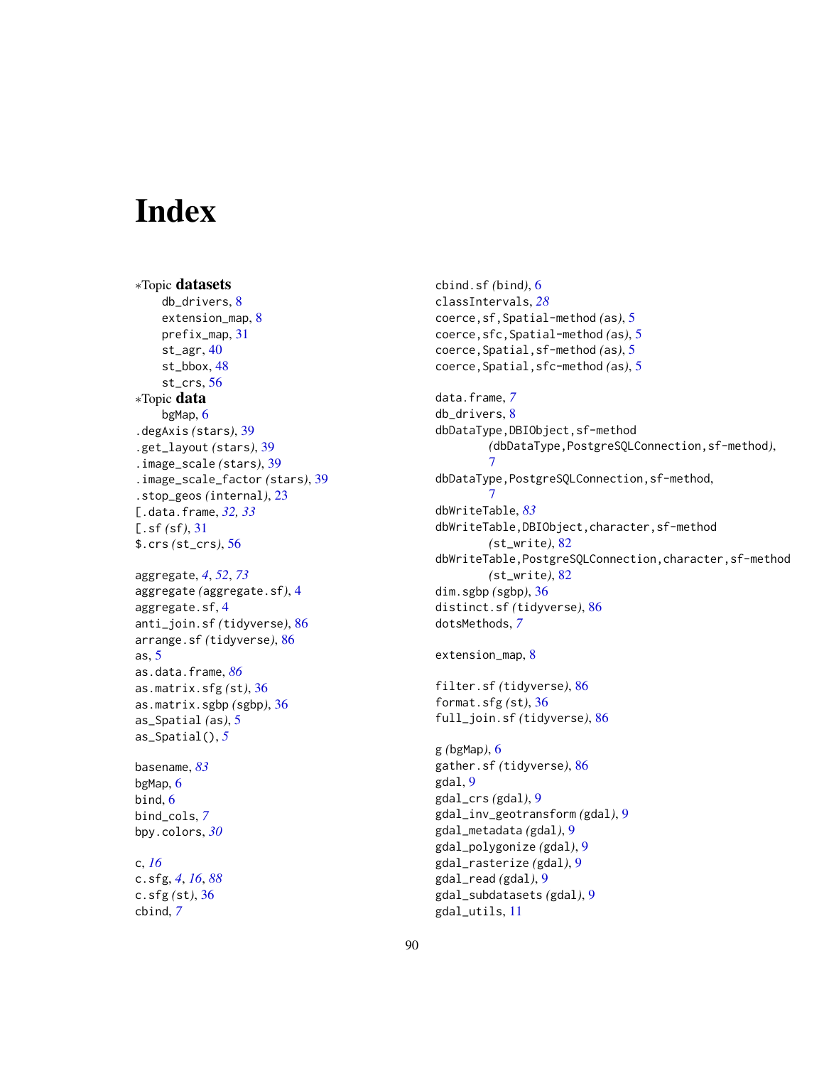# Index

∗Topic **datasets**
- db_drivers, 8
- extension_map, 8
- prefix_map, 31
- st_agr, 40
- st_bbox, 48
- st_crs, 56

∗Topic **data**
- bgMap, 6

.degAxis *(stars)*, 39
.get_layout *(stars)*, 39
.image_scale *(stars)*, 39
.image_scale_factor *(stars)*, 39
.stop_geos *(internal)*, 23
[.data.frame, *32, 33*
[.sf *(sf)*, 31
$.crs *(st_crs)*, 56

aggregate, *4*, *52*, *73*
aggregate *(aggregate.sf)*, 4
aggregate.sf, 4
anti_join.sf *(tidyverse)*, 86
arrange.sf *(tidyverse)*, 86
as, 5
as.data.frame, *86*
as.matrix.sfg *(st)*, 36
as.matrix.sgbp *(sgbp)*, 36
as_Spatial *(as)*, 5
as_Spatial(), *5*

basename, *83*
bgMap, 6
bind, 6
bind_cols, *7*
bpy.colors, *30*

c, *16*
c.sfg, *4*, *16*, *88*
c.sfg *(st)*, 36
cbind, *7*
cbind.sf *(bind)*, 6
classIntervals, *28*
coerce,sf,Spatial-method *(as)*, 5
coerce,sfc,Spatial-method *(as)*, 5
coerce,Spatial,sf-method *(as)*, 5
coerce,Spatial,sfc-method *(as)*, 5

data.frame, *7*
db_drivers, 8
dbDataType,DBIObject,sf-method *(dbDataType,PostgreSQLConnection,sf-method)*, 7
dbDataType,PostgreSQLConnection,sf-method, 7
dbWriteTable, *83*
dbWriteTable,DBIObject,character,sf-method *(st_write)*, 82
dbWriteTable,PostgreSQLConnection,character,sf-method *(st_write)*, 82
dim.sgbp *(sgbp)*, 36
distinct.sf *(tidyverse)*, 86
dotsMethods, *7*

extension_map, 8

filter.sf *(tidyverse)*, 86
format.sfg *(st)*, 36
full_join.sf *(tidyverse)*, 86

g *(bgMap)*, 6
gather.sf *(tidyverse)*, 86
gdal, 9
gdal_crs *(gdal)*, 9
gdal_inv_geotransform *(gdal)*, 9
gdal_metadata *(gdal)*, 9
gdal_polygonize *(gdal)*, 9
gdal_rasterize *(gdal)*, 9
gdal_read *(gdal)*, 9
gdal_subdatasets *(gdal)*, 9
gdal_utils, 11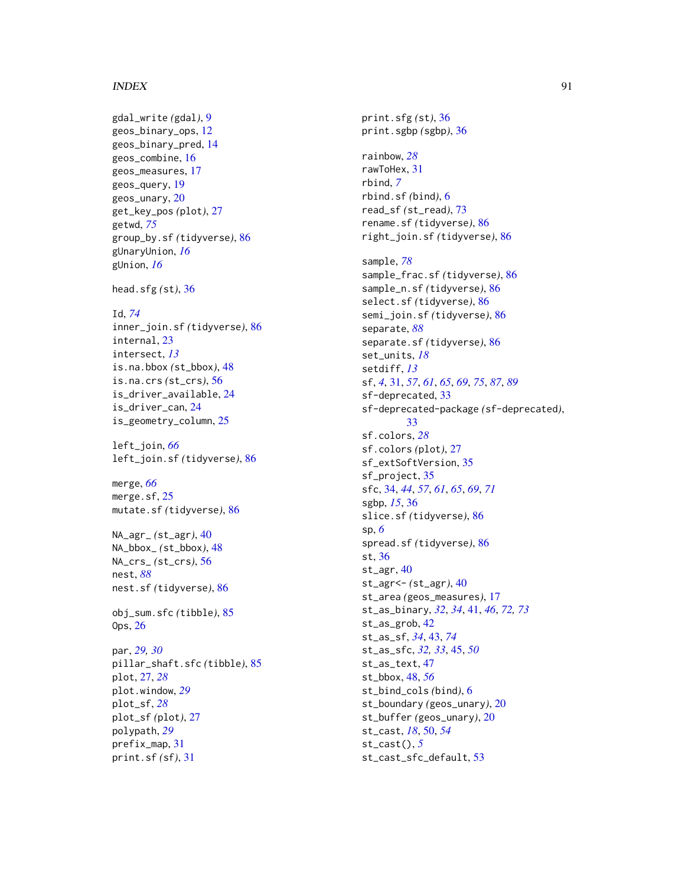gdal_write (gdal), 9
geos_binary_ops, 12
geos_binary_pred, 14
geos_combine, 16
geos_measures, 17
geos_query, 19
geos_unary, 20
get_key_pos (plot), 27
getwd, *75*
group_by.sf (tidyverse), 86
gUnaryUnion, *16*
gUnion, *16*

head.sfg (st), 36

Id, *74*
inner_join.sf (tidyverse), 86
internal, 23
intersect, *13*
is.na.bbox (st_bbox), 48
is.na.crs (st_crs), 56
is_driver_available, 24
is_driver_can, 24
is_geometry_column, 25

left_join, *66*
left_join.sf (tidyverse), 86

merge, *66*
merge.sf, 25
mutate.sf (tidyverse), 86

NA_agr_ (st_agr), 40
NA_bbox_ (st_bbox), 48
NA_crs_ (st_crs), 56
nest, *88*
nest.sf (tidyverse), 86

obj_sum.sfc (tibble), 85
Ops, 26

par, *29, 30*
pillar_shaft.sfc (tibble), 85
plot, 27, *28*
plot.window, *29*
plot_sf, *28*
plot_sf (plot), 27
polypath, *29*
prefix_map, 31
print.sf (sf), 31
print.sfg (st), 36
print.sgbp (sgbp), 36

rainbow, *28*
rawToHex, 31
rbind, *7*
rbind.sf (bind), 6
read_sf (st_read), 73
rename.sf (tidyverse), 86
right_join.sf (tidyverse), 86

sample, *78*
sample_frac.sf (tidyverse), 86
sample_n.sf (tidyverse), 86
select.sf (tidyverse), 86
semi_join.sf (tidyverse), 86
separate, *88*
separate.sf (tidyverse), 86
set_units, *18*
setdiff, *13*
sf, *4*, 31, *57*, *61*, *65*, *69*, *75*, *87*, *89*
sf-deprecated, 33
sf-deprecated-package (sf-deprecated), 33
sf.colors, *28*
sf.colors (plot), 27
sf_extSoftVersion, 35
sf_project, 35
sfc, 34, *44*, *57*, *61*, *65*, *69*, *71*
sgbp, *15*, 36
slice.sf (tidyverse), 86
sp, *6*
spread.sf (tidyverse), 86
st, 36
st_agr, 40
st_agr<- (st_agr), 40
st_area (geos_measures), 17
st_as_binary, *32*, *34*, 41, *46*, *72, 73*
st_as_grob, 42
st_as_sf, *34*, 43, *74*
st_as_sfc, *32, 33*, 45, *50*
st_as_text, 47
st_bbox, 48, *56*
st_bind_cols (bind), 6
st_boundary (geos_unary), 20
st_buffer (geos_unary), 20
st_cast, *18*, 50, *54*
st_cast(), *5*
st_cast_sfc_default, 53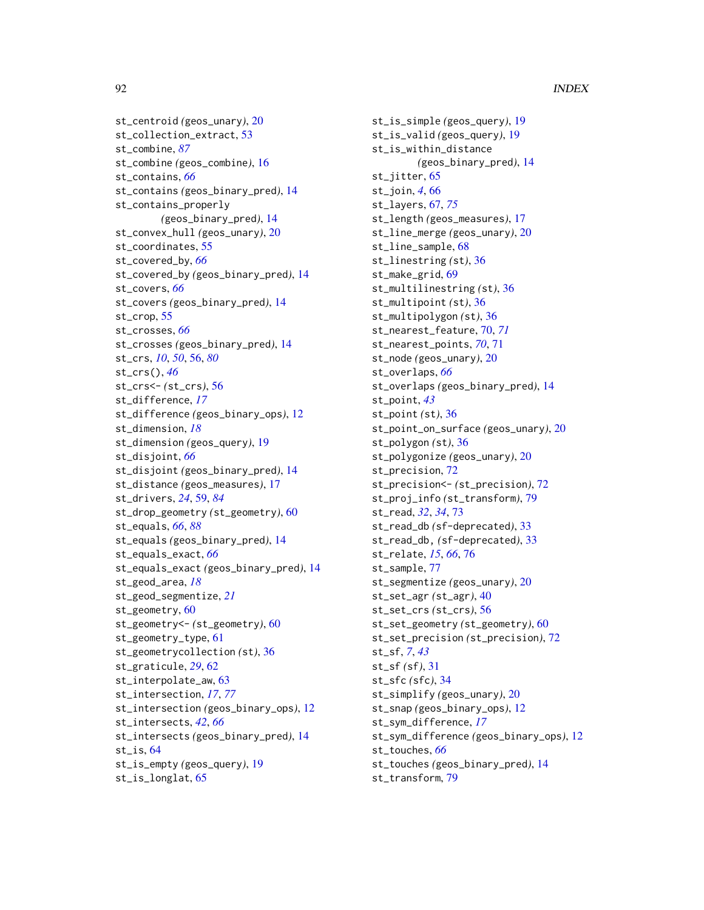st_centroid *(geos_unary)*, 20
st_collection_extract, 53
st_combine, *87*
st_combine *(geos_combine)*, 16
st_contains, *66*
st_contains *(geos_binary_pred)*, 14
st_contains_properly *(geos_binary_pred)*, 14
st_convex_hull *(geos_unary)*, 20
st_coordinates, 55
st_covered_by, *66*
st_covered_by *(geos_binary_pred)*, 14
st_covers, *66*
st_covers *(geos_binary_pred)*, 14
st_crop, 55
st_crosses, *66*
st_crosses *(geos_binary_pred)*, 14
st_crs, *10*, *50*, 56, *80*
st_crs(), *46*
st_crs<- *(st_crs)*, 56
st_difference, *17*
st_difference *(geos_binary_ops)*, 12
st_dimension, *18*
st_dimension *(geos_query)*, 19
st_disjoint, *66*
st_disjoint *(geos_binary_pred)*, 14
st_distance *(geos_measures)*, 17
st_drivers, *24*, 59, *84*
st_drop_geometry *(st_geometry)*, 60
st_equals, *66*, *88*
st_equals *(geos_binary_pred)*, 14
st_equals_exact, *66*
st_equals_exact *(geos_binary_pred)*, 14
st_geod_area, *18*
st_geod_segmentize, *21*
st_geometry, 60
st_geometry<- *(st_geometry)*, 60
st_geometry_type, 61
st_geometrycollection *(st)*, 36
st_graticule, *29*, 62
st_interpolate_aw, 63
st_intersection, *17*, *77*
st_intersection *(geos_binary_ops)*, 12
st_intersects, *42*, *66*
st_intersects *(geos_binary_pred)*, 14
st_is, 64
st_is_empty *(geos_query)*, 19
st_is_longlat, 65
st_is_simple *(geos_query)*, 19
st_is_valid *(geos_query)*, 19
st_is_within_distance *(geos_binary_pred)*, 14
st_jitter, 65
st_join, *4*, 66
st_layers, 67, *75*
st_length *(geos_measures)*, 17
st_line_merge *(geos_unary)*, 20
st_line_sample, 68
st_linestring *(st)*, 36
st_make_grid, 69
st_multilinestring *(st)*, 36
st_multipoint *(st)*, 36
st_multipolygon *(st)*, 36
st_nearest_feature, 70, *71*
st_nearest_points, *70*, 71
st_node *(geos_unary)*, 20
st_overlaps, *66*
st_overlaps *(geos_binary_pred)*, 14
st_point, *43*
st_point *(st)*, 36
st_point_on_surface *(geos_unary)*, 20
st_polygon *(st)*, 36
st_polygonize *(geos_unary)*, 20
st_precision, 72
st_precision<- *(st_precision)*, 72
st_proj_info *(st_transform)*, 79
st_read, *32*, *34*, 73
st_read_db *(sf-deprecated)*, 33
st_read_db, *(sf-deprecated)*, 33
st_relate, *15*, *66*, 76
st_sample, 77
st_segmentize *(geos_unary)*, 20
st_set_agr *(st_agr)*, 40
st_set_crs *(st_crs)*, 56
st_set_geometry *(st_geometry)*, 60
st_set_precision *(st_precision)*, 72
st_sf, *7*, *43*
st_sf *(sf)*, 31
st_sfc *(sfc)*, 34
st_simplify *(geos_unary)*, 20
st_snap *(geos_binary_ops)*, 12
st_sym_difference, *17*
st_sym_difference *(geos_binary_ops)*, 12
st_touches, *66*
st_touches *(geos_binary_pred)*, 14
st_transform, 79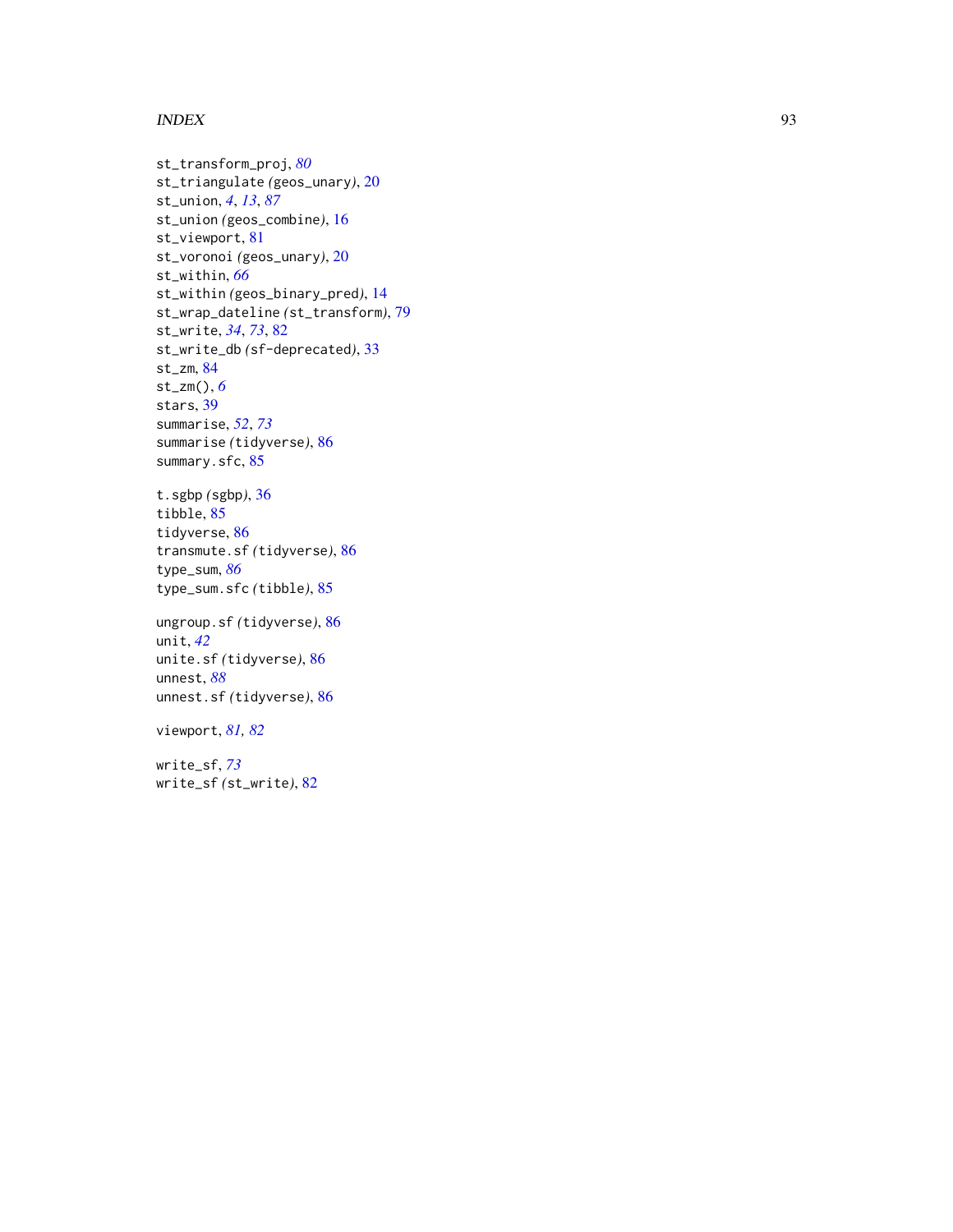st_transform_proj, *80*
st_triangulate *(*geos_unary*)*, 20
st_union, *4*, *13*, *87*
st_union *(*geos_combine*)*, 16
st_viewport, 81
st_voronoi *(*geos_unary*)*, 20
st_within, *66*
st_within *(*geos_binary_pred*)*, 14
st_wrap_dateline *(*st_transform*)*, 79
st_write, *34*, *73*, 82
st_write_db *(*sf-deprecated*)*, 33
st_zm, 84
st_zm(), *6*
stars, 39
summarise, *52*, *73*
summarise *(*tidyverse*)*, 86
summary.sfc, 85

t.sgbp *(*sgbp*)*, 36
tibble, 85
tidyverse, 86
transmute.sf *(*tidyverse*)*, 86
type_sum, *86*
type_sum.sfc *(*tibble*)*, 85

ungroup.sf *(*tidyverse*)*, 86
unit, *42*
unite.sf *(*tidyverse*)*, 86
unnest, *88*
unnest.sf *(*tidyverse*)*, 86

viewport, *81, 82*

write_sf, *73*
write_sf *(*st_write*)*, 82